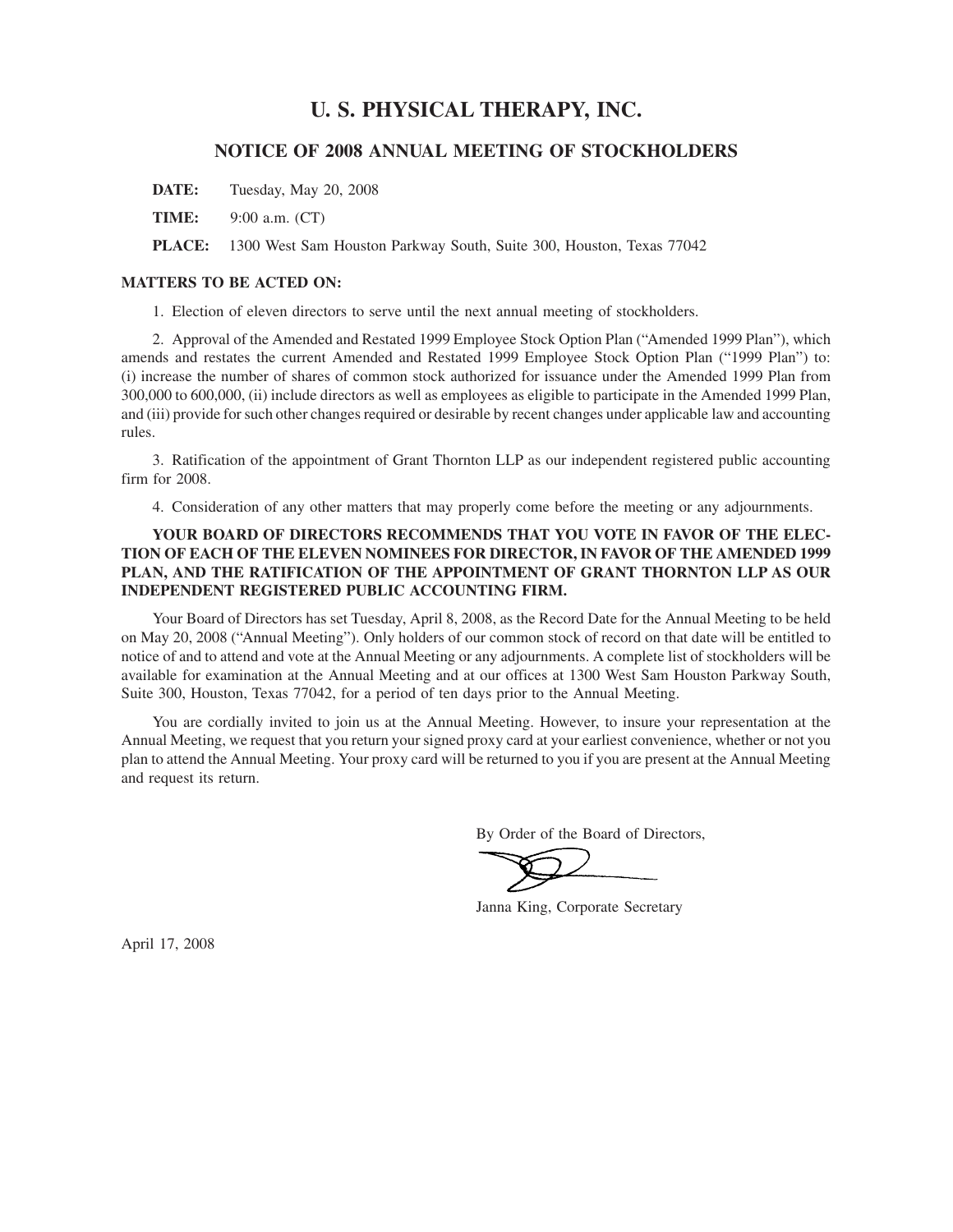# U. S. PHYSICAL THERAPY, INC.

## NOTICE OF 2008 ANNUAL MEETING OF STOCKHOLDERS

**DATE:** Tuesday, May 20, 2008

**TIME:** 9:00 a.m. (CT)

**PLACE:** 1300 West Sam Houston Parkway South, Suite 300, Houston, Texas 77042

**MATTERS TO BE ACTED ON:**

1. Election of eleven directors to serve until the next annual meeting of stockholders.

2. Approval of the Amended and Restated 1999 Employee Stock Option Plan ("Amended 1999 Plan"), which amends and restates the current Amended and Restated 1999 Employee Stock Option Plan ("1999 Plan") to: (i) increase the number of shares of common stock authorized for issuance under the Amended 1999 Plan from 300,000 to 600,000, (ii) include directors as well as employees as eligible to participate in the Amended 1999 Plan, and (iii) provide for such other changes required or desirable by recent changes under applicable law and accounting rules.

3. Ratification of the appointment of Grant Thornton LLP as our independent registered public accounting firm for 2008.

4. Consideration of any other matters that may properly come before the meeting or any adjournments.

**YOUR BOARD OF DIRECTORS RECOMMENDS THAT YOU VOTE IN FAVOR OF THE ELECTION OF EACH OF THE ELEVEN NOMINEES FOR DIRECTOR, IN FAVOR OF THE AMENDED 1999 PLAN, AND THE RATIFICATION OF THE APPOINTMENT OF GRANT THORNTON LLP AS OUR INDEPENDENT REGISTERED PUBLIC ACCOUNTING FIRM.**

Your Board of Directors has set Tuesday, April 8, 2008, as the Record Date for the Annual Meeting to be held on May 20, 2008 ("Annual Meeting"). Only holders of our common stock of record on that date will be entitled to notice of and to attend and vote at the Annual Meeting or any adjournments. A complete list of stockholders will be available for examination at the Annual Meeting and at our offices at 1300 West Sam Houston Parkway South, Suite 300, Houston, Texas 77042, for a period of ten days prior to the Annual Meeting.

You are cordially invited to join us at the Annual Meeting. However, to insure your representation at the Annual Meeting, we request that you return your signed proxy card at your earliest convenience, whether or not you plan to attend the Annual Meeting. Your proxy card will be returned to you if you are present at the Annual Meeting and request its return.

By Order of the Board of Directors,

Janna King, Corporate Secretary

April 17, 2008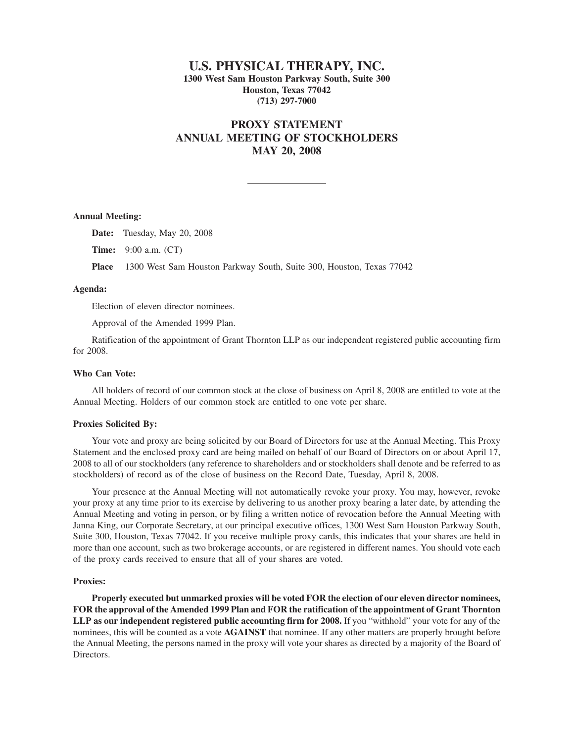# U.S. PHYSICAL THERAPY, INC.

**1300 West Sam Houston Parkway South, Suite 300**
**Houston, Texas 77042**
**(713) 297-7000**

## PROXY STATEMENT
## ANNUAL MEETING OF STOCKHOLDERS
## MAY 20, 2008

---

**Annual Meeting:**

**Date:** Tuesday, May 20, 2008

**Time:** 9:00 a.m. (CT)

**Place** 1300 West Sam Houston Parkway South, Suite 300, Houston, Texas 77042

**Agenda:**

Election of eleven director nominees.

Approval of the Amended 1999 Plan.

Ratification of the appointment of Grant Thornton LLP as our independent registered public accounting firm for 2008.

**Who Can Vote:**

All holders of record of our common stock at the close of business on April 8, 2008 are entitled to vote at the Annual Meeting. Holders of our common stock are entitled to one vote per share.

**Proxies Solicited By:**

Your vote and proxy are being solicited by our Board of Directors for use at the Annual Meeting. This Proxy Statement and the enclosed proxy card are being mailed on behalf of our Board of Directors on or about April 17, 2008 to all of our stockholders (any reference to shareholders and or stockholders shall denote and be referred to as stockholders) of record as of the close of business on the Record Date, Tuesday, April 8, 2008.

Your presence at the Annual Meeting will not automatically revoke your proxy. You may, however, revoke your proxy at any time prior to its exercise by delivering to us another proxy bearing a later date, by attending the Annual Meeting and voting in person, or by filing a written notice of revocation before the Annual Meeting with Janna King, our Corporate Secretary, at our principal executive offices, 1300 West Sam Houston Parkway South, Suite 300, Houston, Texas 77042. If you receive multiple proxy cards, this indicates that your shares are held in more than one account, such as two brokerage accounts, or are registered in different names. You should vote each of the proxy cards received to ensure that all of your shares are voted.

**Proxies:**

**Properly executed but unmarked proxies will be voted FOR the election of our eleven director nominees, FOR the approval of the Amended 1999 Plan and FOR the ratification of the appointment of Grant Thornton LLP as our independent registered public accounting firm for 2008.** If you "withhold" your vote for any of the nominees, this will be counted as a vote **AGAINST** that nominee. If any other matters are properly brought before the Annual Meeting, the persons named in the proxy will vote your shares as directed by a majority of the Board of Directors.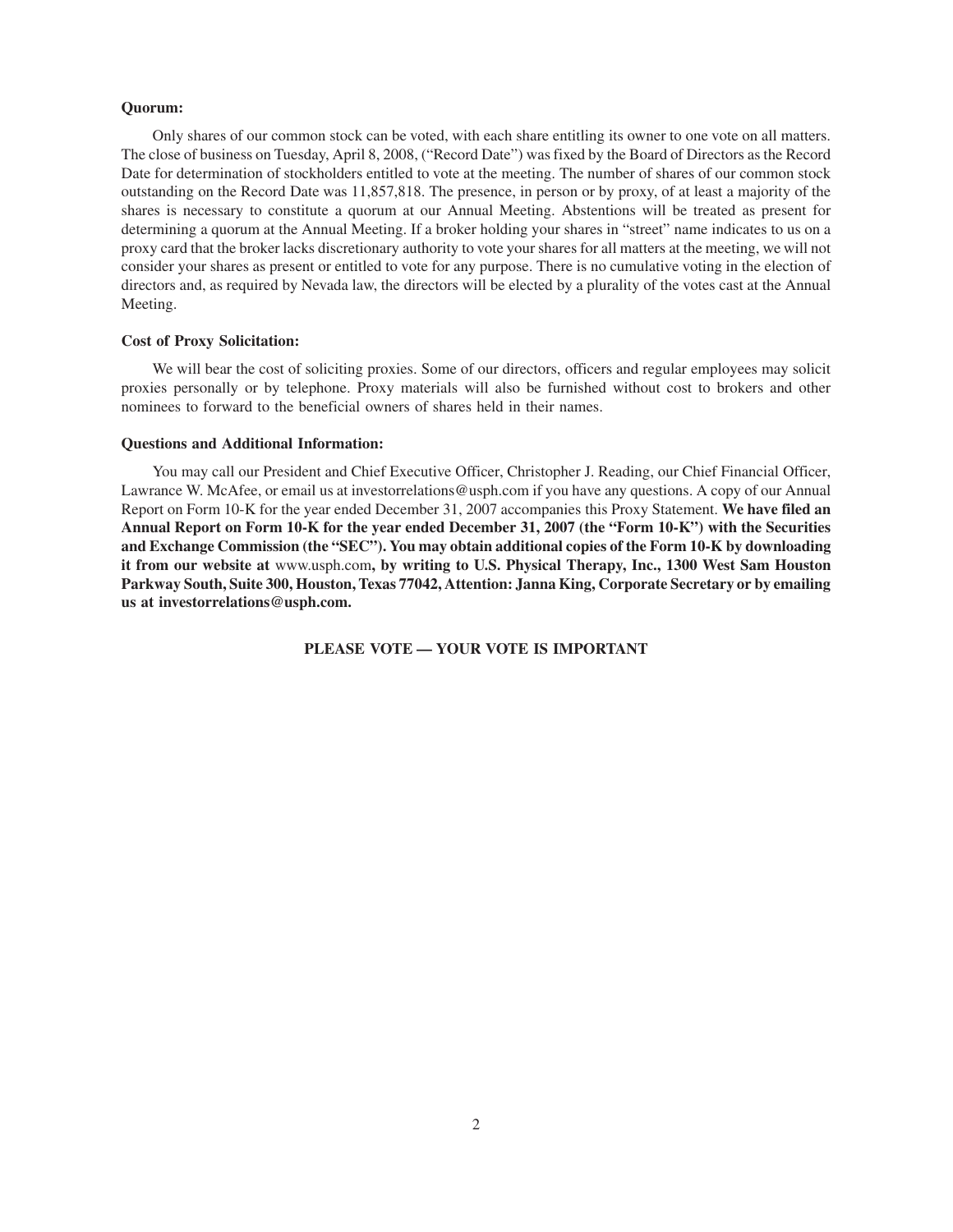**Quorum:**

Only shares of our common stock can be voted, with each share entitling its owner to one vote on all matters. The close of business on Tuesday, April 8, 2008, ("Record Date") was fixed by the Board of Directors as the Record Date for determination of stockholders entitled to vote at the meeting. The number of shares of our common stock outstanding on the Record Date was 11,857,818. The presence, in person or by proxy, of at least a majority of the shares is necessary to constitute a quorum at our Annual Meeting. Abstentions will be treated as present for determining a quorum at the Annual Meeting. If a broker holding your shares in "street" name indicates to us on a proxy card that the broker lacks discretionary authority to vote your shares for all matters at the meeting, we will not consider your shares as present or entitled to vote for any purpose. There is no cumulative voting in the election of directors and, as required by Nevada law, the directors will be elected by a plurality of the votes cast at the Annual Meeting.

**Cost of Proxy Solicitation:**

We will bear the cost of soliciting proxies. Some of our directors, officers and regular employees may solicit proxies personally or by telephone. Proxy materials will also be furnished without cost to brokers and other nominees to forward to the beneficial owners of shares held in their names.

**Questions and Additional Information:**

You may call our President and Chief Executive Officer, Christopher J. Reading, our Chief Financial Officer, Lawrance W. McAfee, or email us at investorrelations@usph.com if you have any questions. A copy of our Annual Report on Form 10-K for the year ended December 31, 2007 accompanies this Proxy Statement. **We have filed an Annual Report on Form 10-K for the year ended December 31, 2007 (the "Form 10-K") with the Securities and Exchange Commission (the "SEC"). You may obtain additional copies of the Form 10-K by downloading it from our website at** www.usph.com**, by writing to U.S. Physical Therapy, Inc., 1300 West Sam Houston Parkway South, Suite 300, Houston, Texas 77042, Attention: Janna King, Corporate Secretary or by emailing us at investorrelations@usph.com.**

**PLEASE VOTE — YOUR VOTE IS IMPORTANT**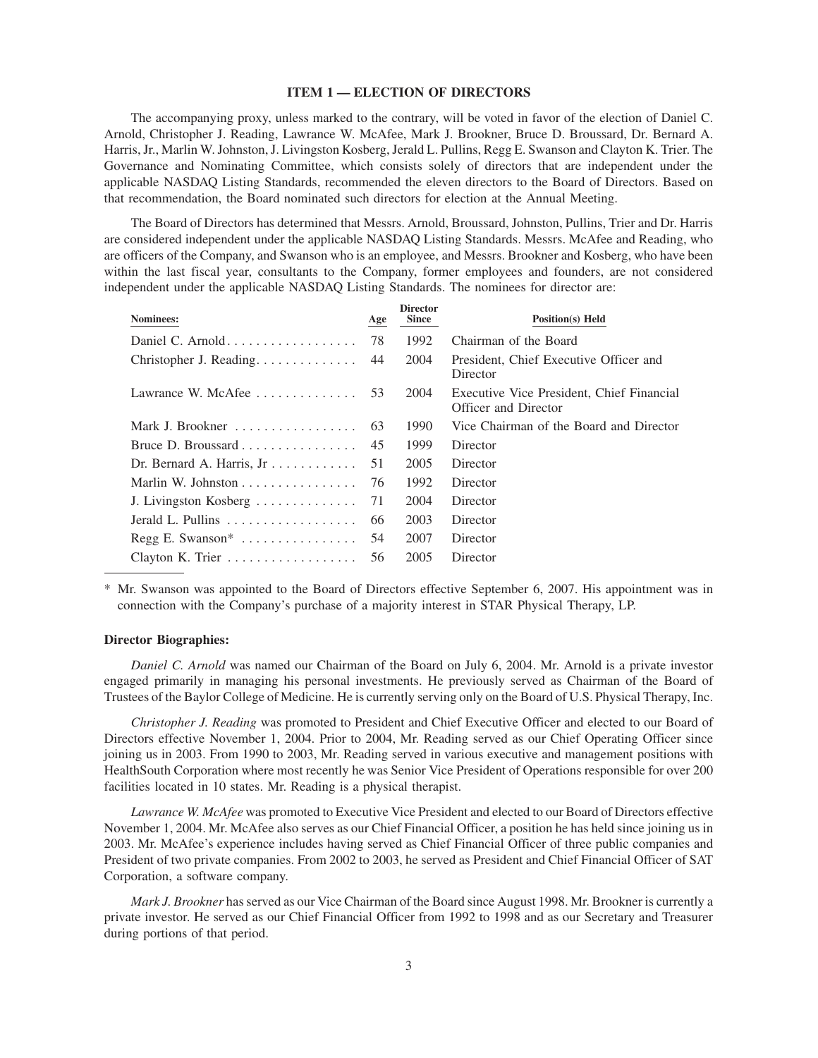### ITEM 1 — ELECTION OF DIRECTORS

The accompanying proxy, unless marked to the contrary, will be voted in favor of the election of Daniel C. Arnold, Christopher J. Reading, Lawrance W. McAfee, Mark J. Brookner, Bruce D. Broussard, Dr. Bernard A. Harris, Jr., Marlin W. Johnston, J. Livingston Kosberg, Jerald L. Pullins, Regg E. Swanson and Clayton K. Trier. The Governance and Nominating Committee, which consists solely of directors that are independent under the applicable NASDAQ Listing Standards, recommended the eleven directors to the Board of Directors. Based on that recommendation, the Board nominated such directors for election at the Annual Meeting.

The Board of Directors has determined that Messrs. Arnold, Broussard, Johnston, Pullins, Trier and Dr. Harris are considered independent under the applicable NASDAQ Listing Standards. Messrs. McAfee and Reading, who are officers of the Company, and Swanson who is an employee, and Messrs. Brookner and Kosberg, who have been within the last fiscal year, consultants to the Company, former employees and founders, are not considered independent under the applicable NASDAQ Listing Standards. The nominees for director are:

| Nominees: | Age | Director Since | Position(s) Held |
|---|---|---|---|
| Daniel C. Arnold | 78 | 1992 | Chairman of the Board |
| Christopher J. Reading | 44 | 2004 | President, Chief Executive Officer and Director |
| Lawrance W. McAfee | 53 | 2004 | Executive Vice President, Chief Financial Officer and Director |
| Mark J. Brookner | 63 | 1990 | Vice Chairman of the Board and Director |
| Bruce D. Broussard | 45 | 1999 | Director |
| Dr. Bernard A. Harris, Jr | 51 | 2005 | Director |
| Marlin W. Johnston | 76 | 1992 | Director |
| J. Livingston Kosberg | 71 | 2004 | Director |
| Jerald L. Pullins | 66 | 2003 | Director |
| Regg E. Swanson* | 54 | 2007 | Director |
| Clayton K. Trier | 56 | 2005 | Director |

\* Mr. Swanson was appointed to the Board of Directors effective September 6, 2007. His appointment was in connection with the Company's purchase of a majority interest in STAR Physical Therapy, LP.

**Director Biographies:**

*Daniel C. Arnold* was named our Chairman of the Board on July 6, 2004. Mr. Arnold is a private investor engaged primarily in managing his personal investments. He previously served as Chairman of the Board of Trustees of the Baylor College of Medicine. He is currently serving only on the Board of U.S. Physical Therapy, Inc.

*Christopher J. Reading* was promoted to President and Chief Executive Officer and elected to our Board of Directors effective November 1, 2004. Prior to 2004, Mr. Reading served as our Chief Operating Officer since joining us in 2003. From 1990 to 2003, Mr. Reading served in various executive and management positions with HealthSouth Corporation where most recently he was Senior Vice President of Operations responsible for over 200 facilities located in 10 states. Mr. Reading is a physical therapist.

*Lawrance W. McAfee* was promoted to Executive Vice President and elected to our Board of Directors effective November 1, 2004. Mr. McAfee also serves as our Chief Financial Officer, a position he has held since joining us in 2003. Mr. McAfee's experience includes having served as Chief Financial Officer of three public companies and President of two private companies. From 2002 to 2003, he served as President and Chief Financial Officer of SAT Corporation, a software company.

*Mark J. Brookner* has served as our Vice Chairman of the Board since August 1998. Mr. Brookner is currently a private investor. He served as our Chief Financial Officer from 1992 to 1998 and as our Secretary and Treasurer during portions of that period.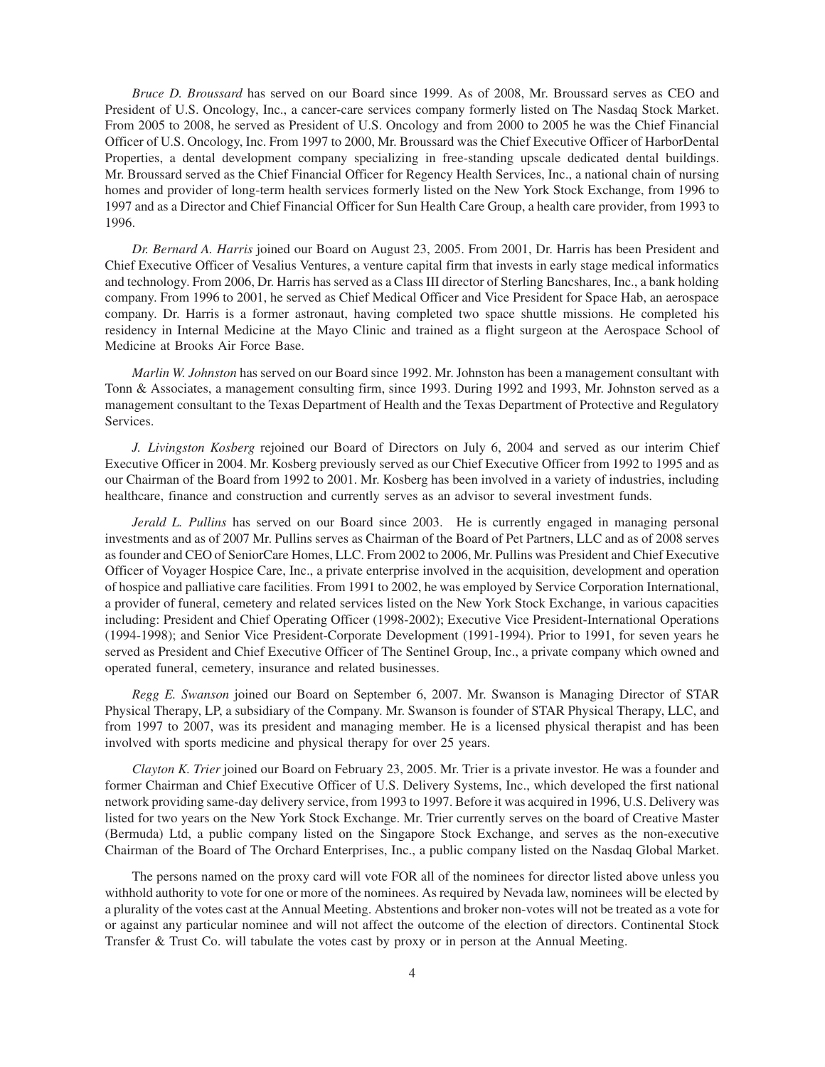*Bruce D. Broussard* has served on our Board since 1999. As of 2008, Mr. Broussard serves as CEO and President of U.S. Oncology, Inc., a cancer-care services company formerly listed on The Nasdaq Stock Market. From 2005 to 2008, he served as President of U.S. Oncology and from 2000 to 2005 he was the Chief Financial Officer of U.S. Oncology, Inc. From 1997 to 2000, Mr. Broussard was the Chief Executive Officer of HarborDental Properties, a dental development company specializing in free-standing upscale dedicated dental buildings. Mr. Broussard served as the Chief Financial Officer for Regency Health Services, Inc., a national chain of nursing homes and provider of long-term health services formerly listed on the New York Stock Exchange, from 1996 to 1997 and as a Director and Chief Financial Officer for Sun Health Care Group, a health care provider, from 1993 to 1996.

*Dr. Bernard A. Harris* joined our Board on August 23, 2005. From 2001, Dr. Harris has been President and Chief Executive Officer of Vesalius Ventures, a venture capital firm that invests in early stage medical informatics and technology. From 2006, Dr. Harris has served as a Class III director of Sterling Bancshares, Inc., a bank holding company. From 1996 to 2001, he served as Chief Medical Officer and Vice President for Space Hab, an aerospace company. Dr. Harris is a former astronaut, having completed two space shuttle missions. He completed his residency in Internal Medicine at the Mayo Clinic and trained as a flight surgeon at the Aerospace School of Medicine at Brooks Air Force Base.

*Marlin W. Johnston* has served on our Board since 1992. Mr. Johnston has been a management consultant with Tonn & Associates, a management consulting firm, since 1993. During 1992 and 1993, Mr. Johnston served as a management consultant to the Texas Department of Health and the Texas Department of Protective and Regulatory Services.

*J. Livingston Kosberg* rejoined our Board of Directors on July 6, 2004 and served as our interim Chief Executive Officer in 2004. Mr. Kosberg previously served as our Chief Executive Officer from 1992 to 1995 and as our Chairman of the Board from 1992 to 2001. Mr. Kosberg has been involved in a variety of industries, including healthcare, finance and construction and currently serves as an advisor to several investment funds.

*Jerald L. Pullins* has served on our Board since 2003. He is currently engaged in managing personal investments and as of 2007 Mr. Pullins serves as Chairman of the Board of Pet Partners, LLC and as of 2008 serves as founder and CEO of SeniorCare Homes, LLC. From 2002 to 2006, Mr. Pullins was President and Chief Executive Officer of Voyager Hospice Care, Inc., a private enterprise involved in the acquisition, development and operation of hospice and palliative care facilities. From 1991 to 2002, he was employed by Service Corporation International, a provider of funeral, cemetery and related services listed on the New York Stock Exchange, in various capacities including: President and Chief Operating Officer (1998-2002); Executive Vice President-International Operations (1994-1998); and Senior Vice President-Corporate Development (1991-1994). Prior to 1991, for seven years he served as President and Chief Executive Officer of The Sentinel Group, Inc., a private company which owned and operated funeral, cemetery, insurance and related businesses.

*Regg E. Swanson* joined our Board on September 6, 2007. Mr. Swanson is Managing Director of STAR Physical Therapy, LP, a subsidiary of the Company. Mr. Swanson is founder of STAR Physical Therapy, LLC, and from 1997 to 2007, was its president and managing member. He is a licensed physical therapist and has been involved with sports medicine and physical therapy for over 25 years.

*Clayton K. Trier* joined our Board on February 23, 2005. Mr. Trier is a private investor. He was a founder and former Chairman and Chief Executive Officer of U.S. Delivery Systems, Inc., which developed the first national network providing same-day delivery service, from 1993 to 1997. Before it was acquired in 1996, U.S. Delivery was listed for two years on the New York Stock Exchange. Mr. Trier currently serves on the board of Creative Master (Bermuda) Ltd, a public company listed on the Singapore Stock Exchange, and serves as the non-executive Chairman of the Board of The Orchard Enterprises, Inc., a public company listed on the Nasdaq Global Market.

The persons named on the proxy card will vote FOR all of the nominees for director listed above unless you withhold authority to vote for one or more of the nominees. As required by Nevada law, nominees will be elected by a plurality of the votes cast at the Annual Meeting. Abstentions and broker non-votes will not be treated as a vote for or against any particular nominee and will not affect the outcome of the election of directors. Continental Stock Transfer & Trust Co. will tabulate the votes cast by proxy or in person at the Annual Meeting.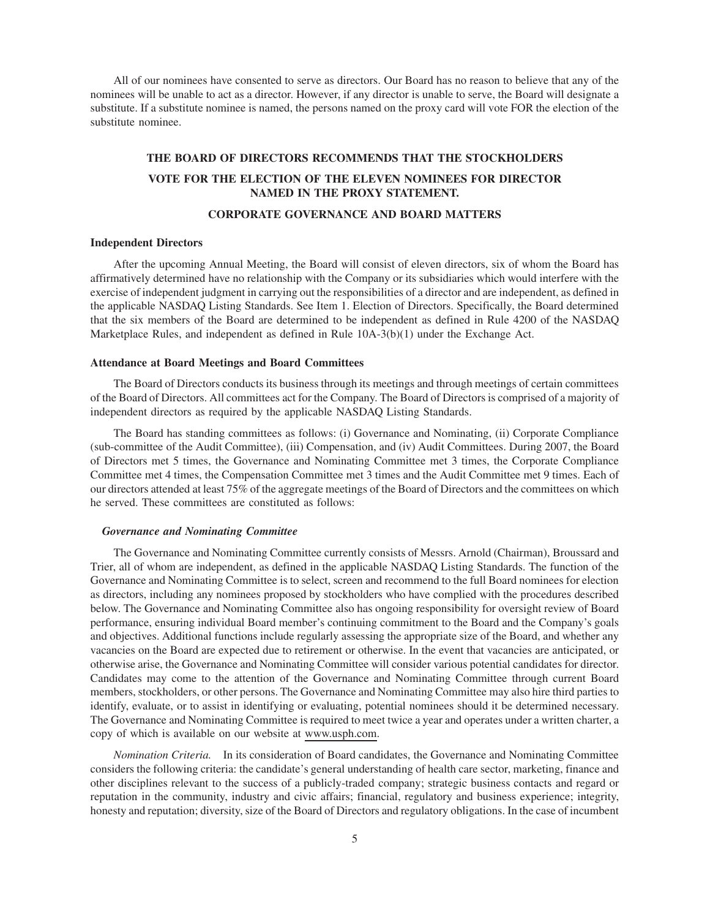All of our nominees have consented to serve as directors. Our Board has no reason to believe that any of the nominees will be unable to act as a director. However, if any director is unable to serve, the Board will designate a substitute. If a substitute nominee is named, the persons named on the proxy card will vote FOR the election of the substitute nominee.

**THE BOARD OF DIRECTORS RECOMMENDS THAT THE STOCKHOLDERS VOTE FOR THE ELECTION OF THE ELEVEN NOMINEES FOR DIRECTOR NAMED IN THE PROXY STATEMENT.**

## CORPORATE GOVERNANCE AND BOARD MATTERS

### Independent Directors

After the upcoming Annual Meeting, the Board will consist of eleven directors, six of whom the Board has affirmatively determined have no relationship with the Company or its subsidiaries which would interfere with the exercise of independent judgment in carrying out the responsibilities of a director and are independent, as defined in the applicable NASDAQ Listing Standards. See Item 1. Election of Directors. Specifically, the Board determined that the six members of the Board are determined to be independent as defined in Rule 4200 of the NASDAQ Marketplace Rules, and independent as defined in Rule 10A-3(b)(1) under the Exchange Act.

### Attendance at Board Meetings and Board Committees

The Board of Directors conducts its business through its meetings and through meetings of certain committees of the Board of Directors. All committees act for the Company. The Board of Directors is comprised of a majority of independent directors as required by the applicable NASDAQ Listing Standards.

The Board has standing committees as follows: (i) Governance and Nominating, (ii) Corporate Compliance (sub-committee of the Audit Committee), (iii) Compensation, and (iv) Audit Committees. During 2007, the Board of Directors met 5 times, the Governance and Nominating Committee met 3 times, the Corporate Compliance Committee met 4 times, the Compensation Committee met 3 times and the Audit Committee met 9 times. Each of our directors attended at least 75% of the aggregate meetings of the Board of Directors and the committees on which he served. These committees are constituted as follows:

#### *Governance and Nominating Committee*

The Governance and Nominating Committee currently consists of Messrs. Arnold (Chairman), Broussard and Trier, all of whom are independent, as defined in the applicable NASDAQ Listing Standards. The function of the Governance and Nominating Committee is to select, screen and recommend to the full Board nominees for election as directors, including any nominees proposed by stockholders who have complied with the procedures described below. The Governance and Nominating Committee also has ongoing responsibility for oversight review of Board performance, ensuring individual Board member's continuing commitment to the Board and the Company's goals and objectives. Additional functions include regularly assessing the appropriate size of the Board, and whether any vacancies on the Board are expected due to retirement or otherwise. In the event that vacancies are anticipated, or otherwise arise, the Governance and Nominating Committee will consider various potential candidates for director. Candidates may come to the attention of the Governance and Nominating Committee through current Board members, stockholders, or other persons. The Governance and Nominating Committee may also hire third parties to identify, evaluate, or to assist in identifying or evaluating, potential nominees should it be determined necessary. The Governance and Nominating Committee is required to meet twice a year and operates under a written charter, a copy of which is available on our website at www.usph.com.

*Nomination Criteria.* In its consideration of Board candidates, the Governance and Nominating Committee considers the following criteria: the candidate's general understanding of health care sector, marketing, finance and other disciplines relevant to the success of a publicly-traded company; strategic business contacts and regard or reputation in the community, industry and civic affairs; financial, regulatory and business experience; integrity, honesty and reputation; diversity, size of the Board of Directors and regulatory obligations. In the case of incumbent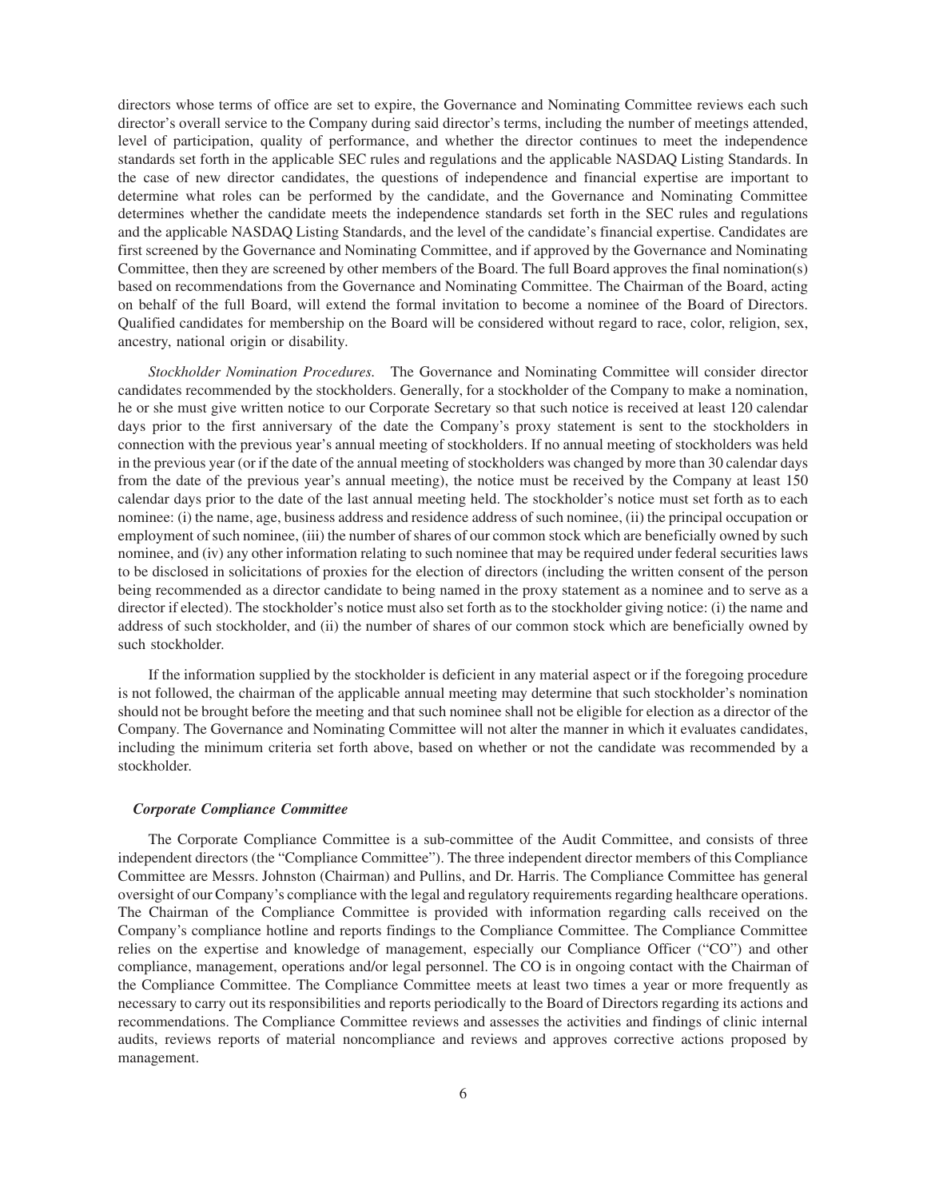directors whose terms of office are set to expire, the Governance and Nominating Committee reviews each such director's overall service to the Company during said director's terms, including the number of meetings attended, level of participation, quality of performance, and whether the director continues to meet the independence standards set forth in the applicable SEC rules and regulations and the applicable NASDAQ Listing Standards. In the case of new director candidates, the questions of independence and financial expertise are important to determine what roles can be performed by the candidate, and the Governance and Nominating Committee determines whether the candidate meets the independence standards set forth in the SEC rules and regulations and the applicable NASDAQ Listing Standards, and the level of the candidate's financial expertise. Candidates are first screened by the Governance and Nominating Committee, and if approved by the Governance and Nominating Committee, then they are screened by other members of the Board. The full Board approves the final nomination(s) based on recommendations from the Governance and Nominating Committee. The Chairman of the Board, acting on behalf of the full Board, will extend the formal invitation to become a nominee of the Board of Directors. Qualified candidates for membership on the Board will be considered without regard to race, color, religion, sex, ancestry, national origin or disability.

*Stockholder Nomination Procedures.* The Governance and Nominating Committee will consider director candidates recommended by the stockholders. Generally, for a stockholder of the Company to make a nomination, he or she must give written notice to our Corporate Secretary so that such notice is received at least 120 calendar days prior to the first anniversary of the date the Company's proxy statement is sent to the stockholders in connection with the previous year's annual meeting of stockholders. If no annual meeting of stockholders was held in the previous year (or if the date of the annual meeting of stockholders was changed by more than 30 calendar days from the date of the previous year's annual meeting), the notice must be received by the Company at least 150 calendar days prior to the date of the last annual meeting held. The stockholder's notice must set forth as to each nominee: (i) the name, age, business address and residence address of such nominee, (ii) the principal occupation or employment of such nominee, (iii) the number of shares of our common stock which are beneficially owned by such nominee, and (iv) any other information relating to such nominee that may be required under federal securities laws to be disclosed in solicitations of proxies for the election of directors (including the written consent of the person being recommended as a director candidate to being named in the proxy statement as a nominee and to serve as a director if elected). The stockholder's notice must also set forth as to the stockholder giving notice: (i) the name and address of such stockholder, and (ii) the number of shares of our common stock which are beneficially owned by such stockholder.

If the information supplied by the stockholder is deficient in any material aspect or if the foregoing procedure is not followed, the chairman of the applicable annual meeting may determine that such stockholder's nomination should not be brought before the meeting and that such nominee shall not be eligible for election as a director of the Company. The Governance and Nominating Committee will not alter the manner in which it evaluates candidates, including the minimum criteria set forth above, based on whether or not the candidate was recommended by a stockholder.

### *Corporate Compliance Committee*

The Corporate Compliance Committee is a sub-committee of the Audit Committee, and consists of three independent directors (the "Compliance Committee"). The three independent director members of this Compliance Committee are Messrs. Johnston (Chairman) and Pullins, and Dr. Harris. The Compliance Committee has general oversight of our Company's compliance with the legal and regulatory requirements regarding healthcare operations. The Chairman of the Compliance Committee is provided with information regarding calls received on the Company's compliance hotline and reports findings to the Compliance Committee. The Compliance Committee relies on the expertise and knowledge of management, especially our Compliance Officer ("CO") and other compliance, management, operations and/or legal personnel. The CO is in ongoing contact with the Chairman of the Compliance Committee. The Compliance Committee meets at least two times a year or more frequently as necessary to carry out its responsibilities and reports periodically to the Board of Directors regarding its actions and recommendations. The Compliance Committee reviews and assesses the activities and findings of clinic internal audits, reviews reports of material noncompliance and reviews and approves corrective actions proposed by management.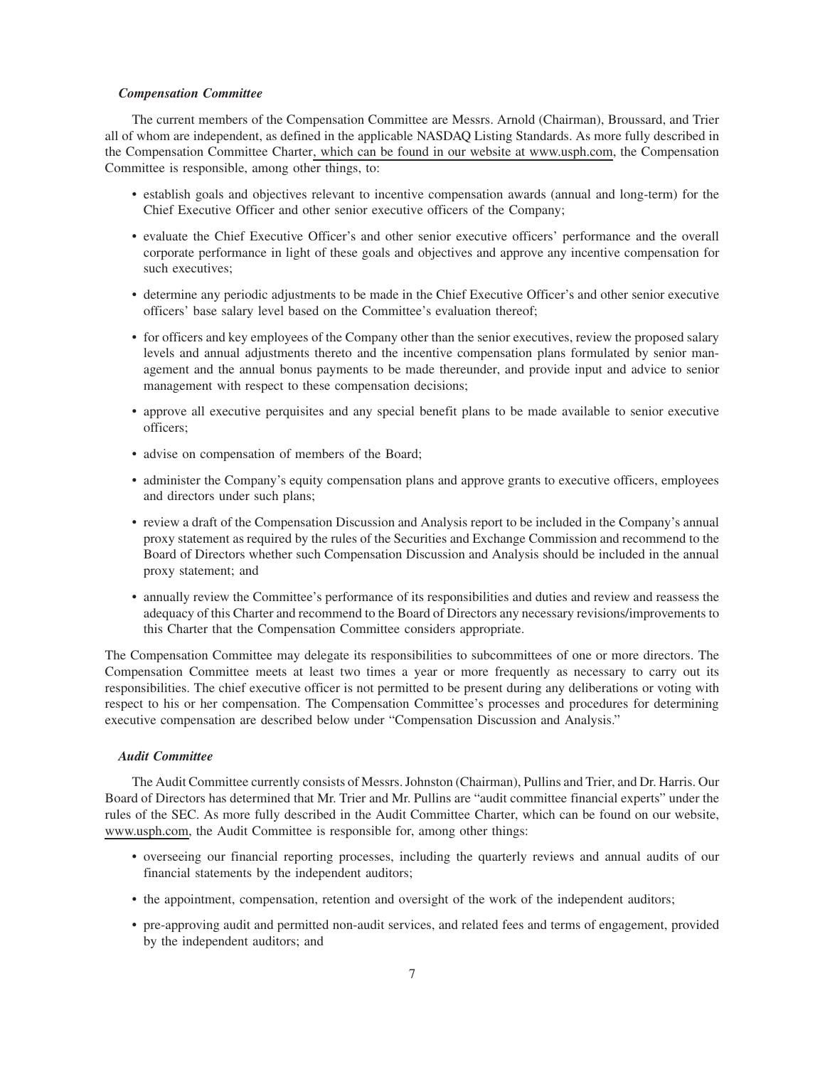*Compensation Committee*

The current members of the Compensation Committee are Messrs. Arnold (Chairman), Broussard, and Trier all of whom are independent, as defined in the applicable NASDAQ Listing Standards. As more fully described in the Compensation Committee Charter, which can be found in our website at www.usph.com, the Compensation Committee is responsible, among other things, to:

- establish goals and objectives relevant to incentive compensation awards (annual and long-term) for the Chief Executive Officer and other senior executive officers of the Company;
- evaluate the Chief Executive Officer's and other senior executive officers' performance and the overall corporate performance in light of these goals and objectives and approve any incentive compensation for such executives;
- determine any periodic adjustments to be made in the Chief Executive Officer's and other senior executive officers' base salary level based on the Committee's evaluation thereof;
- for officers and key employees of the Company other than the senior executives, review the proposed salary levels and annual adjustments thereto and the incentive compensation plans formulated by senior management and the annual bonus payments to be made thereunder, and provide input and advice to senior management with respect to these compensation decisions;
- approve all executive perquisites and any special benefit plans to be made available to senior executive officers;
- advise on compensation of members of the Board;
- administer the Company's equity compensation plans and approve grants to executive officers, employees and directors under such plans;
- review a draft of the Compensation Discussion and Analysis report to be included in the Company's annual proxy statement as required by the rules of the Securities and Exchange Commission and recommend to the Board of Directors whether such Compensation Discussion and Analysis should be included in the annual proxy statement; and
- annually review the Committee's performance of its responsibilities and duties and review and reassess the adequacy of this Charter and recommend to the Board of Directors any necessary revisions/improvements to this Charter that the Compensation Committee considers appropriate.

The Compensation Committee may delegate its responsibilities to subcommittees of one or more directors. The Compensation Committee meets at least two times a year or more frequently as necessary to carry out its responsibilities. The chief executive officer is not permitted to be present during any deliberations or voting with respect to his or her compensation. The Compensation Committee's processes and procedures for determining executive compensation are described below under "Compensation Discussion and Analysis."

*Audit Committee*

The Audit Committee currently consists of Messrs. Johnston (Chairman), Pullins and Trier, and Dr. Harris. Our Board of Directors has determined that Mr. Trier and Mr. Pullins are "audit committee financial experts" under the rules of the SEC. As more fully described in the Audit Committee Charter, which can be found on our website, www.usph.com, the Audit Committee is responsible for, among other things:

- overseeing our financial reporting processes, including the quarterly reviews and annual audits of our financial statements by the independent auditors;
- the appointment, compensation, retention and oversight of the work of the independent auditors;
- pre-approving audit and permitted non-audit services, and related fees and terms of engagement, provided by the independent auditors; and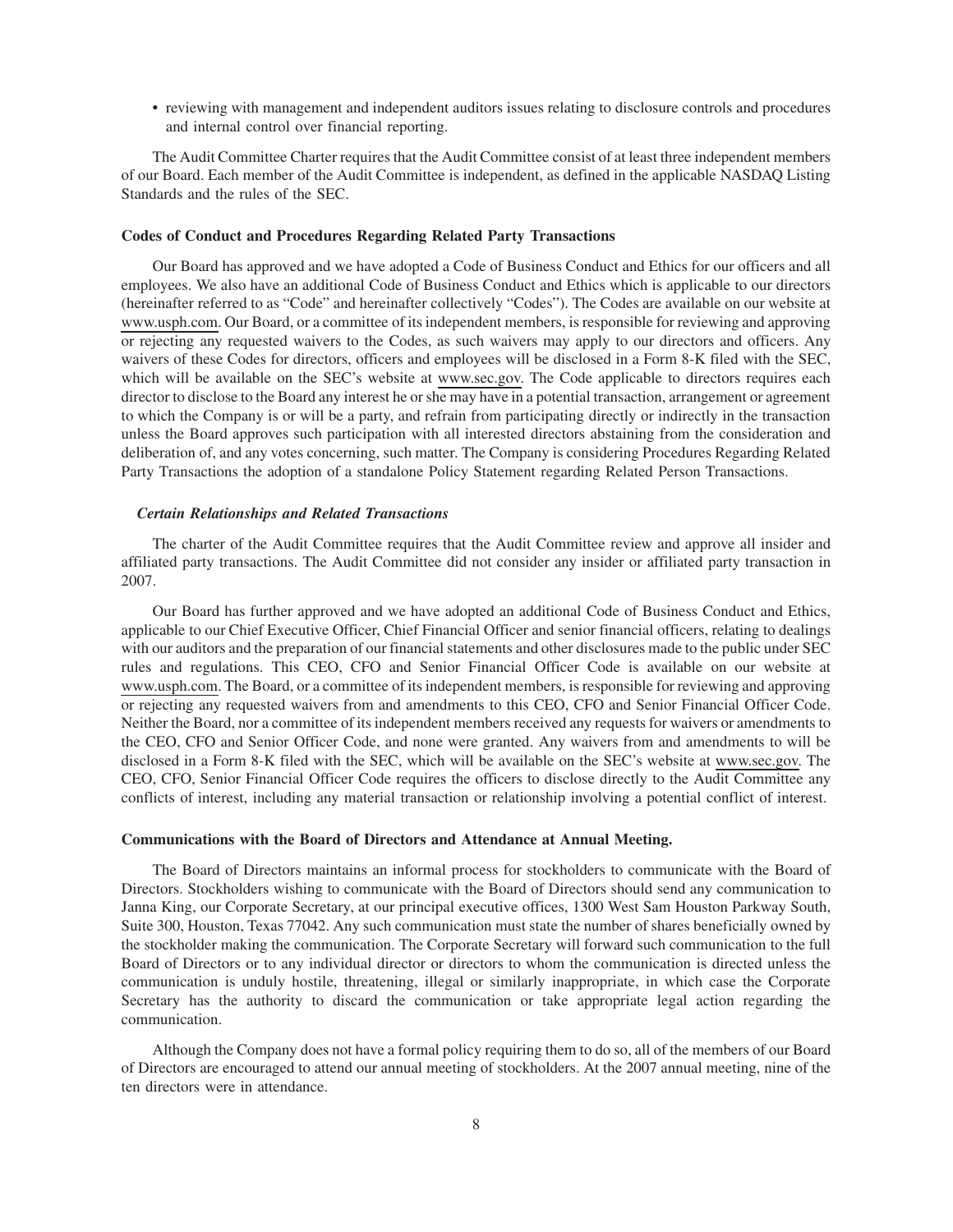- reviewing with management and independent auditors issues relating to disclosure controls and procedures and internal control over financial reporting.

The Audit Committee Charter requires that the Audit Committee consist of at least three independent members of our Board. Each member of the Audit Committee is independent, as defined in the applicable NASDAQ Listing Standards and the rules of the SEC.

**Codes of Conduct and Procedures Regarding Related Party Transactions**

Our Board has approved and we have adopted a Code of Business Conduct and Ethics for our officers and all employees. We also have an additional Code of Business Conduct and Ethics which is applicable to our directors (hereinafter referred to as "Code" and hereinafter collectively "Codes"). The Codes are available on our website at www.usph.com. Our Board, or a committee of its independent members, is responsible for reviewing and approving or rejecting any requested waivers to the Codes, as such waivers may apply to our directors and officers. Any waivers of these Codes for directors, officers and employees will be disclosed in a Form 8-K filed with the SEC, which will be available on the SEC's website at www.sec.gov. The Code applicable to directors requires each director to disclose to the Board any interest he or she may have in a potential transaction, arrangement or agreement to which the Company is or will be a party, and refrain from participating directly or indirectly in the transaction unless the Board approves such participation with all interested directors abstaining from the consideration and deliberation of, and any votes concerning, such matter. The Company is considering Procedures Regarding Related Party Transactions the adoption of a standalone Policy Statement regarding Related Person Transactions.

***Certain Relationships and Related Transactions***

The charter of the Audit Committee requires that the Audit Committee review and approve all insider and affiliated party transactions. The Audit Committee did not consider any insider or affiliated party transaction in 2007.

Our Board has further approved and we have adopted an additional Code of Business Conduct and Ethics, applicable to our Chief Executive Officer, Chief Financial Officer and senior financial officers, relating to dealings with our auditors and the preparation of our financial statements and other disclosures made to the public under SEC rules and regulations. This CEO, CFO and Senior Financial Officer Code is available on our website at www.usph.com. The Board, or a committee of its independent members, is responsible for reviewing and approving or rejecting any requested waivers from and amendments to this CEO, CFO and Senior Financial Officer Code. Neither the Board, nor a committee of its independent members received any requests for waivers or amendments to the CEO, CFO and Senior Officer Code, and none were granted. Any waivers from and amendments to will be disclosed in a Form 8-K filed with the SEC, which will be available on the SEC's website at www.sec.gov. The CEO, CFO, Senior Financial Officer Code requires the officers to disclose directly to the Audit Committee any conflicts of interest, including any material transaction or relationship involving a potential conflict of interest.

**Communications with the Board of Directors and Attendance at Annual Meeting.**

The Board of Directors maintains an informal process for stockholders to communicate with the Board of Directors. Stockholders wishing to communicate with the Board of Directors should send any communication to Janna King, our Corporate Secretary, at our principal executive offices, 1300 West Sam Houston Parkway South, Suite 300, Houston, Texas 77042. Any such communication must state the number of shares beneficially owned by the stockholder making the communication. The Corporate Secretary will forward such communication to the full Board of Directors or to any individual director or directors to whom the communication is directed unless the communication is unduly hostile, threatening, illegal or similarly inappropriate, in which case the Corporate Secretary has the authority to discard the communication or take appropriate legal action regarding the communication.

Although the Company does not have a formal policy requiring them to do so, all of the members of our Board of Directors are encouraged to attend our annual meeting of stockholders. At the 2007 annual meeting, nine of the ten directors were in attendance.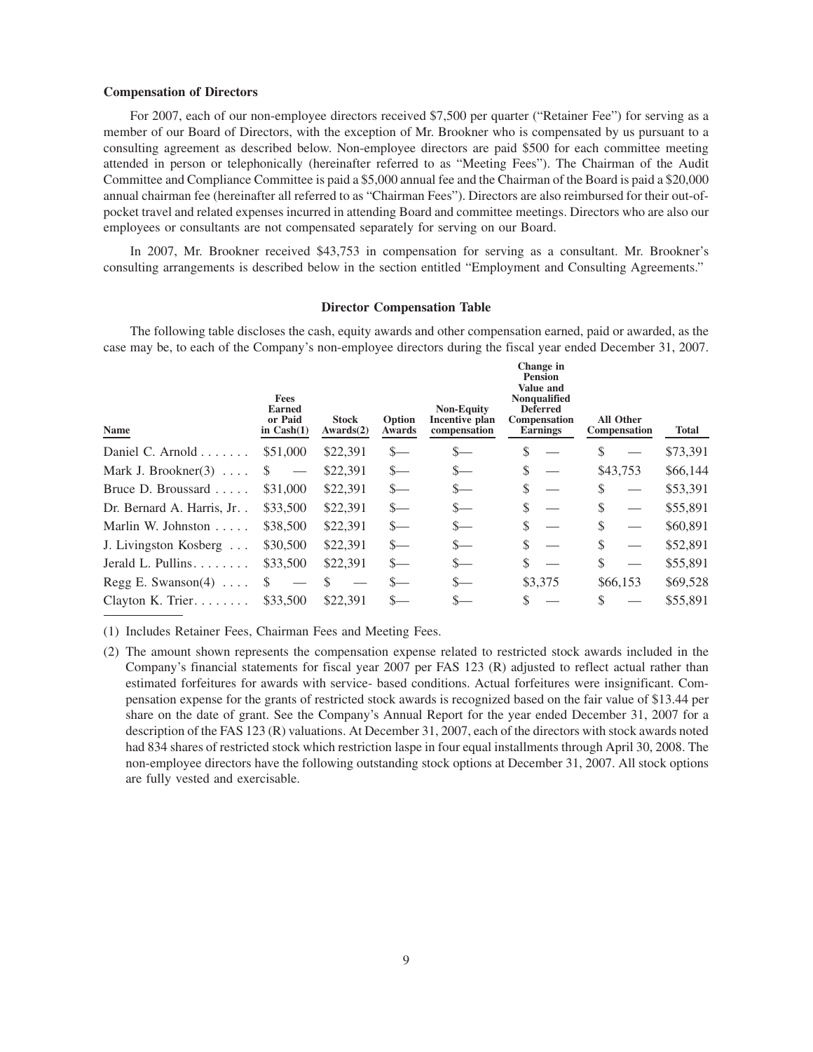### Compensation of Directors

For 2007, each of our non-employee directors received $7,500 per quarter ("Retainer Fee") for serving as a member of our Board of Directors, with the exception of Mr. Brookner who is compensated by us pursuant to a consulting agreement as described below. Non-employee directors are paid $500 for each committee meeting attended in person or telephonically (hereinafter referred to as "Meeting Fees"). The Chairman of the Audit Committee and Compliance Committee is paid a $5,000 annual fee and the Chairman of the Board is paid a $20,000 annual chairman fee (hereinafter all referred to as "Chairman Fees"). Directors are also reimbursed for their out-of-pocket travel and related expenses incurred in attending Board and committee meetings. Directors who are also our employees or consultants are not compensated separately for serving on our Board.

In 2007, Mr. Brookner received $43,753 in compensation for serving as a consultant. Mr. Brookner's consulting arrangements is described below in the section entitled "Employment and Consulting Agreements."

#### Director Compensation Table

The following table discloses the cash, equity awards and other compensation earned, paid or awarded, as the case may be, to each of the Company's non-employee directors during the fiscal year ended December 31, 2007.

| Name | Fees Earned or Paid in Cash(1) | Stock Awards(2) | Option Awards | Non-Equity Incentive plan compensation | Change in Pension Value and Nonqualified Deferred Compensation Earnings | All Other Compensation | Total |
|---|---|---|---|---|---|---|---|
| Daniel C. Arnold | $51,000 | $22,391 | $— | $— | $ — | $ — | $73,391 |
| Mark J. Brookner(3) | $ — | $22,391 | $— | $— | $ — | $43,753 | $66,144 |
| Bruce D. Broussard | $31,000 | $22,391 | $— | $— | $ — | $ — | $53,391 |
| Dr. Bernard A. Harris, Jr. | $33,500 | $22,391 | $— | $— | $ — | $ — | $55,891 |
| Marlin W. Johnston | $38,500 | $22,391 | $— | $— | $ — | $ — | $60,891 |
| J. Livingston Kosberg | $30,500 | $22,391 | $— | $— | $ — | $ — | $52,891 |
| Jerald L. Pullins | $33,500 | $22,391 | $— | $— | $ — | $ — | $55,891 |
| Regg E. Swanson(4) | $ — | $ — | $— | $— | $3,375 | $66,153 | $69,528 |
| Clayton K. Trier | $33,500 | $22,391 | $— | $— | $ — | $ — | $55,891 |

(1) Includes Retainer Fees, Chairman Fees and Meeting Fees.

(2) The amount shown represents the compensation expense related to restricted stock awards included in the Company's financial statements for fiscal year 2007 per FAS 123 (R) adjusted to reflect actual rather than estimated forfeitures for awards with service- based conditions. Actual forfeitures were insignificant. Compensation expense for the grants of restricted stock awards is recognized based on the fair value of $13.44 per share on the date of grant. See the Company's Annual Report for the year ended December 31, 2007 for a description of the FAS 123 (R) valuations. At December 31, 2007, each of the directors with stock awards noted had 834 shares of restricted stock which restriction laspe in four equal installments through April 30, 2008. The non-employee directors have the following outstanding stock options at December 31, 2007. All stock options are fully vested and exercisable.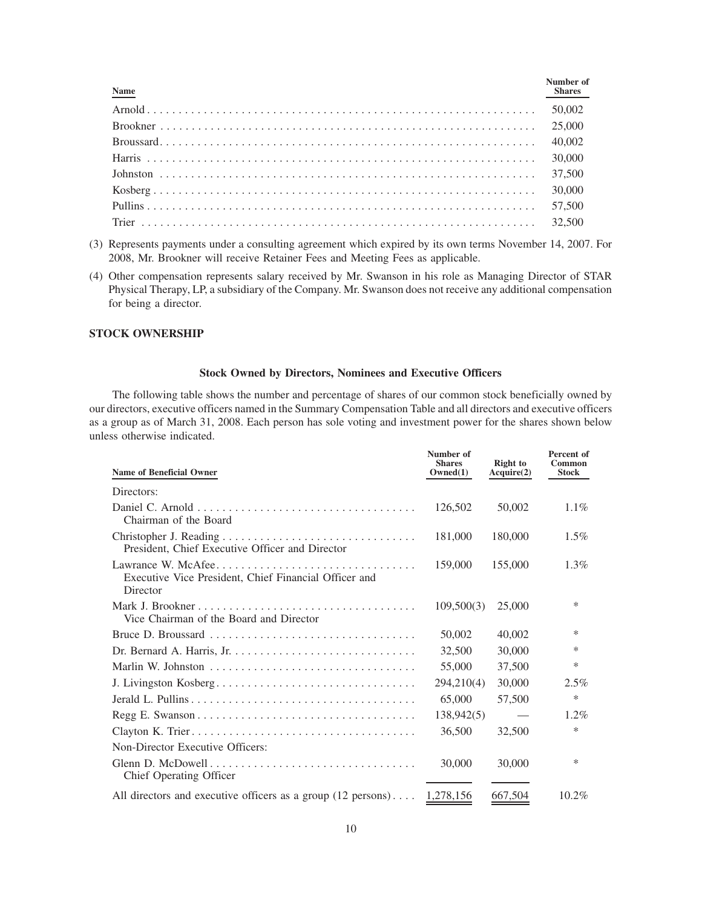| Name | Number of Shares |
|---|---|
| Arnold | 50,002 |
| Brookner | 25,000 |
| Broussard | 40,002 |
| Harris | 30,000 |
| Johnston | 37,500 |
| Kosberg | 30,000 |
| Pullins | 57,500 |
| Trier | 32,500 |

(3) Represents payments under a consulting agreement which expired by its own terms November 14, 2007. For 2008, Mr. Brookner will receive Retainer Fees and Meeting Fees as applicable.

(4) Other compensation represents salary received by Mr. Swanson in his role as Managing Director of STAR Physical Therapy, LP, a subsidiary of the Company. Mr. Swanson does not receive any additional compensation for being a director.

## STOCK OWNERSHIP

### Stock Owned by Directors, Nominees and Executive Officers

The following table shows the number and percentage of shares of our common stock beneficially owned by our directors, executive officers named in the Summary Compensation Table and all directors and executive officers as a group as of March 31, 2008. Each person has sole voting and investment power for the shares shown below unless otherwise indicated.

| Name of Beneficial Owner | Number of Shares Owned(1) | Right to Acquire(2) | Percent of Common Stock |
|---|---|---|---|
| Directors: | | | |
| Daniel C. Arnold<br>Chairman of the Board | 126,502 | 50,002 | 1.1% |
| Christopher J. Reading<br>President, Chief Executive Officer and Director | 181,000 | 180,000 | 1.5% |
| Lawrance W. McAfee<br>Executive Vice President, Chief Financial Officer and Director | 159,000 | 155,000 | 1.3% |
| Mark J. Brookner<br>Vice Chairman of the Board and Director | 109,500(3) | 25,000 | * |
| Bruce D. Broussard | 50,002 | 40,002 | * |
| Dr. Bernard A. Harris, Jr. | 32,500 | 30,000 | * |
| Marlin W. Johnston | 55,000 | 37,500 | * |
| J. Livingston Kosberg | 294,210(4) | 30,000 | 2.5% |
| Jerald L. Pullins | 65,000 | 57,500 | * |
| Regg E. Swanson | 138,942(5) | — | 1.2% |
| Clayton K. Trier | 36,500 | 32,500 | * |
| Non-Director Executive Officers: | | | |
| Glenn D. McDowell<br>Chief Operating Officer | 30,000 | 30,000 | * |
| All directors and executive officers as a group (12 persons) | 1,278,156 | 667,504 | 10.2% |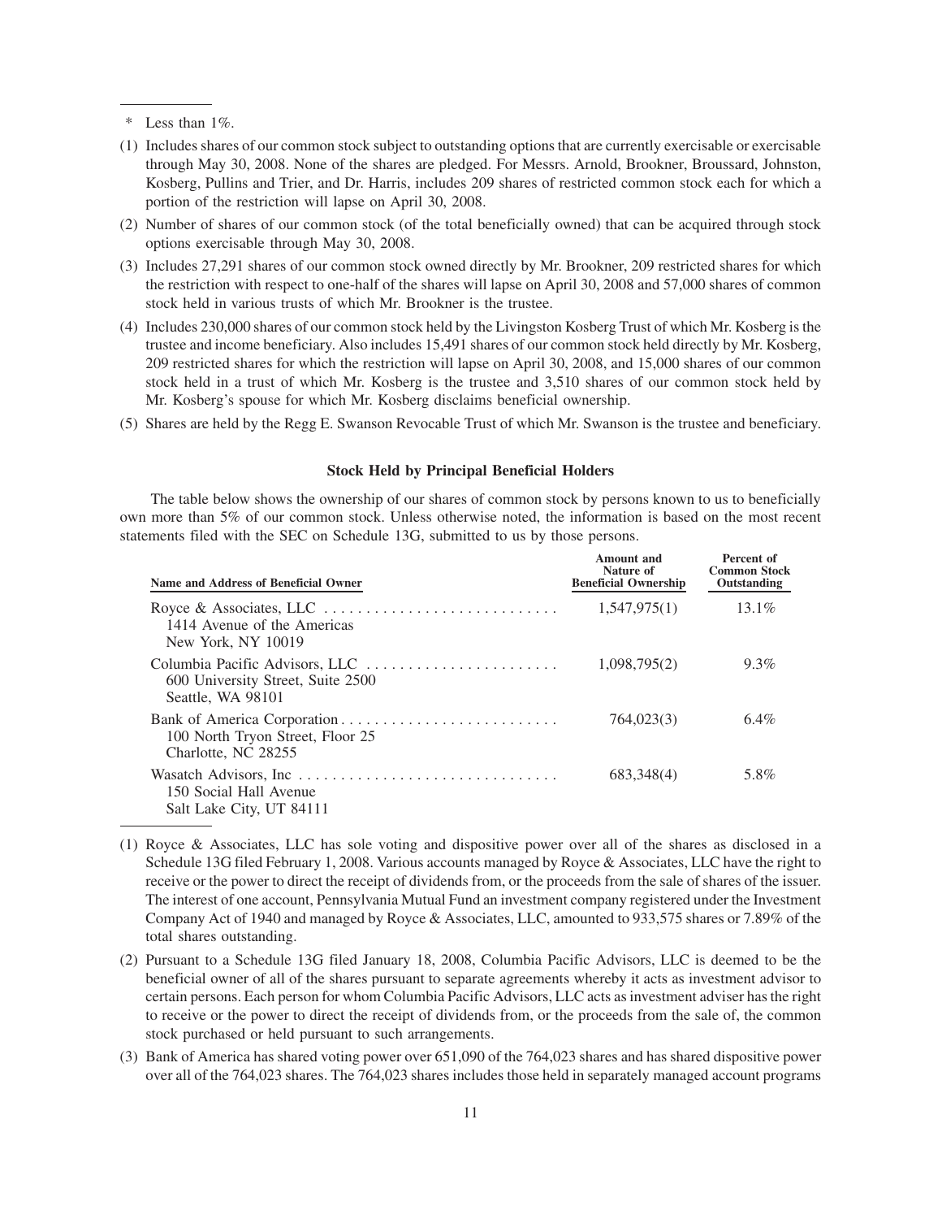\* Less than 1%.

(1) Includes shares of our common stock subject to outstanding options that are currently exercisable or exercisable through May 30, 2008. None of the shares are pledged. For Messrs. Arnold, Brookner, Broussard, Johnston, Kosberg, Pullins and Trier, and Dr. Harris, includes 209 shares of restricted common stock each for which a portion of the restriction will lapse on April 30, 2008.

(2) Number of shares of our common stock (of the total beneficially owned) that can be acquired through stock options exercisable through May 30, 2008.

(3) Includes 27,291 shares of our common stock owned directly by Mr. Brookner, 209 restricted shares for which the restriction with respect to one-half of the shares will lapse on April 30, 2008 and 57,000 shares of common stock held in various trusts of which Mr. Brookner is the trustee.

(4) Includes 230,000 shares of our common stock held by the Livingston Kosberg Trust of which Mr. Kosberg is the trustee and income beneficiary. Also includes 15,491 shares of our common stock held directly by Mr. Kosberg, 209 restricted shares for which the restriction will lapse on April 30, 2008, and 15,000 shares of our common stock held in a trust of which Mr. Kosberg is the trustee and 3,510 shares of our common stock held by Mr. Kosberg's spouse for which Mr. Kosberg disclaims beneficial ownership.

(5) Shares are held by the Regg E. Swanson Revocable Trust of which Mr. Swanson is the trustee and beneficiary.

### Stock Held by Principal Beneficial Holders

The table below shows the ownership of our shares of common stock by persons known to us to beneficially own more than 5% of our common stock. Unless otherwise noted, the information is based on the most recent statements filed with the SEC on Schedule 13G, submitted to us by those persons.

| Name and Address of Beneficial Owner | Amount and Nature of Beneficial Ownership | Percent of Common Stock Outstanding |
|---|---|---|
| Royce & Associates, LLC<br>1414 Avenue of the Americas<br>New York, NY 10019 | 1,547,975(1) | 13.1% |
| Columbia Pacific Advisors, LLC<br>600 University Street, Suite 2500<br>Seattle, WA 98101 | 1,098,795(2) | 9.3% |
| Bank of America Corporation<br>100 North Tryon Street, Floor 25<br>Charlotte, NC 28255 | 764,023(3) | 6.4% |
| Wasatch Advisors, Inc<br>150 Social Hall Avenue<br>Salt Lake City, UT 84111 | 683,348(4) | 5.8% |

(1) Royce & Associates, LLC has sole voting and dispositive power over all of the shares as disclosed in a Schedule 13G filed February 1, 2008. Various accounts managed by Royce & Associates, LLC have the right to receive or the power to direct the receipt of dividends from, or the proceeds from the sale of shares of the issuer. The interest of one account, Pennsylvania Mutual Fund an investment company registered under the Investment Company Act of 1940 and managed by Royce & Associates, LLC, amounted to 933,575 shares or 7.89% of the total shares outstanding.

(2) Pursuant to a Schedule 13G filed January 18, 2008, Columbia Pacific Advisors, LLC is deemed to be the beneficial owner of all of the shares pursuant to separate agreements whereby it acts as investment advisor to certain persons. Each person for whom Columbia Pacific Advisors, LLC acts as investment adviser has the right to receive or the power to direct the receipt of dividends from, or the proceeds from the sale of, the common stock purchased or held pursuant to such arrangements.

(3) Bank of America has shared voting power over 651,090 of the 764,023 shares and has shared dispositive power over all of the 764,023 shares. The 764,023 shares includes those held in separately managed account programs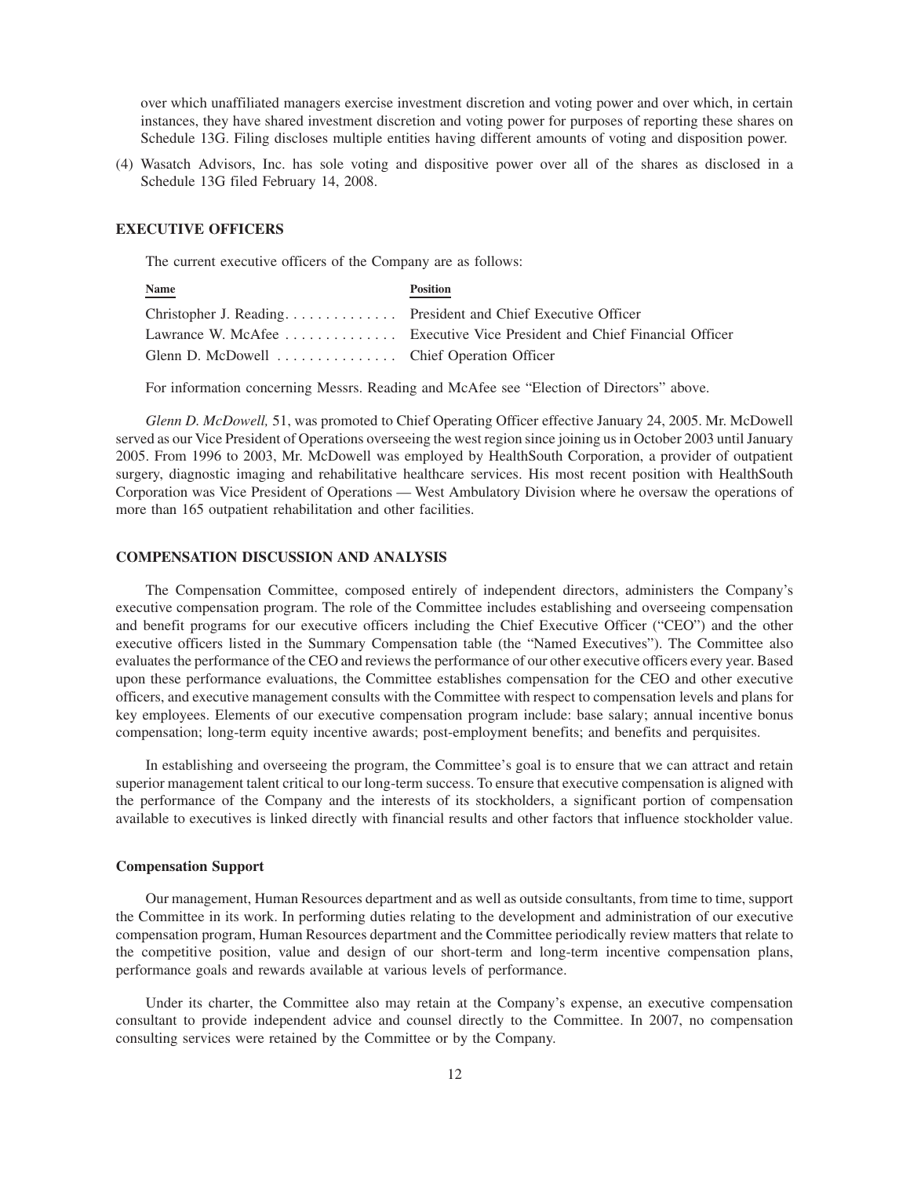over which unaffiliated managers exercise investment discretion and voting power and over which, in certain instances, they have shared investment discretion and voting power for purposes of reporting these shares on Schedule 13G. Filing discloses multiple entities having different amounts of voting and disposition power.

(4) Wasatch Advisors, Inc. has sole voting and dispositive power over all of the shares as disclosed in a Schedule 13G filed February 14, 2008.

## EXECUTIVE OFFICERS

The current executive officers of the Company are as follows:

| Name | Position |
|---|---|
| Christopher J. Reading | President and Chief Executive Officer |
| Lawrance W. McAfee | Executive Vice President and Chief Financial Officer |
| Glenn D. McDowell | Chief Operation Officer |

For information concerning Messrs. Reading and McAfee see "Election of Directors" above.

*Glenn D. McDowell,* 51, was promoted to Chief Operating Officer effective January 24, 2005. Mr. McDowell served as our Vice President of Operations overseeing the west region since joining us in October 2003 until January 2005. From 1996 to 2003, Mr. McDowell was employed by HealthSouth Corporation, a provider of outpatient surgery, diagnostic imaging and rehabilitative healthcare services. His most recent position with HealthSouth Corporation was Vice President of Operations — West Ambulatory Division where he oversaw the operations of more than 165 outpatient rehabilitation and other facilities.

## COMPENSATION DISCUSSION AND ANALYSIS

The Compensation Committee, composed entirely of independent directors, administers the Company's executive compensation program. The role of the Committee includes establishing and overseeing compensation and benefit programs for our executive officers including the Chief Executive Officer ("CEO") and the other executive officers listed in the Summary Compensation table (the "Named Executives"). The Committee also evaluates the performance of the CEO and reviews the performance of our other executive officers every year. Based upon these performance evaluations, the Committee establishes compensation for the CEO and other executive officers, and executive management consults with the Committee with respect to compensation levels and plans for key employees. Elements of our executive compensation program include: base salary; annual incentive bonus compensation; long-term equity incentive awards; post-employment benefits; and benefits and perquisites.

In establishing and overseeing the program, the Committee's goal is to ensure that we can attract and retain superior management talent critical to our long-term success. To ensure that executive compensation is aligned with the performance of the Company and the interests of its stockholders, a significant portion of compensation available to executives is linked directly with financial results and other factors that influence stockholder value.

### Compensation Support

Our management, Human Resources department and as well as outside consultants, from time to time, support the Committee in its work. In performing duties relating to the development and administration of our executive compensation program, Human Resources department and the Committee periodically review matters that relate to the competitive position, value and design of our short-term and long-term incentive compensation plans, performance goals and rewards available at various levels of performance.

Under its charter, the Committee also may retain at the Company's expense, an executive compensation consultant to provide independent advice and counsel directly to the Committee. In 2007, no compensation consulting services were retained by the Committee or by the Company.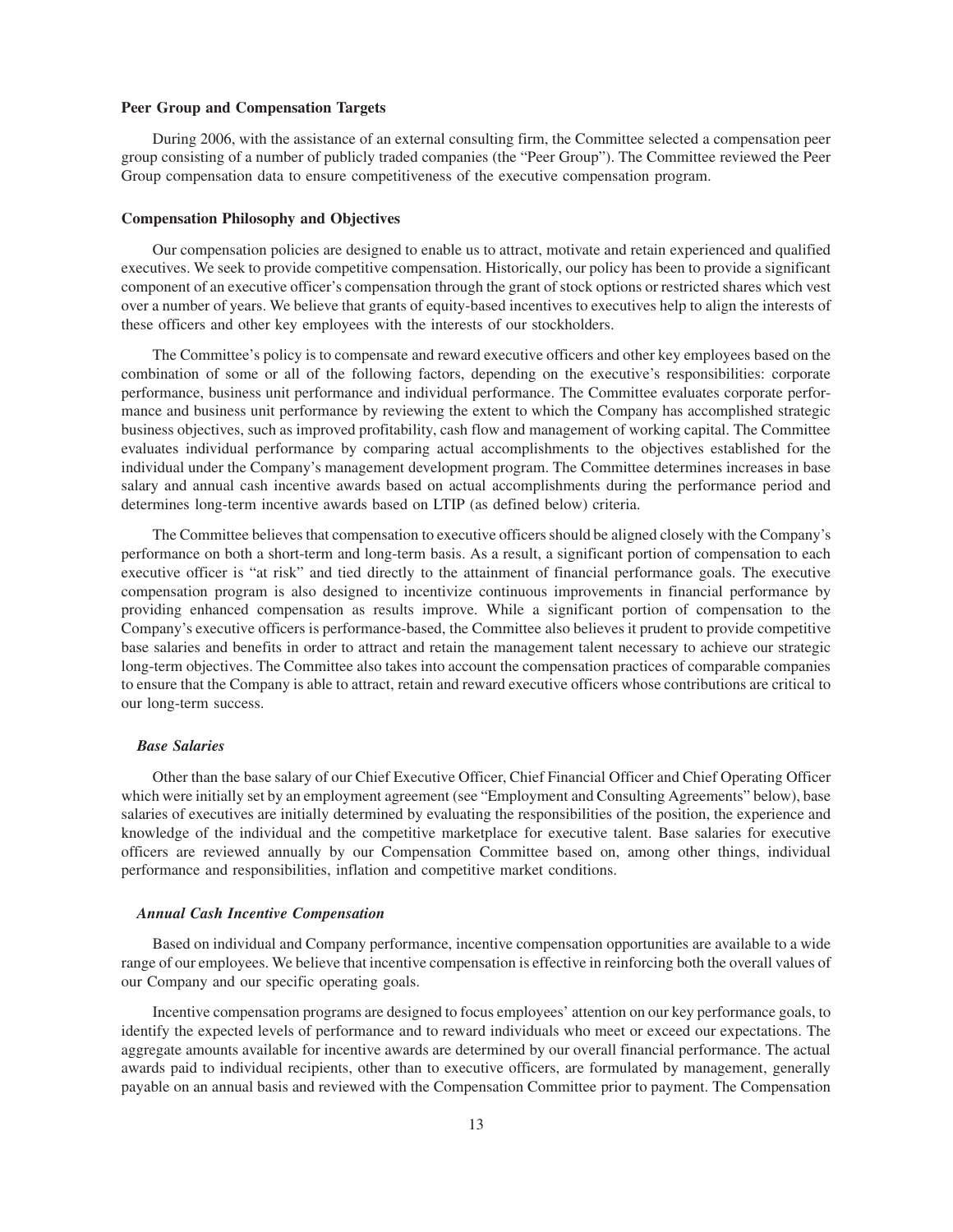### Peer Group and Compensation Targets

During 2006, with the assistance of an external consulting firm, the Committee selected a compensation peer group consisting of a number of publicly traded companies (the "Peer Group"). The Committee reviewed the Peer Group compensation data to ensure competitiveness of the executive compensation program.

### Compensation Philosophy and Objectives

Our compensation policies are designed to enable us to attract, motivate and retain experienced and qualified executives. We seek to provide competitive compensation. Historically, our policy has been to provide a significant component of an executive officer's compensation through the grant of stock options or restricted shares which vest over a number of years. We believe that grants of equity-based incentives to executives help to align the interests of these officers and other key employees with the interests of our stockholders.

The Committee's policy is to compensate and reward executive officers and other key employees based on the combination of some or all of the following factors, depending on the executive's responsibilities: corporate performance, business unit performance and individual performance. The Committee evaluates corporate performance and business unit performance by reviewing the extent to which the Company has accomplished strategic business objectives, such as improved profitability, cash flow and management of working capital. The Committee evaluates individual performance by comparing actual accomplishments to the objectives established for the individual under the Company's management development program. The Committee determines increases in base salary and annual cash incentive awards based on actual accomplishments during the performance period and determines long-term incentive awards based on LTIP (as defined below) criteria.

The Committee believes that compensation to executive officers should be aligned closely with the Company's performance on both a short-term and long-term basis. As a result, a significant portion of compensation to each executive officer is "at risk" and tied directly to the attainment of financial performance goals. The executive compensation program is also designed to incentivize continuous improvements in financial performance by providing enhanced compensation as results improve. While a significant portion of compensation to the Company's executive officers is performance-based, the Committee also believes it prudent to provide competitive base salaries and benefits in order to attract and retain the management talent necessary to achieve our strategic long-term objectives. The Committee also takes into account the compensation practices of comparable companies to ensure that the Company is able to attract, retain and reward executive officers whose contributions are critical to our long-term success.

#### *Base Salaries*

Other than the base salary of our Chief Executive Officer, Chief Financial Officer and Chief Operating Officer which were initially set by an employment agreement (see "Employment and Consulting Agreements" below), base salaries of executives are initially determined by evaluating the responsibilities of the position, the experience and knowledge of the individual and the competitive marketplace for executive talent. Base salaries for executive officers are reviewed annually by our Compensation Committee based on, among other things, individual performance and responsibilities, inflation and competitive market conditions.

#### *Annual Cash Incentive Compensation*

Based on individual and Company performance, incentive compensation opportunities are available to a wide range of our employees. We believe that incentive compensation is effective in reinforcing both the overall values of our Company and our specific operating goals.

Incentive compensation programs are designed to focus employees' attention on our key performance goals, to identify the expected levels of performance and to reward individuals who meet or exceed our expectations. The aggregate amounts available for incentive awards are determined by our overall financial performance. The actual awards paid to individual recipients, other than to executive officers, are formulated by management, generally payable on an annual basis and reviewed with the Compensation Committee prior to payment. The Compensation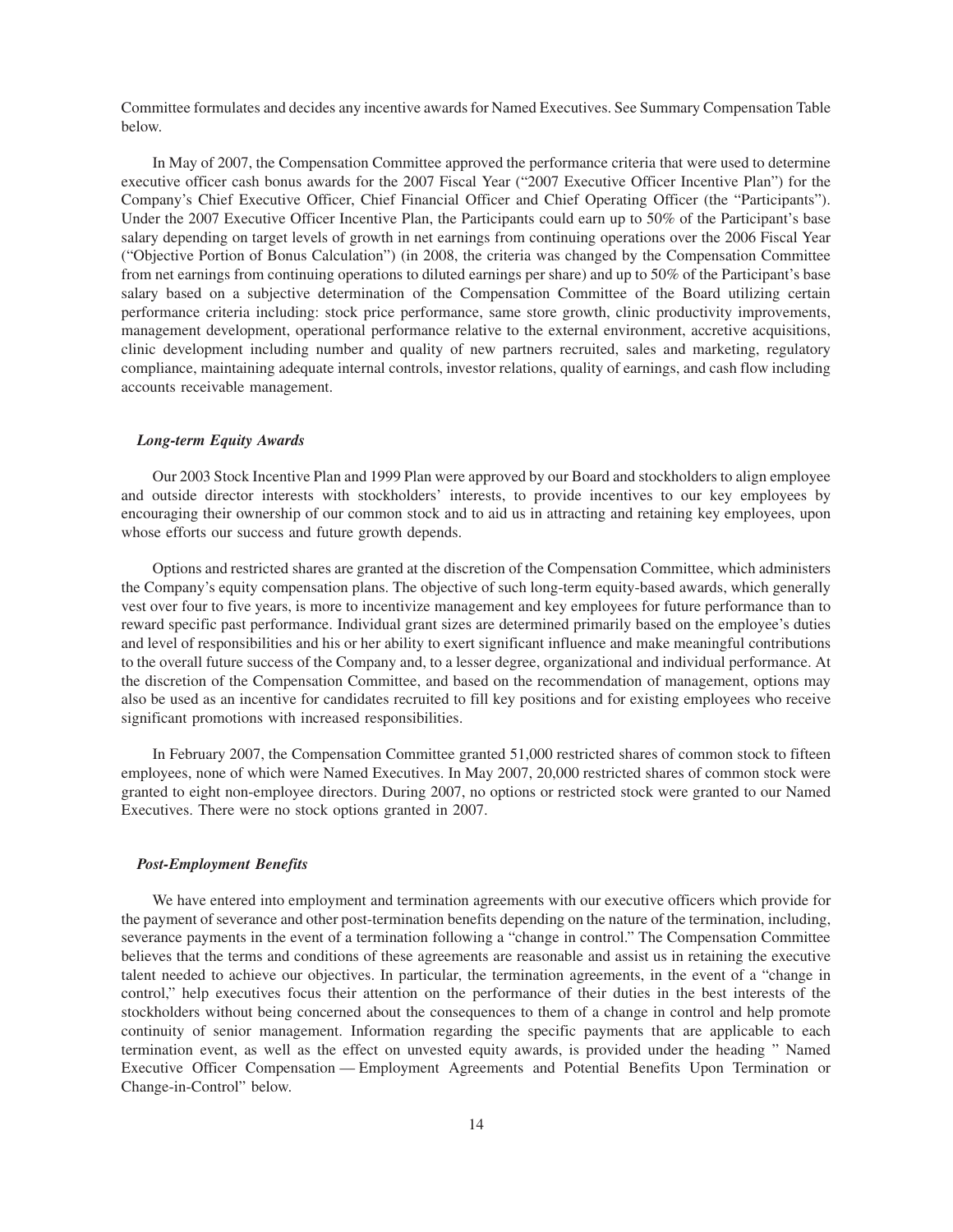Committee formulates and decides any incentive awards for Named Executives. See Summary Compensation Table below.

In May of 2007, the Compensation Committee approved the performance criteria that were used to determine executive officer cash bonus awards for the 2007 Fiscal Year ("2007 Executive Officer Incentive Plan") for the Company's Chief Executive Officer, Chief Financial Officer and Chief Operating Officer (the "Participants"). Under the 2007 Executive Officer Incentive Plan, the Participants could earn up to 50% of the Participant's base salary depending on target levels of growth in net earnings from continuing operations over the 2006 Fiscal Year ("Objective Portion of Bonus Calculation") (in 2008, the criteria was changed by the Compensation Committee from net earnings from continuing operations to diluted earnings per share) and up to 50% of the Participant's base salary based on a subjective determination of the Compensation Committee of the Board utilizing certain performance criteria including: stock price performance, same store growth, clinic productivity improvements, management development, operational performance relative to the external environment, accretive acquisitions, clinic development including number and quality of new partners recruited, sales and marketing, regulatory compliance, maintaining adequate internal controls, investor relations, quality of earnings, and cash flow including accounts receivable management.

### *Long-term Equity Awards*

Our 2003 Stock Incentive Plan and 1999 Plan were approved by our Board and stockholders to align employee and outside director interests with stockholders' interests, to provide incentives to our key employees by encouraging their ownership of our common stock and to aid us in attracting and retaining key employees, upon whose efforts our success and future growth depends.

Options and restricted shares are granted at the discretion of the Compensation Committee, which administers the Company's equity compensation plans. The objective of such long-term equity-based awards, which generally vest over four to five years, is more to incentivize management and key employees for future performance than to reward specific past performance. Individual grant sizes are determined primarily based on the employee's duties and level of responsibilities and his or her ability to exert significant influence and make meaningful contributions to the overall future success of the Company and, to a lesser degree, organizational and individual performance. At the discretion of the Compensation Committee, and based on the recommendation of management, options may also be used as an incentive for candidates recruited to fill key positions and for existing employees who receive significant promotions with increased responsibilities.

In February 2007, the Compensation Committee granted 51,000 restricted shares of common stock to fifteen employees, none of which were Named Executives. In May 2007, 20,000 restricted shares of common stock were granted to eight non-employee directors. During 2007, no options or restricted stock were granted to our Named Executives. There were no stock options granted in 2007.

### *Post-Employment Benefits*

We have entered into employment and termination agreements with our executive officers which provide for the payment of severance and other post-termination benefits depending on the nature of the termination, including, severance payments in the event of a termination following a "change in control." The Compensation Committee believes that the terms and conditions of these agreements are reasonable and assist us in retaining the executive talent needed to achieve our objectives. In particular, the termination agreements, in the event of a "change in control," help executives focus their attention on the performance of their duties in the best interests of the stockholders without being concerned about the consequences to them of a change in control and help promote continuity of senior management. Information regarding the specific payments that are applicable to each termination event, as well as the effect on unvested equity awards, is provided under the heading " Named Executive Officer Compensation — Employment Agreements and Potential Benefits Upon Termination or Change-in-Control" below.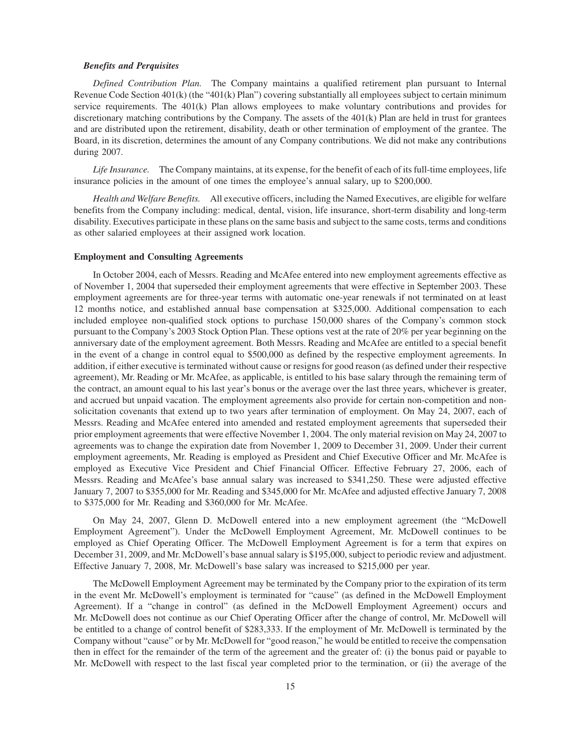### *Benefits and Perquisites*

*Defined Contribution Plan.* The Company maintains a qualified retirement plan pursuant to Internal Revenue Code Section 401(k) (the "401(k) Plan") covering substantially all employees subject to certain minimum service requirements. The 401(k) Plan allows employees to make voluntary contributions and provides for discretionary matching contributions by the Company. The assets of the 401(k) Plan are held in trust for grantees and are distributed upon the retirement, disability, death or other termination of employment of the grantee. The Board, in its discretion, determines the amount of any Company contributions. We did not make any contributions during 2007.

*Life Insurance.* The Company maintains, at its expense, for the benefit of each of its full-time employees, life insurance policies in the amount of one times the employee's annual salary, up to $200,000.

*Health and Welfare Benefits.* All executive officers, including the Named Executives, are eligible for welfare benefits from the Company including: medical, dental, vision, life insurance, short-term disability and long-term disability. Executives participate in these plans on the same basis and subject to the same costs, terms and conditions as other salaried employees at their assigned work location.

### Employment and Consulting Agreements

In October 2004, each of Messrs. Reading and McAfee entered into new employment agreements effective as of November 1, 2004 that superseded their employment agreements that were effective in September 2003. These employment agreements are for three-year terms with automatic one-year renewals if not terminated on at least 12 months notice, and established annual base compensation at $325,000. Additional compensation to each included employee non-qualified stock options to purchase 150,000 shares of the Company's common stock pursuant to the Company's 2003 Stock Option Plan. These options vest at the rate of 20% per year beginning on the anniversary date of the employment agreement. Both Messrs. Reading and McAfee are entitled to a special benefit in the event of a change in control equal to $500,000 as defined by the respective employment agreements. In addition, if either executive is terminated without cause or resigns for good reason (as defined under their respective agreement), Mr. Reading or Mr. McAfee, as applicable, is entitled to his base salary through the remaining term of the contract, an amount equal to his last year's bonus or the average over the last three years, whichever is greater, and accrued but unpaid vacation. The employment agreements also provide for certain non-competition and non-solicitation covenants that extend up to two years after termination of employment. On May 24, 2007, each of Messrs. Reading and McAfee entered into amended and restated employment agreements that superseded their prior employment agreements that were effective November 1, 2004. The only material revision on May 24, 2007 to agreements was to change the expiration date from November 1, 2009 to December 31, 2009. Under their current employment agreements, Mr. Reading is employed as President and Chief Executive Officer and Mr. McAfee is employed as Executive Vice President and Chief Financial Officer. Effective February 27, 2006, each of Messrs. Reading and McAfee's base annual salary was increased to $341,250. These were adjusted effective January 7, 2007 to $355,000 for Mr. Reading and $345,000 for Mr. McAfee and adjusted effective January 7, 2008 to $375,000 for Mr. Reading and $360,000 for Mr. McAfee.

On May 24, 2007, Glenn D. McDowell entered into a new employment agreement (the "McDowell Employment Agreement"). Under the McDowell Employment Agreement, Mr. McDowell continues to be employed as Chief Operating Officer. The McDowell Employment Agreement is for a term that expires on December 31, 2009, and Mr. McDowell's base annual salary is $195,000, subject to periodic review and adjustment. Effective January 7, 2008, Mr. McDowell's base salary was increased to $215,000 per year.

The McDowell Employment Agreement may be terminated by the Company prior to the expiration of its term in the event Mr. McDowell's employment is terminated for "cause" (as defined in the McDowell Employment Agreement). If a "change in control" (as defined in the McDowell Employment Agreement) occurs and Mr. McDowell does not continue as our Chief Operating Officer after the change of control, Mr. McDowell will be entitled to a change of control benefit of $283,333. If the employment of Mr. McDowell is terminated by the Company without "cause" or by Mr. McDowell for "good reason," he would be entitled to receive the compensation then in effect for the remainder of the term of the agreement and the greater of: (i) the bonus paid or payable to Mr. McDowell with respect to the last fiscal year completed prior to the termination, or (ii) the average of the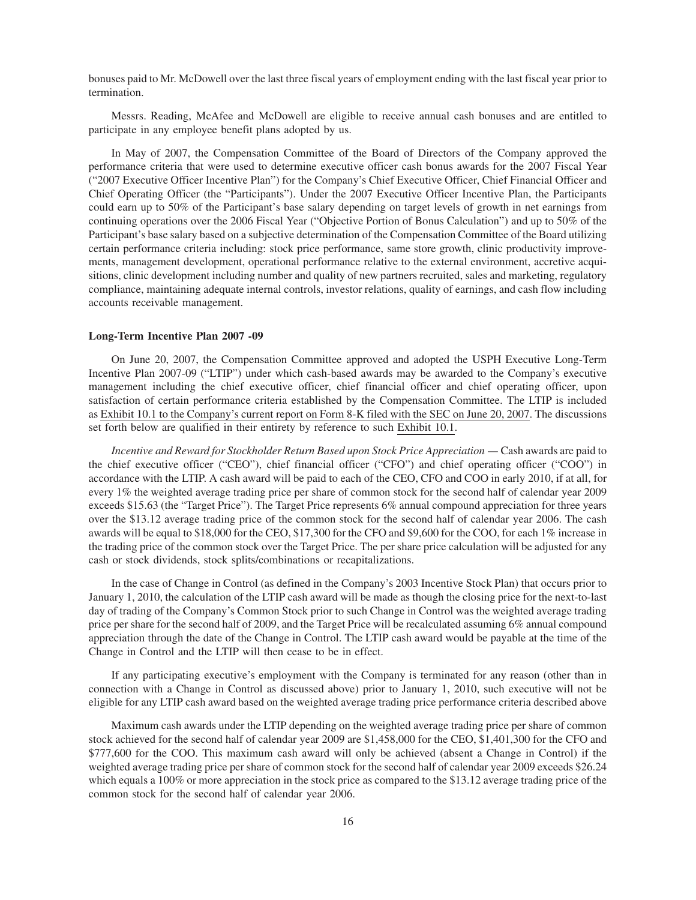bonuses paid to Mr. McDowell over the last three fiscal years of employment ending with the last fiscal year prior to termination.

Messrs. Reading, McAfee and McDowell are eligible to receive annual cash bonuses and are entitled to participate in any employee benefit plans adopted by us.

In May of 2007, the Compensation Committee of the Board of Directors of the Company approved the performance criteria that were used to determine executive officer cash bonus awards for the 2007 Fiscal Year ("2007 Executive Officer Incentive Plan") for the Company's Chief Executive Officer, Chief Financial Officer and Chief Operating Officer (the "Participants"). Under the 2007 Executive Officer Incentive Plan, the Participants could earn up to 50% of the Participant's base salary depending on target levels of growth in net earnings from continuing operations over the 2006 Fiscal Year ("Objective Portion of Bonus Calculation") and up to 50% of the Participant's base salary based on a subjective determination of the Compensation Committee of the Board utilizing certain performance criteria including: stock price performance, same store growth, clinic productivity improvements, management development, operational performance relative to the external environment, accretive acquisitions, clinic development including number and quality of new partners recruited, sales and marketing, regulatory compliance, maintaining adequate internal controls, investor relations, quality of earnings, and cash flow including accounts receivable management.

**Long-Term Incentive Plan 2007 -09**

On June 20, 2007, the Compensation Committee approved and adopted the USPH Executive Long-Term Incentive Plan 2007-09 ("LTIP") under which cash-based awards may be awarded to the Company's executive management including the chief executive officer, chief financial officer and chief operating officer, upon satisfaction of certain performance criteria established by the Compensation Committee. The LTIP is included as Exhibit 10.1 to the Company's current report on Form 8-K filed with the SEC on June 20, 2007. The discussions set forth below are qualified in their entirety by reference to such Exhibit 10.1.

*Incentive and Reward for Stockholder Return Based upon Stock Price Appreciation* — Cash awards are paid to the chief executive officer ("CEO"), chief financial officer ("CFO") and chief operating officer ("COO") in accordance with the LTIP. A cash award will be paid to each of the CEO, CFO and COO in early 2010, if at all, for every 1% the weighted average trading price per share of common stock for the second half of calendar year 2009 exceeds $15.63 (the "Target Price"). The Target Price represents 6% annual compound appreciation for three years over the $13.12 average trading price of the common stock for the second half of calendar year 2006. The cash awards will be equal to $18,000 for the CEO, $17,300 for the CFO and $9,600 for the COO, for each 1% increase in the trading price of the common stock over the Target Price. The per share price calculation will be adjusted for any cash or stock dividends, stock splits/combinations or recapitalizations.

In the case of Change in Control (as defined in the Company's 2003 Incentive Stock Plan) that occurs prior to January 1, 2010, the calculation of the LTIP cash award will be made as though the closing price for the next-to-last day of trading of the Company's Common Stock prior to such Change in Control was the weighted average trading price per share for the second half of 2009, and the Target Price will be recalculated assuming 6% annual compound appreciation through the date of the Change in Control. The LTIP cash award would be payable at the time of the Change in Control and the LTIP will then cease to be in effect.

If any participating executive's employment with the Company is terminated for any reason (other than in connection with a Change in Control as discussed above) prior to January 1, 2010, such executive will not be eligible for any LTIP cash award based on the weighted average trading price performance criteria described above

Maximum cash awards under the LTIP depending on the weighted average trading price per share of common stock achieved for the second half of calendar year 2009 are $1,458,000 for the CEO, $1,401,300 for the CFO and $777,600 for the COO. This maximum cash award will only be achieved (absent a Change in Control) if the weighted average trading price per share of common stock for the second half of calendar year 2009 exceeds $26.24 which equals a 100% or more appreciation in the stock price as compared to the $13.12 average trading price of the common stock for the second half of calendar year 2006.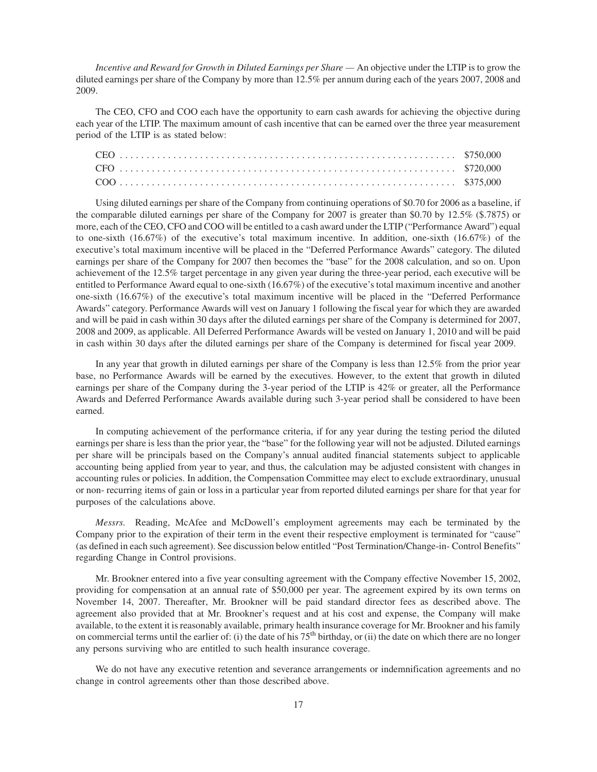*Incentive and Reward for Growth in Diluted Earnings per Share* — An objective under the LTIP is to grow the diluted earnings per share of the Company by more than 12.5% per annum during each of the years 2007, 2008 and 2009.

The CEO, CFO and COO each have the opportunity to earn cash awards for achieving the objective during each year of the LTIP. The maximum amount of cash incentive that can be earned over the three year measurement period of the LTIP is as stated below:

| | |
|---|---|
| CEO | \$750,000 |
| CFO | \$720,000 |
| COO | \$375,000 |

Using diluted earnings per share of the Company from continuing operations of \$0.70 for 2006 as a baseline, if the comparable diluted earnings per share of the Company for 2007 is greater than \$0.70 by 12.5% (\$.7875) or more, each of the CEO, CFO and COO will be entitled to a cash award under the LTIP ("Performance Award") equal to one-sixth (16.67%) of the executive's total maximum incentive. In addition, one-sixth (16.67%) of the executive's total maximum incentive will be placed in the "Deferred Performance Awards" category. The diluted earnings per share of the Company for 2007 then becomes the "base" for the 2008 calculation, and so on. Upon achievement of the 12.5% target percentage in any given year during the three-year period, each executive will be entitled to Performance Award equal to one-sixth (16.67%) of the executive's total maximum incentive and another one-sixth (16.67%) of the executive's total maximum incentive will be placed in the "Deferred Performance Awards" category. Performance Awards will vest on January 1 following the fiscal year for which they are awarded and will be paid in cash within 30 days after the diluted earnings per share of the Company is determined for 2007, 2008 and 2009, as applicable. All Deferred Performance Awards will be vested on January 1, 2010 and will be paid in cash within 30 days after the diluted earnings per share of the Company is determined for fiscal year 2009.

In any year that growth in diluted earnings per share of the Company is less than 12.5% from the prior year base, no Performance Awards will be earned by the executives. However, to the extent that growth in diluted earnings per share of the Company during the 3-year period of the LTIP is 42% or greater, all the Performance Awards and Deferred Performance Awards available during such 3-year period shall be considered to have been earned.

In computing achievement of the performance criteria, if for any year during the testing period the diluted earnings per share is less than the prior year, the "base" for the following year will not be adjusted. Diluted earnings per share will be principals based on the Company's annual audited financial statements subject to applicable accounting being applied from year to year, and thus, the calculation may be adjusted consistent with changes in accounting rules or policies. In addition, the Compensation Committee may elect to exclude extraordinary, unusual or non- recurring items of gain or loss in a particular year from reported diluted earnings per share for that year for purposes of the calculations above.

*Messrs.* Reading, McAfee and McDowell's employment agreements may each be terminated by the Company prior to the expiration of their term in the event their respective employment is terminated for "cause" (as defined in each such agreement). See discussion below entitled "Post Termination/Change-in- Control Benefits" regarding Change in Control provisions.

Mr. Brookner entered into a five year consulting agreement with the Company effective November 15, 2002, providing for compensation at an annual rate of \$50,000 per year. The agreement expired by its own terms on November 14, 2007. Thereafter, Mr. Brookner will be paid standard director fees as described above. The agreement also provided that at Mr. Brookner's request and at his cost and expense, the Company will make available, to the extent it is reasonably available, primary health insurance coverage for Mr. Brookner and his family on commercial terms until the earlier of: (i) the date of his 75th birthday, or (ii) the date on which there are no longer any persons surviving who are entitled to such health insurance coverage.

We do not have any executive retention and severance arrangements or indemnification agreements and no change in control agreements other than those described above.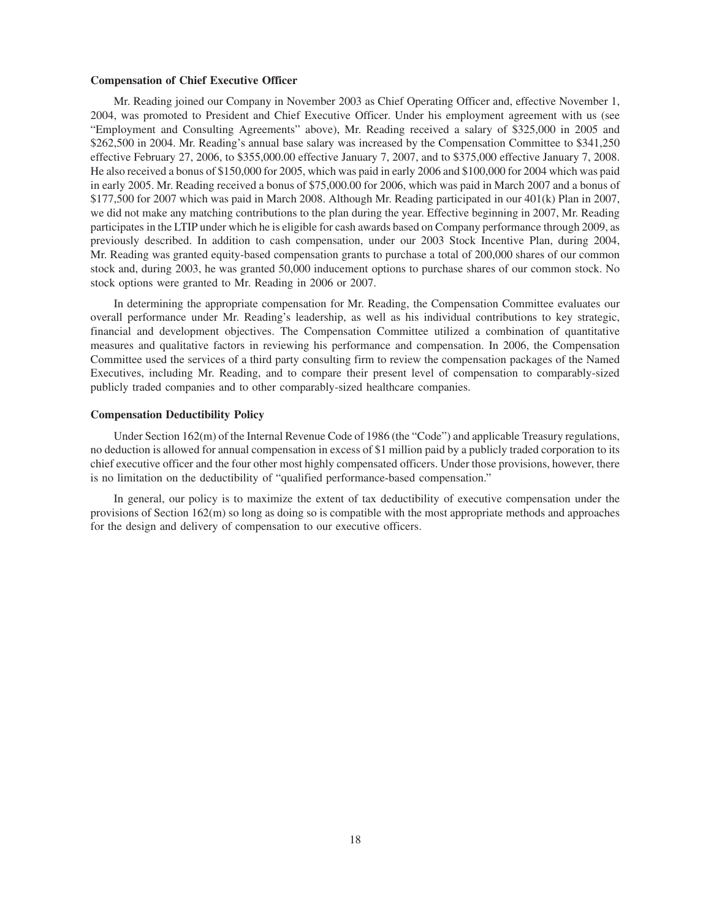### Compensation of Chief Executive Officer

Mr. Reading joined our Company in November 2003 as Chief Operating Officer and, effective November 1, 2004, was promoted to President and Chief Executive Officer. Under his employment agreement with us (see "Employment and Consulting Agreements" above), Mr. Reading received a salary of $325,000 in 2005 and $262,500 in 2004. Mr. Reading's annual base salary was increased by the Compensation Committee to $341,250 effective February 27, 2006, to $355,000.00 effective January 7, 2007, and to $375,000 effective January 7, 2008. He also received a bonus of $150,000 for 2005, which was paid in early 2006 and $100,000 for 2004 which was paid in early 2005. Mr. Reading received a bonus of $75,000.00 for 2006, which was paid in March 2007 and a bonus of $177,500 for 2007 which was paid in March 2008. Although Mr. Reading participated in our 401(k) Plan in 2007, we did not make any matching contributions to the plan during the year. Effective beginning in 2007, Mr. Reading participates in the LTIP under which he is eligible for cash awards based on Company performance through 2009, as previously described. In addition to cash compensation, under our 2003 Stock Incentive Plan, during 2004, Mr. Reading was granted equity-based compensation grants to purchase a total of 200,000 shares of our common stock and, during 2003, he was granted 50,000 inducement options to purchase shares of our common stock. No stock options were granted to Mr. Reading in 2006 or 2007.

In determining the appropriate compensation for Mr. Reading, the Compensation Committee evaluates our overall performance under Mr. Reading's leadership, as well as his individual contributions to key strategic, financial and development objectives. The Compensation Committee utilized a combination of quantitative measures and qualitative factors in reviewing his performance and compensation. In 2006, the Compensation Committee used the services of a third party consulting firm to review the compensation packages of the Named Executives, including Mr. Reading, and to compare their present level of compensation to comparably-sized publicly traded companies and to other comparably-sized healthcare companies.

### Compensation Deductibility Policy

Under Section 162(m) of the Internal Revenue Code of 1986 (the "Code") and applicable Treasury regulations, no deduction is allowed for annual compensation in excess of $1 million paid by a publicly traded corporation to its chief executive officer and the four other most highly compensated officers. Under those provisions, however, there is no limitation on the deductibility of "qualified performance-based compensation."

In general, our policy is to maximize the extent of tax deductibility of executive compensation under the provisions of Section 162(m) so long as doing so is compatible with the most appropriate methods and approaches for the design and delivery of compensation to our executive officers.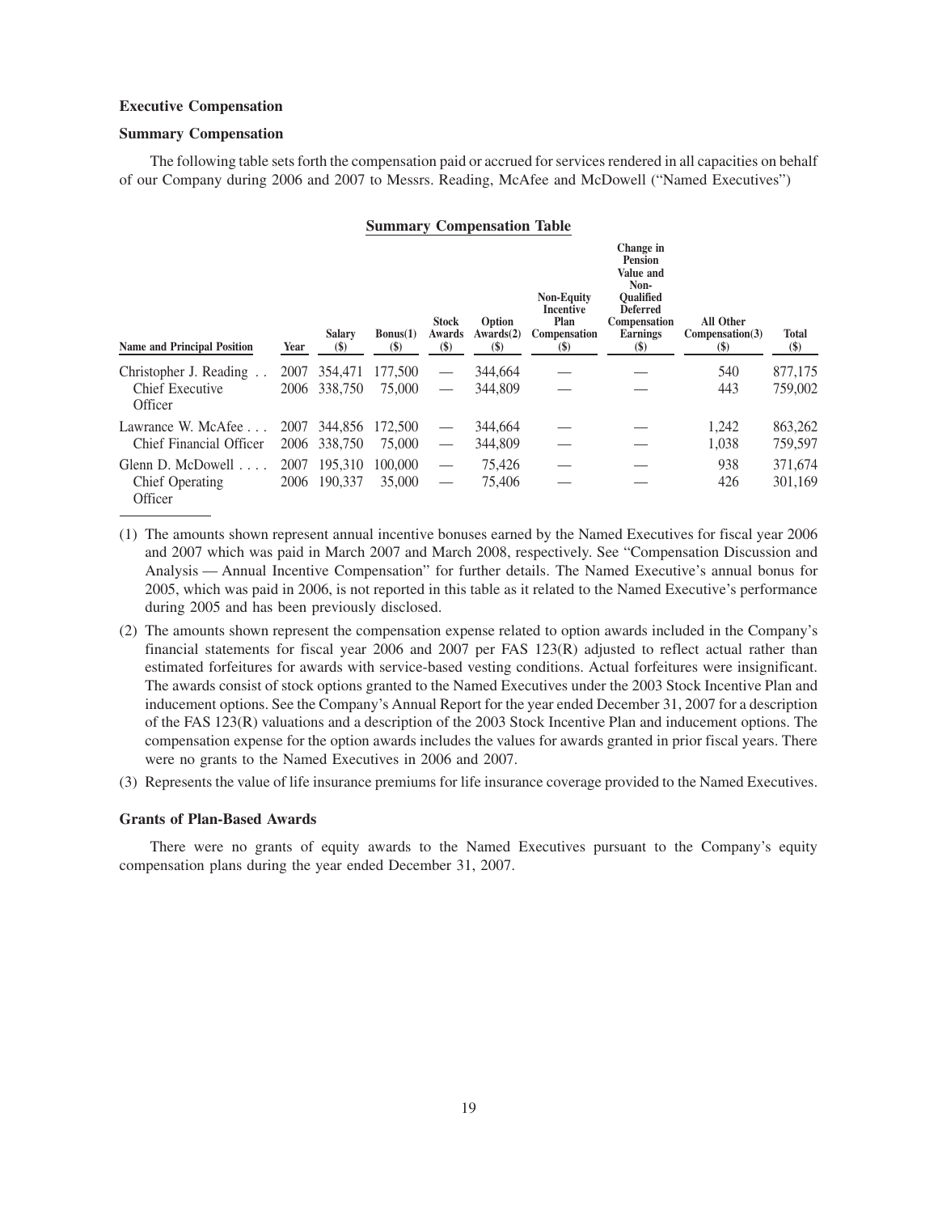## Executive Compensation

### Summary Compensation

The following table sets forth the compensation paid or accrued for services rendered in all capacities on behalf of our Company during 2006 and 2007 to Messrs. Reading, McAfee and McDowell ("Named Executives")

**Summary Compensation Table**

| Name and Principal Position | Year | Salary ($) | Bonus(1) ($) | Stock Awards ($) | Option Awards(2) ($) | Non-Equity Incentive Plan Compensation ($) | Change in Pension Value and Non-Qualified Deferred Compensation Earnings ($) | All Other Compensation(3) ($) | Total ($) |
|---|---|---|---|---|---|---|---|---|---|
| Christopher J. Reading | 2007 | 354,471 | 177,500 | — | 344,664 | — | — | 540 | 877,175 |
| Chief Executive Officer | 2006 | 338,750 | 75,000 | — | 344,809 | — | — | 443 | 759,002 |
| Lawrance W. McAfee | 2007 | 344,856 | 172,500 | — | 344,664 | — | — | 1,242 | 863,262 |
| Chief Financial Officer | 2006 | 338,750 | 75,000 | — | 344,809 | — | — | 1,038 | 759,597 |
| Glenn D. McDowell | 2007 | 195,310 | 100,000 | — | 75,426 | — | — | 938 | 371,674 |
| Chief Operating Officer | 2006 | 190,337 | 35,000 | — | 75,406 | — | — | 426 | 301,169 |

(1) The amounts shown represent annual incentive bonuses earned by the Named Executives for fiscal year 2006 and 2007 which was paid in March 2007 and March 2008, respectively. See "Compensation Discussion and Analysis — Annual Incentive Compensation" for further details. The Named Executive's annual bonus for 2005, which was paid in 2006, is not reported in this table as it related to the Named Executive's performance during 2005 and has been previously disclosed.

(2) The amounts shown represent the compensation expense related to option awards included in the Company's financial statements for fiscal year 2006 and 2007 per FAS 123(R) adjusted to reflect actual rather than estimated forfeitures for awards with service-based vesting conditions. Actual forfeitures were insignificant. The awards consist of stock options granted to the Named Executives under the 2003 Stock Incentive Plan and inducement options. See the Company's Annual Report for the year ended December 31, 2007 for a description of the FAS 123(R) valuations and a description of the 2003 Stock Incentive Plan and inducement options. The compensation expense for the option awards includes the values for awards granted in prior fiscal years. There were no grants to the Named Executives in 2006 and 2007.

(3) Represents the value of life insurance premiums for life insurance coverage provided to the Named Executives.

### Grants of Plan-Based Awards

There were no grants of equity awards to the Named Executives pursuant to the Company's equity compensation plans during the year ended December 31, 2007.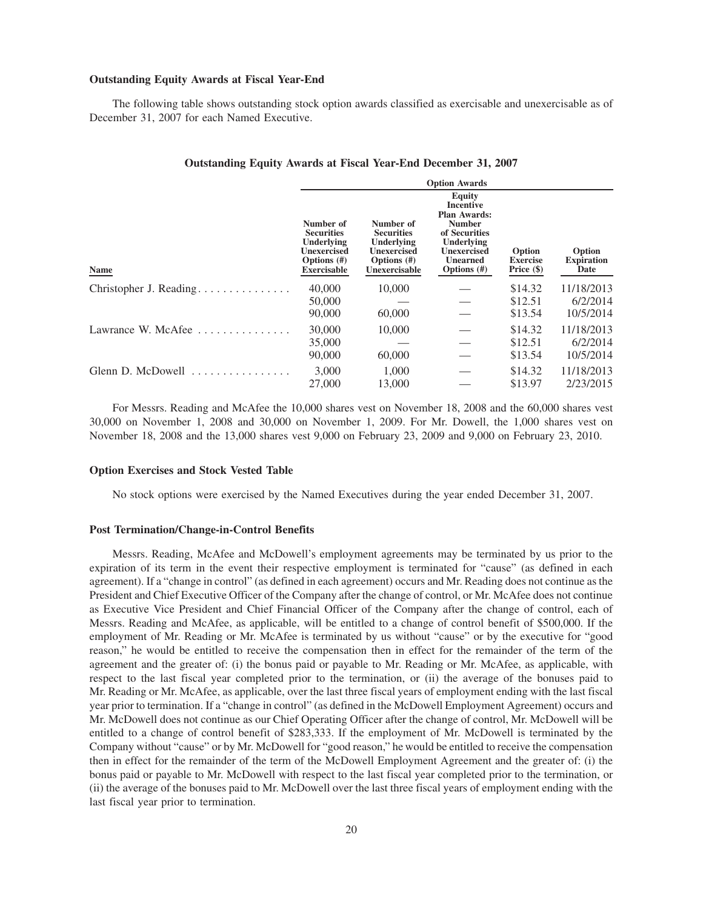### Outstanding Equity Awards at Fiscal Year-End

The following table shows outstanding stock option awards classified as exercisable and unexercisable as of December 31, 2007 for each Named Executive.

#### Outstanding Equity Awards at Fiscal Year-End December 31, 2007

| | Option Awards | | | | |
|---|---|---|---|---|---|
| Name | Number of Securities Underlying Unexercised Options (#) Exercisable | Number of Securities Underlying Unexercised Options (#) Unexercisable | Equity Incentive Plan Awards: Number of Securities Underlying Unexercised Unearned Options (#) | Option Exercise Price ($) | Option Expiration Date |
| Christopher J. Reading | 40,000 | 10,000 | — | $14.32 | 11/18/2013 |
| | 50,000 | — | — | $12.51 | 6/2/2014 |
| | 90,000 | 60,000 | — | $13.54 | 10/5/2014 |
| Lawrance W. McAfee | 30,000 | 10,000 | — | $14.32 | 11/18/2013 |
| | 35,000 | — | — | $12.51 | 6/2/2014 |
| | 90,000 | 60,000 | — | $13.54 | 10/5/2014 |
| Glenn D. McDowell | 3,000 | 1,000 | — | $14.32 | 11/18/2013 |
| | 27,000 | 13,000 | — | $13.97 | 2/23/2015 |

For Messrs. Reading and McAfee the 10,000 shares vest on November 18, 2008 and the 60,000 shares vest 30,000 on November 1, 2008 and 30,000 on November 1, 2009. For Mr. Dowell, the 1,000 shares vest on November 18, 2008 and the 13,000 shares vest 9,000 on February 23, 2009 and 9,000 on February 23, 2010.

### Option Exercises and Stock Vested Table

No stock options were exercised by the Named Executives during the year ended December 31, 2007.

### Post Termination/Change-in-Control Benefits

Messrs. Reading, McAfee and McDowell's employment agreements may be terminated by us prior to the expiration of its term in the event their respective employment is terminated for "cause" (as defined in each agreement). If a "change in control" (as defined in each agreement) occurs and Mr. Reading does not continue as the President and Chief Executive Officer of the Company after the change of control, or Mr. McAfee does not continue as Executive Vice President and Chief Financial Officer of the Company after the change of control, each of Messrs. Reading and McAfee, as applicable, will be entitled to a change of control benefit of $500,000. If the employment of Mr. Reading or Mr. McAfee is terminated by us without "cause" or by the executive for "good reason," he would be entitled to receive the compensation then in effect for the remainder of the term of the agreement and the greater of: (i) the bonus paid or payable to Mr. Reading or Mr. McAfee, as applicable, with respect to the last fiscal year completed prior to the termination, or (ii) the average of the bonuses paid to Mr. Reading or Mr. McAfee, as applicable, over the last three fiscal years of employment ending with the last fiscal year prior to termination. If a "change in control" (as defined in the McDowell Employment Agreement) occurs and Mr. McDowell does not continue as our Chief Operating Officer after the change of control, Mr. McDowell will be entitled to a change of control benefit of $283,333. If the employment of Mr. McDowell is terminated by the Company without "cause" or by Mr. McDowell for "good reason," he would be entitled to receive the compensation then in effect for the remainder of the term of the McDowell Employment Agreement and the greater of: (i) the bonus paid or payable to Mr. McDowell with respect to the last fiscal year completed prior to the termination, or (ii) the average of the bonuses paid to Mr. McDowell over the last three fiscal years of employment ending with the last fiscal year prior to termination.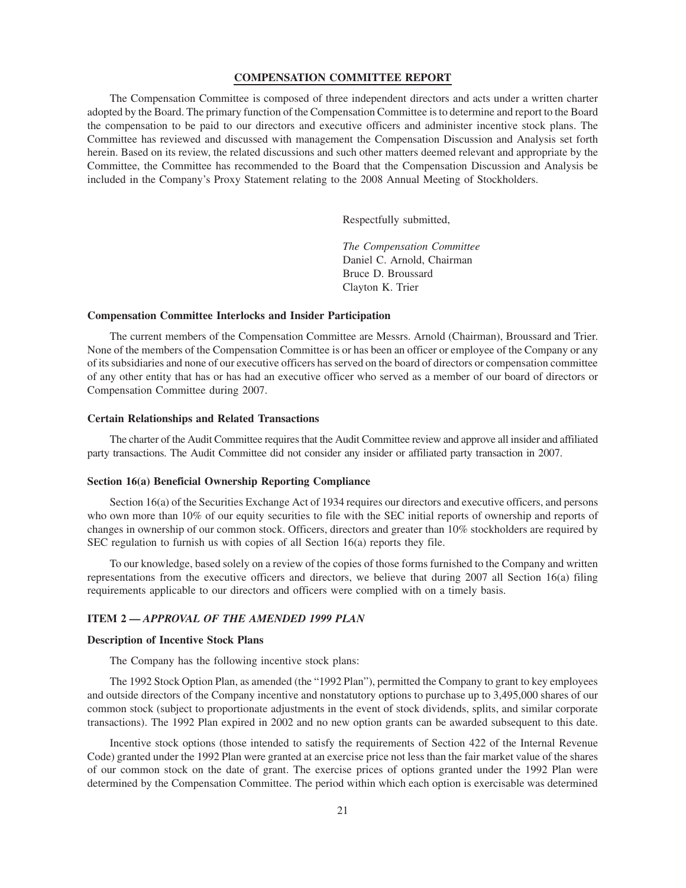## COMPENSATION COMMITTEE REPORT

The Compensation Committee is composed of three independent directors and acts under a written charter adopted by the Board. The primary function of the Compensation Committee is to determine and report to the Board the compensation to be paid to our directors and executive officers and administer incentive stock plans. The Committee has reviewed and discussed with management the Compensation Discussion and Analysis set forth herein. Based on its review, the related discussions and such other matters deemed relevant and appropriate by the Committee, the Committee has recommended to the Board that the Compensation Discussion and Analysis be included in the Company's Proxy Statement relating to the 2008 Annual Meeting of Stockholders.

Respectfully submitted,

*The Compensation Committee*
Daniel C. Arnold, Chairman
Bruce D. Broussard
Clayton K. Trier

### Compensation Committee Interlocks and Insider Participation

The current members of the Compensation Committee are Messrs. Arnold (Chairman), Broussard and Trier. None of the members of the Compensation Committee is or has been an officer or employee of the Company or any of its subsidiaries and none of our executive officers has served on the board of directors or compensation committee of any other entity that has or has had an executive officer who served as a member of our board of directors or Compensation Committee during 2007.

### Certain Relationships and Related Transactions

The charter of the Audit Committee requires that the Audit Committee review and approve all insider and affiliated party transactions. The Audit Committee did not consider any insider or affiliated party transaction in 2007.

### Section 16(a) Beneficial Ownership Reporting Compliance

Section 16(a) of the Securities Exchange Act of 1934 requires our directors and executive officers, and persons who own more than 10% of our equity securities to file with the SEC initial reports of ownership and reports of changes in ownership of our common stock. Officers, directors and greater than 10% stockholders are required by SEC regulation to furnish us with copies of all Section 16(a) reports they file.

To our knowledge, based solely on a review of the copies of those forms furnished to the Company and written representations from the executive officers and directors, we believe that during 2007 all Section 16(a) filing requirements applicable to our directors and officers were complied with on a timely basis.

### ITEM 2 — *APPROVAL OF THE AMENDED 1999 PLAN*

### Description of Incentive Stock Plans

The Company has the following incentive stock plans:

The 1992 Stock Option Plan, as amended (the "1992 Plan"), permitted the Company to grant to key employees and outside directors of the Company incentive and nonstatutory options to purchase up to 3,495,000 shares of our common stock (subject to proportionate adjustments in the event of stock dividends, splits, and similar corporate transactions). The 1992 Plan expired in 2002 and no new option grants can be awarded subsequent to this date.

Incentive stock options (those intended to satisfy the requirements of Section 422 of the Internal Revenue Code) granted under the 1992 Plan were granted at an exercise price not less than the fair market value of the shares of our common stock on the date of grant. The exercise prices of options granted under the 1992 Plan were determined by the Compensation Committee. The period within which each option is exercisable was determined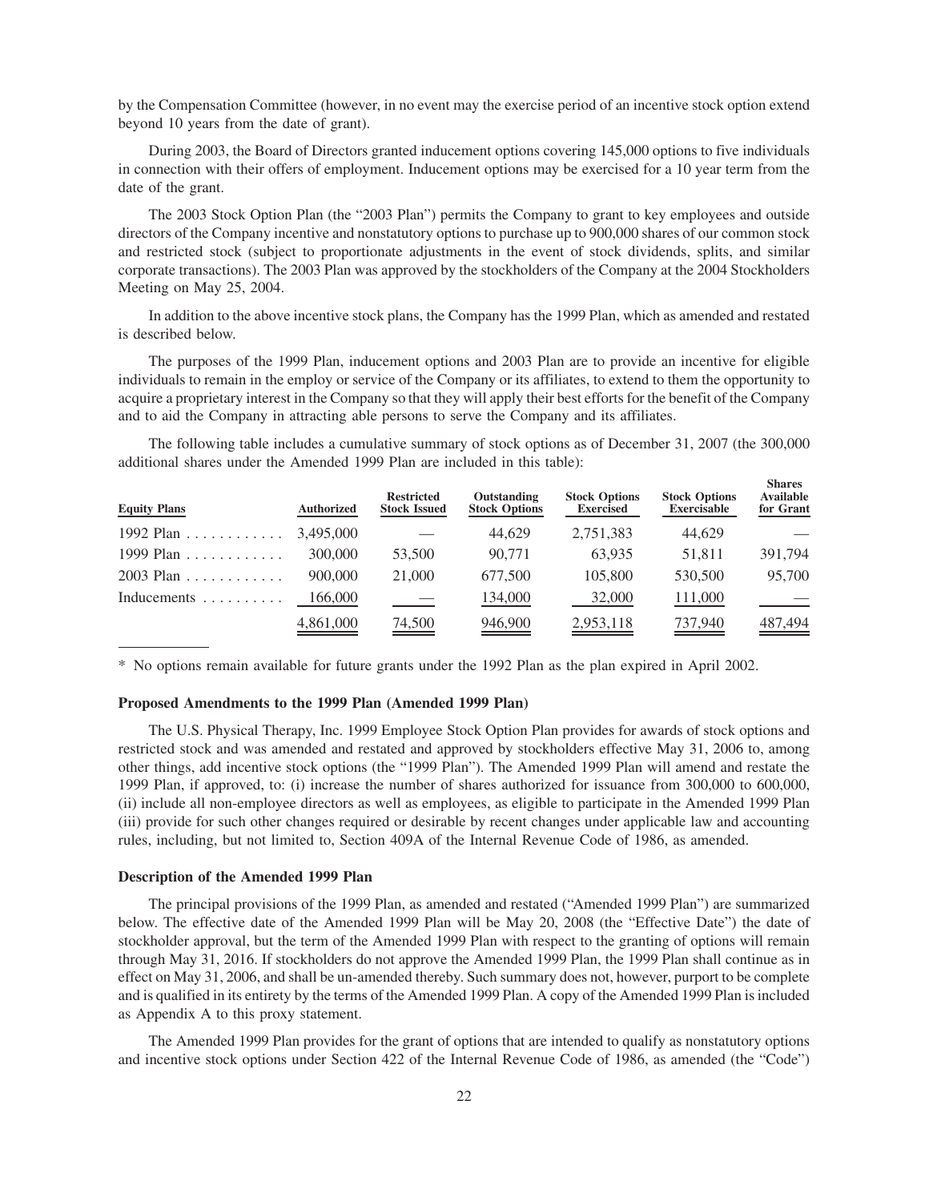by the Compensation Committee (however, in no event may the exercise period of an incentive stock option extend beyond 10 years from the date of grant).

During 2003, the Board of Directors granted inducement options covering 145,000 options to five individuals in connection with their offers of employment. Inducement options may be exercised for a 10 year term from the date of the grant.

The 2003 Stock Option Plan (the "2003 Plan") permits the Company to grant to key employees and outside directors of the Company incentive and nonstatutory options to purchase up to 900,000 shares of our common stock and restricted stock (subject to proportionate adjustments in the event of stock dividends, splits, and similar corporate transactions). The 2003 Plan was approved by the stockholders of the Company at the 2004 Stockholders Meeting on May 25, 2004.

In addition to the above incentive stock plans, the Company has the 1999 Plan, which as amended and restated is described below.

The purposes of the 1999 Plan, inducement options and 2003 Plan are to provide an incentive for eligible individuals to remain in the employ or service of the Company or its affiliates, to extend to them the opportunity to acquire a proprietary interest in the Company so that they will apply their best efforts for the benefit of the Company and to aid the Company in attracting able persons to serve the Company and its affiliates.

The following table includes a cumulative summary of stock options as of December 31, 2007 (the 300,000 additional shares under the Amended 1999 Plan are included in this table):

| Equity Plans | Authorized | Restricted Stock Issued | Outstanding Stock Options | Stock Options Exercised | Stock Options Exercisable | Shares Available for Grant |
|---|---|---|---|---|---|---|
| 1992 Plan | 3,495,000 | — | 44,629 | 2,751,383 | 44,629 | — |
| 1999 Plan | 300,000 | 53,500 | 90,771 | 63,935 | 51,811 | 391,794 |
| 2003 Plan | 900,000 | 21,000 | 677,500 | 105,800 | 530,500 | 95,700 |
| Inducements | 166,000 | — | 134,000 | 32,000 | 111,000 | — |
| | 4,861,000 | 74,500 | 946,900 | 2,953,118 | 737,940 | 487,494 |

\* No options remain available for future grants under the 1992 Plan as the plan expired in April 2002.

### Proposed Amendments to the 1999 Plan (Amended 1999 Plan)

The U.S. Physical Therapy, Inc. 1999 Employee Stock Option Plan provides for awards of stock options and restricted stock and was amended and restated and approved by stockholders effective May 31, 2006 to, among other things, add incentive stock options (the "1999 Plan"). The Amended 1999 Plan will amend and restate the 1999 Plan, if approved, to: (i) increase the number of shares authorized for issuance from 300,000 to 600,000, (ii) include all non-employee directors as well as employees, as eligible to participate in the Amended 1999 Plan (iii) provide for such other changes required or desirable by recent changes under applicable law and accounting rules, including, but not limited to, Section 409A of the Internal Revenue Code of 1986, as amended.

### Description of the Amended 1999 Plan

The principal provisions of the 1999 Plan, as amended and restated ("Amended 1999 Plan") are summarized below. The effective date of the Amended 1999 Plan will be May 20, 2008 (the "Effective Date") the date of stockholder approval, but the term of the Amended 1999 Plan with respect to the granting of options will remain through May 31, 2016. If stockholders do not approve the Amended 1999 Plan, the 1999 Plan shall continue as in effect on May 31, 2006, and shall be un-amended thereby. Such summary does not, however, purport to be complete and is qualified in its entirety by the terms of the Amended 1999 Plan. A copy of the Amended 1999 Plan is included as Appendix A to this proxy statement.

The Amended 1999 Plan provides for the grant of options that are intended to qualify as nonstatutory options and incentive stock options under Section 422 of the Internal Revenue Code of 1986, as amended (the "Code")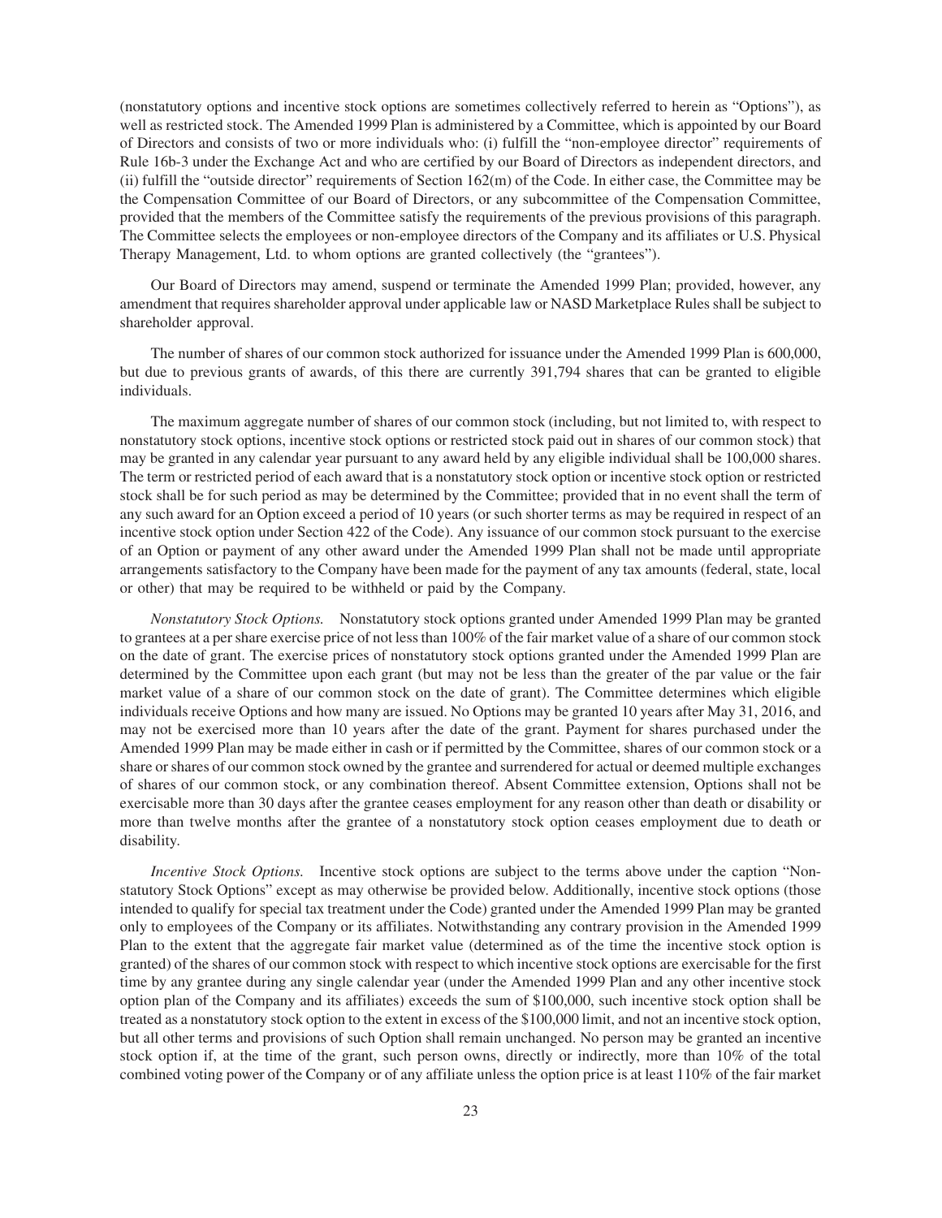(nonstatutory options and incentive stock options are sometimes collectively referred to herein as "Options"), as well as restricted stock. The Amended 1999 Plan is administered by a Committee, which is appointed by our Board of Directors and consists of two or more individuals who: (i) fulfill the "non-employee director" requirements of Rule 16b-3 under the Exchange Act and who are certified by our Board of Directors as independent directors, and (ii) fulfill the "outside director" requirements of Section 162(m) of the Code. In either case, the Committee may be the Compensation Committee of our Board of Directors, or any subcommittee of the Compensation Committee, provided that the members of the Committee satisfy the requirements of the previous provisions of this paragraph. The Committee selects the employees or non-employee directors of the Company and its affiliates or U.S. Physical Therapy Management, Ltd. to whom options are granted collectively (the "grantees").

Our Board of Directors may amend, suspend or terminate the Amended 1999 Plan; provided, however, any amendment that requires shareholder approval under applicable law or NASD Marketplace Rules shall be subject to shareholder approval.

The number of shares of our common stock authorized for issuance under the Amended 1999 Plan is 600,000, but due to previous grants of awards, of this there are currently 391,794 shares that can be granted to eligible individuals.

The maximum aggregate number of shares of our common stock (including, but not limited to, with respect to nonstatutory stock options, incentive stock options or restricted stock paid out in shares of our common stock) that may be granted in any calendar year pursuant to any award held by any eligible individual shall be 100,000 shares. The term or restricted period of each award that is a nonstatutory stock option or incentive stock option or restricted stock shall be for such period as may be determined by the Committee; provided that in no event shall the term of any such award for an Option exceed a period of 10 years (or such shorter terms as may be required in respect of an incentive stock option under Section 422 of the Code). Any issuance of our common stock pursuant to the exercise of an Option or payment of any other award under the Amended 1999 Plan shall not be made until appropriate arrangements satisfactory to the Company have been made for the payment of any tax amounts (federal, state, local or other) that may be required to be withheld or paid by the Company.

*Nonstatutory Stock Options.* Nonstatutory stock options granted under Amended 1999 Plan may be granted to grantees at a per share exercise price of not less than 100% of the fair market value of a share of our common stock on the date of grant. The exercise prices of nonstatutory stock options granted under the Amended 1999 Plan are determined by the Committee upon each grant (but may not be less than the greater of the par value or the fair market value of a share of our common stock on the date of grant). The Committee determines which eligible individuals receive Options and how many are issued. No Options may be granted 10 years after May 31, 2016, and may not be exercised more than 10 years after the date of the grant. Payment for shares purchased under the Amended 1999 Plan may be made either in cash or if permitted by the Committee, shares of our common stock or a share or shares of our common stock owned by the grantee and surrendered for actual or deemed multiple exchanges of shares of our common stock, or any combination thereof. Absent Committee extension, Options shall not be exercisable more than 30 days after the grantee ceases employment for any reason other than death or disability or more than twelve months after the grantee of a nonstatutory stock option ceases employment due to death or disability.

*Incentive Stock Options.* Incentive stock options are subject to the terms above under the caption "Non-statutory Stock Options" except as may otherwise be provided below. Additionally, incentive stock options (those intended to qualify for special tax treatment under the Code) granted under the Amended 1999 Plan may be granted only to employees of the Company or its affiliates. Notwithstanding any contrary provision in the Amended 1999 Plan to the extent that the aggregate fair market value (determined as of the time the incentive stock option is granted) of the shares of our common stock with respect to which incentive stock options are exercisable for the first time by any grantee during any single calendar year (under the Amended 1999 Plan and any other incentive stock option plan of the Company and its affiliates) exceeds the sum of $100,000, such incentive stock option shall be treated as a nonstatutory stock option to the extent in excess of the $100,000 limit, and not an incentive stock option, but all other terms and provisions of such Option shall remain unchanged. No person may be granted an incentive stock option if, at the time of the grant, such person owns, directly or indirectly, more than 10% of the total combined voting power of the Company or of any affiliate unless the option price is at least 110% of the fair market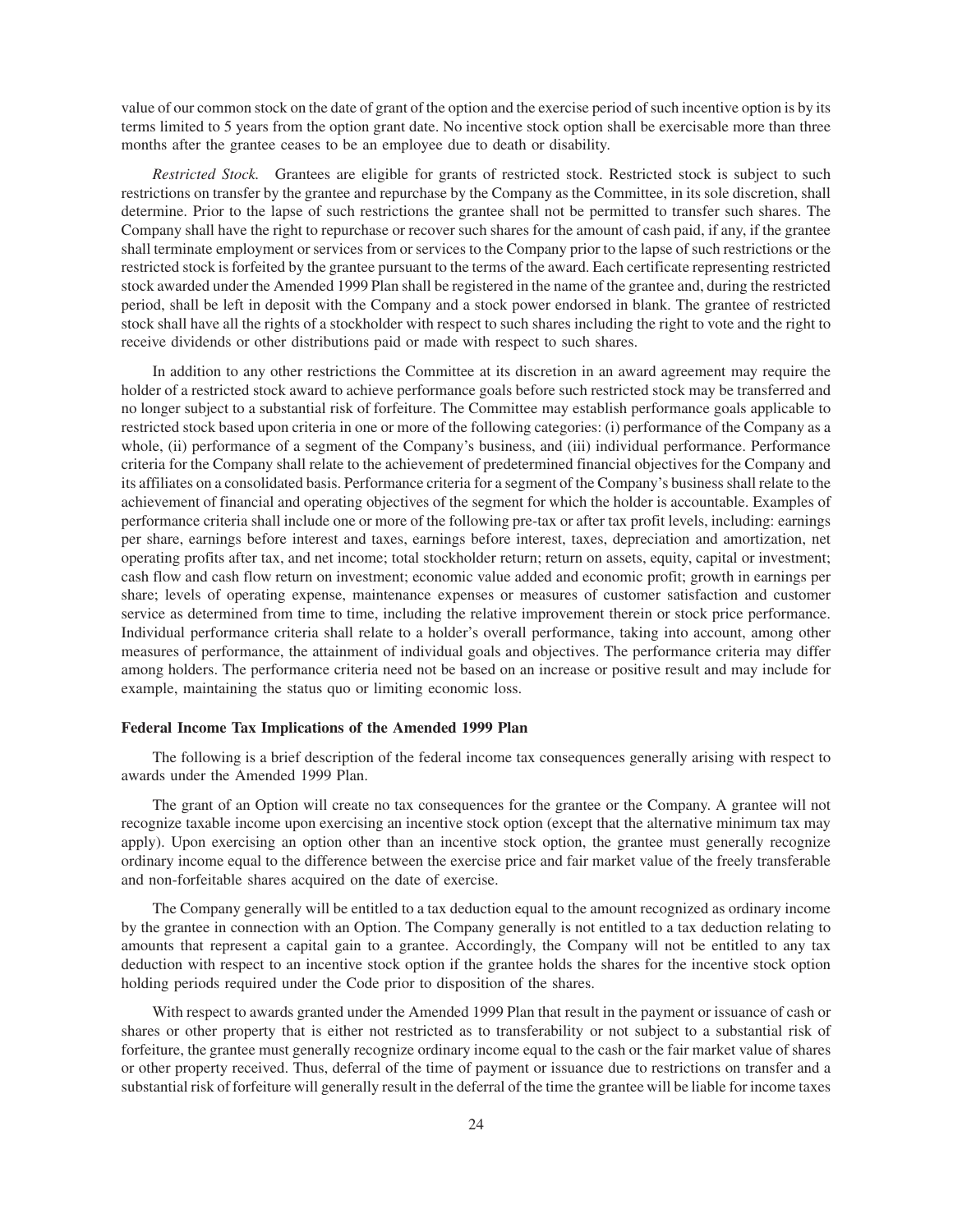value of our common stock on the date of grant of the option and the exercise period of such incentive option is by its terms limited to 5 years from the option grant date. No incentive stock option shall be exercisable more than three months after the grantee ceases to be an employee due to death or disability.

*Restricted Stock.* Grantees are eligible for grants of restricted stock. Restricted stock is subject to such restrictions on transfer by the grantee and repurchase by the Company as the Committee, in its sole discretion, shall determine. Prior to the lapse of such restrictions the grantee shall not be permitted to transfer such shares. The Company shall have the right to repurchase or recover such shares for the amount of cash paid, if any, if the grantee shall terminate employment or services from or services to the Company prior to the lapse of such restrictions or the restricted stock is forfeited by the grantee pursuant to the terms of the award. Each certificate representing restricted stock awarded under the Amended 1999 Plan shall be registered in the name of the grantee and, during the restricted period, shall be left in deposit with the Company and a stock power endorsed in blank. The grantee of restricted stock shall have all the rights of a stockholder with respect to such shares including the right to vote and the right to receive dividends or other distributions paid or made with respect to such shares.

In addition to any other restrictions the Committee at its discretion in an award agreement may require the holder of a restricted stock award to achieve performance goals before such restricted stock may be transferred and no longer subject to a substantial risk of forfeiture. The Committee may establish performance goals applicable to restricted stock based upon criteria in one or more of the following categories: (i) performance of the Company as a whole, (ii) performance of a segment of the Company's business, and (iii) individual performance. Performance criteria for the Company shall relate to the achievement of predetermined financial objectives for the Company and its affiliates on a consolidated basis. Performance criteria for a segment of the Company's business shall relate to the achievement of financial and operating objectives of the segment for which the holder is accountable. Examples of performance criteria shall include one or more of the following pre-tax or after tax profit levels, including: earnings per share, earnings before interest and taxes, earnings before interest, taxes, depreciation and amortization, net operating profits after tax, and net income; total stockholder return; return on assets, equity, capital or investment; cash flow and cash flow return on investment; economic value added and economic profit; growth in earnings per share; levels of operating expense, maintenance expenses or measures of customer satisfaction and customer service as determined from time to time, including the relative improvement therein or stock price performance. Individual performance criteria shall relate to a holder's overall performance, taking into account, among other measures of performance, the attainment of individual goals and objectives. The performance criteria may differ among holders. The performance criteria need not be based on an increase or positive result and may include for example, maintaining the status quo or limiting economic loss.

**Federal Income Tax Implications of the Amended 1999 Plan**

The following is a brief description of the federal income tax consequences generally arising with respect to awards under the Amended 1999 Plan.

The grant of an Option will create no tax consequences for the grantee or the Company. A grantee will not recognize taxable income upon exercising an incentive stock option (except that the alternative minimum tax may apply). Upon exercising an option other than an incentive stock option, the grantee must generally recognize ordinary income equal to the difference between the exercise price and fair market value of the freely transferable and non-forfeitable shares acquired on the date of exercise.

The Company generally will be entitled to a tax deduction equal to the amount recognized as ordinary income by the grantee in connection with an Option. The Company generally is not entitled to a tax deduction relating to amounts that represent a capital gain to a grantee. Accordingly, the Company will not be entitled to any tax deduction with respect to an incentive stock option if the grantee holds the shares for the incentive stock option holding periods required under the Code prior to disposition of the shares.

With respect to awards granted under the Amended 1999 Plan that result in the payment or issuance of cash or shares or other property that is either not restricted as to transferability or not subject to a substantial risk of forfeiture, the grantee must generally recognize ordinary income equal to the cash or the fair market value of shares or other property received. Thus, deferral of the time of payment or issuance due to restrictions on transfer and a substantial risk of forfeiture will generally result in the deferral of the time the grantee will be liable for income taxes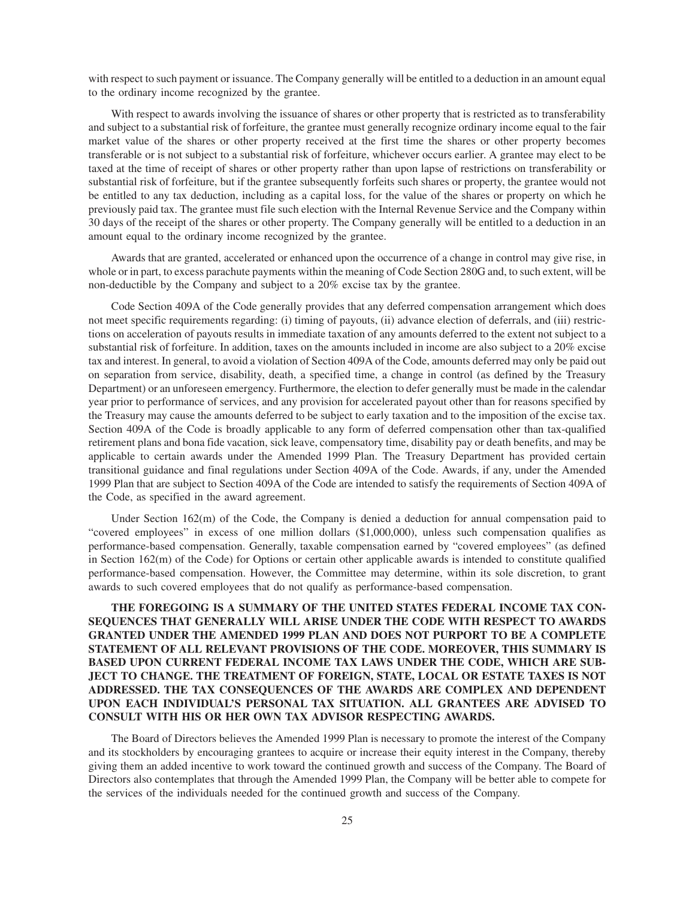with respect to such payment or issuance. The Company generally will be entitled to a deduction in an amount equal to the ordinary income recognized by the grantee.

With respect to awards involving the issuance of shares or other property that is restricted as to transferability and subject to a substantial risk of forfeiture, the grantee must generally recognize ordinary income equal to the fair market value of the shares or other property received at the first time the shares or other property becomes transferable or is not subject to a substantial risk of forfeiture, whichever occurs earlier. A grantee may elect to be taxed at the time of receipt of shares or other property rather than upon lapse of restrictions on transferability or substantial risk of forfeiture, but if the grantee subsequently forfeits such shares or property, the grantee would not be entitled to any tax deduction, including as a capital loss, for the value of the shares or property on which he previously paid tax. The grantee must file such election with the Internal Revenue Service and the Company within 30 days of the receipt of the shares or other property. The Company generally will be entitled to a deduction in an amount equal to the ordinary income recognized by the grantee.

Awards that are granted, accelerated or enhanced upon the occurrence of a change in control may give rise, in whole or in part, to excess parachute payments within the meaning of Code Section 280G and, to such extent, will be non-deductible by the Company and subject to a 20% excise tax by the grantee.

Code Section 409A of the Code generally provides that any deferred compensation arrangement which does not meet specific requirements regarding: (i) timing of payouts, (ii) advance election of deferrals, and (iii) restrictions on acceleration of payouts results in immediate taxation of any amounts deferred to the extent not subject to a substantial risk of forfeiture. In addition, taxes on the amounts included in income are also subject to a 20% excise tax and interest. In general, to avoid a violation of Section 409A of the Code, amounts deferred may only be paid out on separation from service, disability, death, a specified time, a change in control (as defined by the Treasury Department) or an unforeseen emergency. Furthermore, the election to defer generally must be made in the calendar year prior to performance of services, and any provision for accelerated payout other than for reasons specified by the Treasury may cause the amounts deferred to be subject to early taxation and to the imposition of the excise tax. Section 409A of the Code is broadly applicable to any form of deferred compensation other than tax-qualified retirement plans and bona fide vacation, sick leave, compensatory time, disability pay or death benefits, and may be applicable to certain awards under the Amended 1999 Plan. The Treasury Department has provided certain transitional guidance and final regulations under Section 409A of the Code. Awards, if any, under the Amended 1999 Plan that are subject to Section 409A of the Code are intended to satisfy the requirements of Section 409A of the Code, as specified in the award agreement.

Under Section 162(m) of the Code, the Company is denied a deduction for annual compensation paid to "covered employees" in excess of one million dollars ($1,000,000), unless such compensation qualifies as performance-based compensation. Generally, taxable compensation earned by "covered employees" (as defined in Section 162(m) of the Code) for Options or certain other applicable awards is intended to constitute qualified performance-based compensation. However, the Committee may determine, within its sole discretion, to grant awards to such covered employees that do not qualify as performance-based compensation.

**THE FOREGOING IS A SUMMARY OF THE UNITED STATES FEDERAL INCOME TAX CONSEQUENCES THAT GENERALLY WILL ARISE UNDER THE CODE WITH RESPECT TO AWARDS GRANTED UNDER THE AMENDED 1999 PLAN AND DOES NOT PURPORT TO BE A COMPLETE STATEMENT OF ALL RELEVANT PROVISIONS OF THE CODE. MOREOVER, THIS SUMMARY IS BASED UPON CURRENT FEDERAL INCOME TAX LAWS UNDER THE CODE, WHICH ARE SUBJECT TO CHANGE. THE TREATMENT OF FOREIGN, STATE, LOCAL OR ESTATE TAXES IS NOT ADDRESSED. THE TAX CONSEQUENCES OF THE AWARDS ARE COMPLEX AND DEPENDENT UPON EACH INDIVIDUAL'S PERSONAL TAX SITUATION. ALL GRANTEES ARE ADVISED TO CONSULT WITH HIS OR HER OWN TAX ADVISOR RESPECTING AWARDS.**

The Board of Directors believes the Amended 1999 Plan is necessary to promote the interest of the Company and its stockholders by encouraging grantees to acquire or increase their equity interest in the Company, thereby giving them an added incentive to work toward the continued growth and success of the Company. The Board of Directors also contemplates that through the Amended 1999 Plan, the Company will be better able to compete for the services of the individuals needed for the continued growth and success of the Company.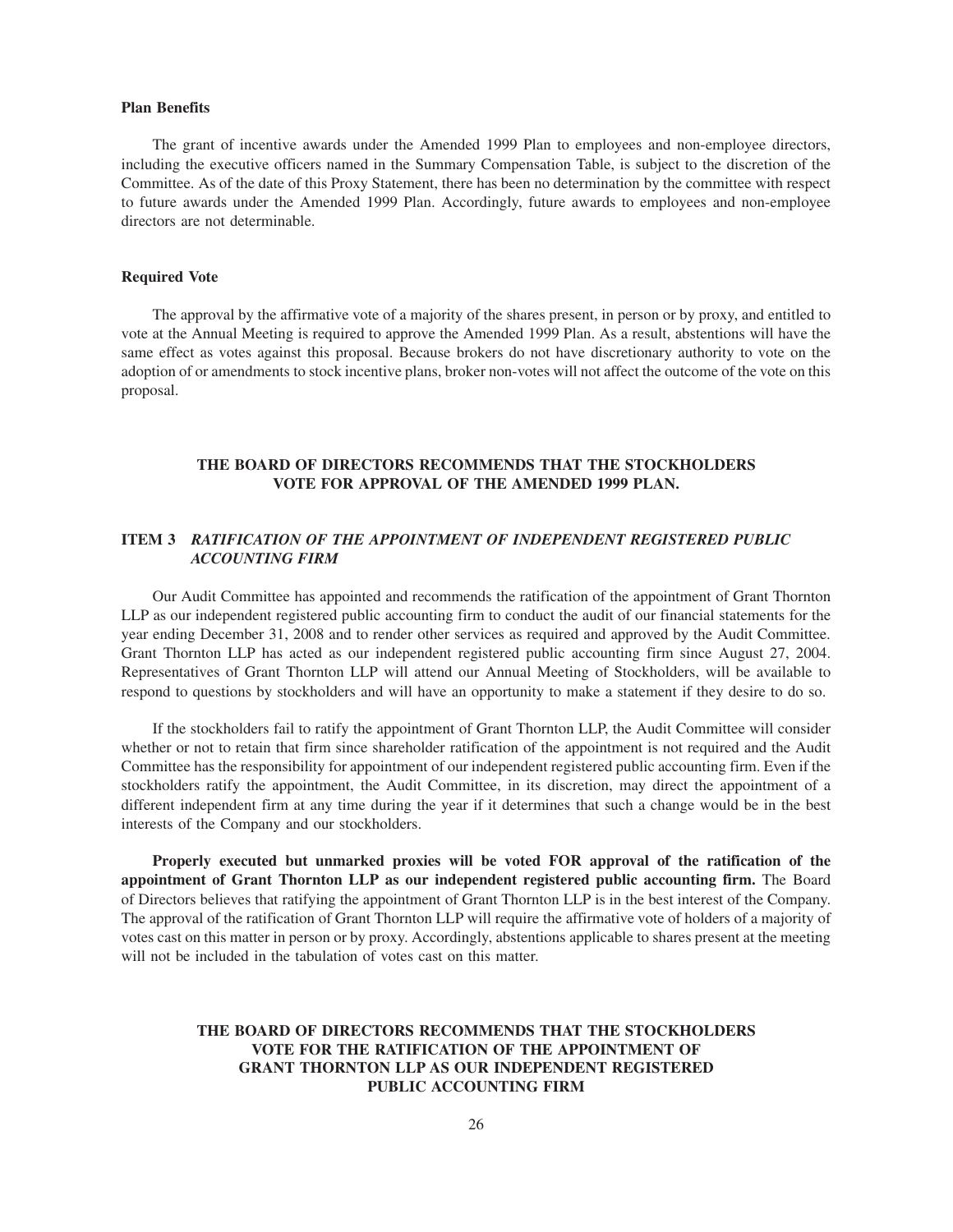### Plan Benefits

The grant of incentive awards under the Amended 1999 Plan to employees and non-employee directors, including the executive officers named in the Summary Compensation Table, is subject to the discretion of the Committee. As of the date of this Proxy Statement, there has been no determination by the committee with respect to future awards under the Amended 1999 Plan. Accordingly, future awards to employees and non-employee directors are not determinable.

### Required Vote

The approval by the affirmative vote of a majority of the shares present, in person or by proxy, and entitled to vote at the Annual Meeting is required to approve the Amended 1999 Plan. As a result, abstentions will have the same effect as votes against this proposal. Because brokers do not have discretionary authority to vote on the adoption of or amendments to stock incentive plans, broker non-votes will not affect the outcome of the vote on this proposal.

**THE BOARD OF DIRECTORS RECOMMENDS THAT THE STOCKHOLDERS VOTE FOR APPROVAL OF THE AMENDED 1999 PLAN.**

## ITEM 3 *RATIFICATION OF THE APPOINTMENT OF INDEPENDENT REGISTERED PUBLIC ACCOUNTING FIRM*

Our Audit Committee has appointed and recommends the ratification of the appointment of Grant Thornton LLP as our independent registered public accounting firm to conduct the audit of our financial statements for the year ending December 31, 2008 and to render other services as required and approved by the Audit Committee. Grant Thornton LLP has acted as our independent registered public accounting firm since August 27, 2004. Representatives of Grant Thornton LLP will attend our Annual Meeting of Stockholders, will be available to respond to questions by stockholders and will have an opportunity to make a statement if they desire to do so.

If the stockholders fail to ratify the appointment of Grant Thornton LLP, the Audit Committee will consider whether or not to retain that firm since shareholder ratification of the appointment is not required and the Audit Committee has the responsibility for appointment of our independent registered public accounting firm. Even if the stockholders ratify the appointment, the Audit Committee, in its discretion, may direct the appointment of a different independent firm at any time during the year if it determines that such a change would be in the best interests of the Company and our stockholders.

**Properly executed but unmarked proxies will be voted FOR approval of the ratification of the appointment of Grant Thornton LLP as our independent registered public accounting firm.** The Board of Directors believes that ratifying the appointment of Grant Thornton LLP is in the best interest of the Company. The approval of the ratification of Grant Thornton LLP will require the affirmative vote of holders of a majority of votes cast on this matter in person or by proxy. Accordingly, abstentions applicable to shares present at the meeting will not be included in the tabulation of votes cast on this matter.

**THE BOARD OF DIRECTORS RECOMMENDS THAT THE STOCKHOLDERS VOTE FOR THE RATIFICATION OF THE APPOINTMENT OF GRANT THORNTON LLP AS OUR INDEPENDENT REGISTERED PUBLIC ACCOUNTING FIRM**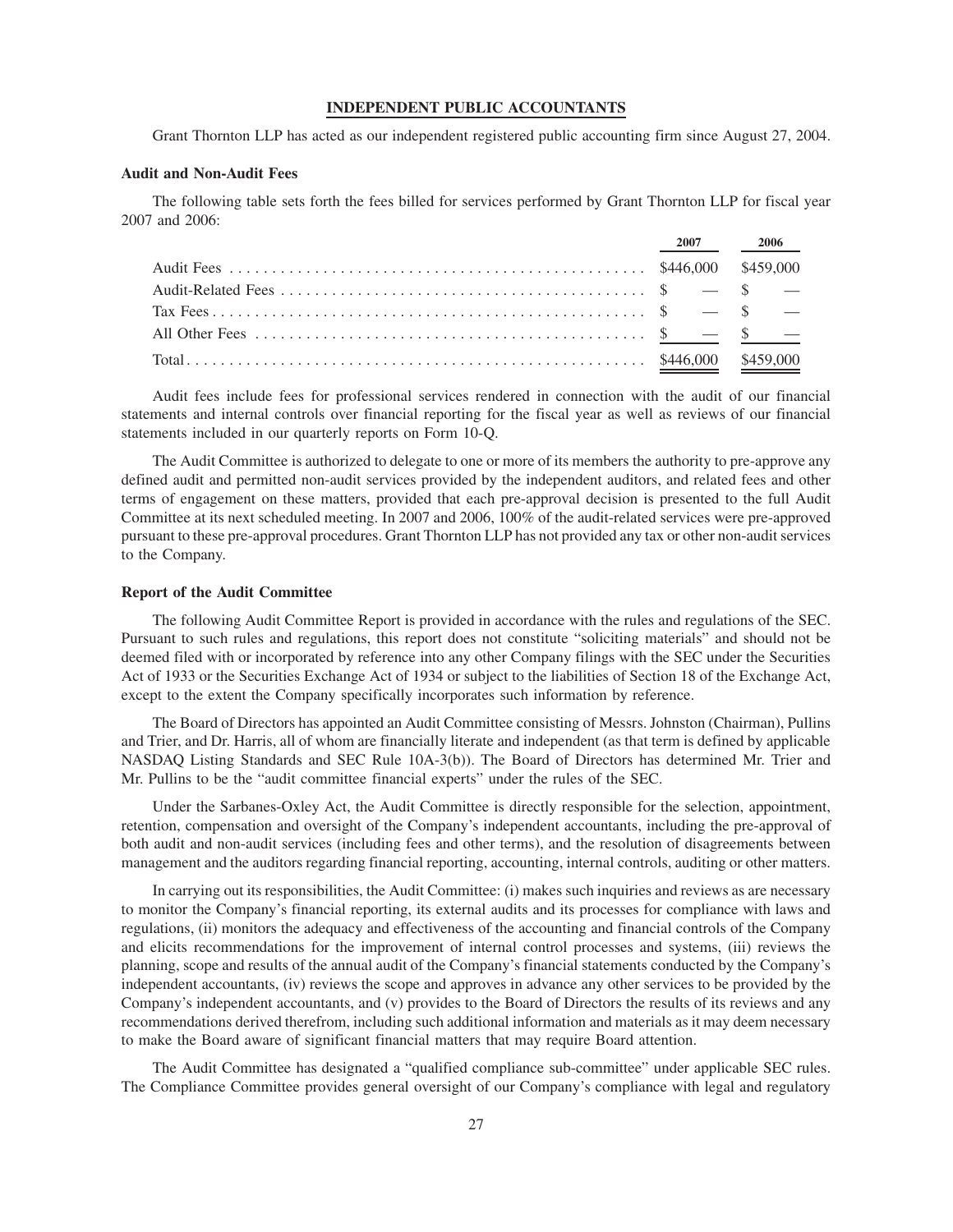## INDEPENDENT PUBLIC ACCOUNTANTS

Grant Thornton LLP has acted as our independent registered public accounting firm since August 27, 2004.

### Audit and Non-Audit Fees

The following table sets forth the fees billed for services performed by Grant Thornton LLP for fiscal year 2007 and 2006:

| | 2007 | 2006 |
|---|---|---|
| Audit Fees | $446,000 | $459,000 |
| Audit-Related Fees | $ — | $ — |
| Tax Fees | $ — | $ — |
| All Other Fees | $ — | $ — |
| Total | $446,000 | $459,000 |

Audit fees include fees for professional services rendered in connection with the audit of our financial statements and internal controls over financial reporting for the fiscal year as well as reviews of our financial statements included in our quarterly reports on Form 10-Q.

The Audit Committee is authorized to delegate to one or more of its members the authority to pre-approve any defined audit and permitted non-audit services provided by the independent auditors, and related fees and other terms of engagement on these matters, provided that each pre-approval decision is presented to the full Audit Committee at its next scheduled meeting. In 2007 and 2006, 100% of the audit-related services were pre-approved pursuant to these pre-approval procedures. Grant Thornton LLP has not provided any tax or other non-audit services to the Company.

### Report of the Audit Committee

The following Audit Committee Report is provided in accordance with the rules and regulations of the SEC. Pursuant to such rules and regulations, this report does not constitute "soliciting materials" and should not be deemed filed with or incorporated by reference into any other Company filings with the SEC under the Securities Act of 1933 or the Securities Exchange Act of 1934 or subject to the liabilities of Section 18 of the Exchange Act, except to the extent the Company specifically incorporates such information by reference.

The Board of Directors has appointed an Audit Committee consisting of Messrs. Johnston (Chairman), Pullins and Trier, and Dr. Harris, all of whom are financially literate and independent (as that term is defined by applicable NASDAQ Listing Standards and SEC Rule 10A-3(b)). The Board of Directors has determined Mr. Trier and Mr. Pullins to be the "audit committee financial experts" under the rules of the SEC.

Under the Sarbanes-Oxley Act, the Audit Committee is directly responsible for the selection, appointment, retention, compensation and oversight of the Company's independent accountants, including the pre-approval of both audit and non-audit services (including fees and other terms), and the resolution of disagreements between management and the auditors regarding financial reporting, accounting, internal controls, auditing or other matters.

In carrying out its responsibilities, the Audit Committee: (i) makes such inquiries and reviews as are necessary to monitor the Company's financial reporting, its external audits and its processes for compliance with laws and regulations, (ii) monitors the adequacy and effectiveness of the accounting and financial controls of the Company and elicits recommendations for the improvement of internal control processes and systems, (iii) reviews the planning, scope and results of the annual audit of the Company's financial statements conducted by the Company's independent accountants, (iv) reviews the scope and approves in advance any other services to be provided by the Company's independent accountants, and (v) provides to the Board of Directors the results of its reviews and any recommendations derived therefrom, including such additional information and materials as it may deem necessary to make the Board aware of significant financial matters that may require Board attention.

The Audit Committee has designated a "qualified compliance sub-committee" under applicable SEC rules. The Compliance Committee provides general oversight of our Company's compliance with legal and regulatory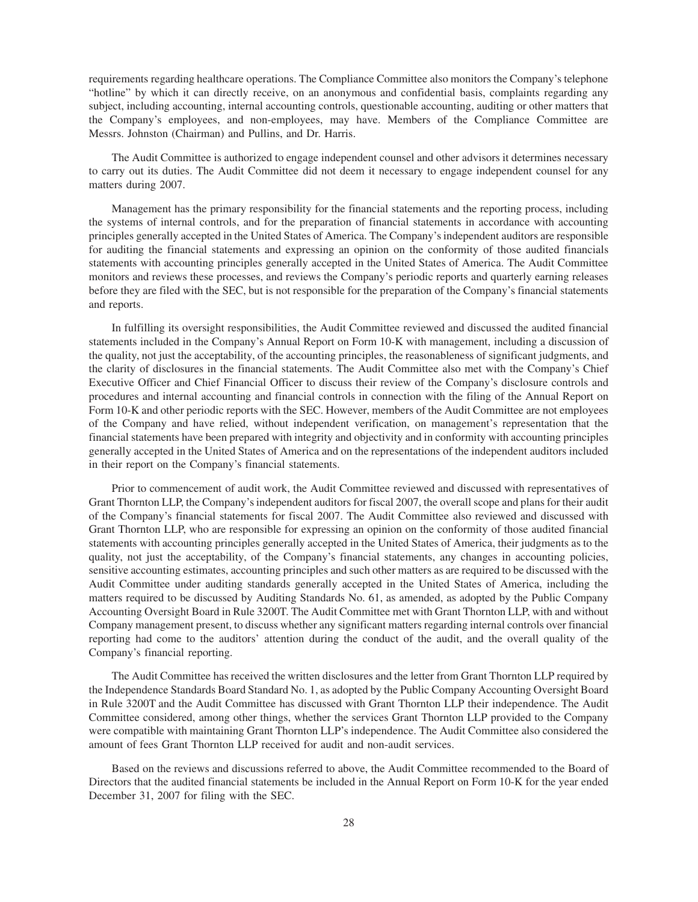requirements regarding healthcare operations. The Compliance Committee also monitors the Company's telephone "hotline" by which it can directly receive, on an anonymous and confidential basis, complaints regarding any subject, including accounting, internal accounting controls, questionable accounting, auditing or other matters that the Company's employees, and non-employees, may have. Members of the Compliance Committee are Messrs. Johnston (Chairman) and Pullins, and Dr. Harris.

The Audit Committee is authorized to engage independent counsel and other advisors it determines necessary to carry out its duties. The Audit Committee did not deem it necessary to engage independent counsel for any matters during 2007.

Management has the primary responsibility for the financial statements and the reporting process, including the systems of internal controls, and for the preparation of financial statements in accordance with accounting principles generally accepted in the United States of America. The Company's independent auditors are responsible for auditing the financial statements and expressing an opinion on the conformity of those audited financials statements with accounting principles generally accepted in the United States of America. The Audit Committee monitors and reviews these processes, and reviews the Company's periodic reports and quarterly earning releases before they are filed with the SEC, but is not responsible for the preparation of the Company's financial statements and reports.

In fulfilling its oversight responsibilities, the Audit Committee reviewed and discussed the audited financial statements included in the Company's Annual Report on Form 10-K with management, including a discussion of the quality, not just the acceptability, of the accounting principles, the reasonableness of significant judgments, and the clarity of disclosures in the financial statements. The Audit Committee also met with the Company's Chief Executive Officer and Chief Financial Officer to discuss their review of the Company's disclosure controls and procedures and internal accounting and financial controls in connection with the filing of the Annual Report on Form 10-K and other periodic reports with the SEC. However, members of the Audit Committee are not employees of the Company and have relied, without independent verification, on management's representation that the financial statements have been prepared with integrity and objectivity and in conformity with accounting principles generally accepted in the United States of America and on the representations of the independent auditors included in their report on the Company's financial statements.

Prior to commencement of audit work, the Audit Committee reviewed and discussed with representatives of Grant Thornton LLP, the Company's independent auditors for fiscal 2007, the overall scope and plans for their audit of the Company's financial statements for fiscal 2007. The Audit Committee also reviewed and discussed with Grant Thornton LLP, who are responsible for expressing an opinion on the conformity of those audited financial statements with accounting principles generally accepted in the United States of America, their judgments as to the quality, not just the acceptability, of the Company's financial statements, any changes in accounting policies, sensitive accounting estimates, accounting principles and such other matters as are required to be discussed with the Audit Committee under auditing standards generally accepted in the United States of America, including the matters required to be discussed by Auditing Standards No. 61, as amended, as adopted by the Public Company Accounting Oversight Board in Rule 3200T. The Audit Committee met with Grant Thornton LLP, with and without Company management present, to discuss whether any significant matters regarding internal controls over financial reporting had come to the auditors' attention during the conduct of the audit, and the overall quality of the Company's financial reporting.

The Audit Committee has received the written disclosures and the letter from Grant Thornton LLP required by the Independence Standards Board Standard No. 1, as adopted by the Public Company Accounting Oversight Board in Rule 3200T and the Audit Committee has discussed with Grant Thornton LLP their independence. The Audit Committee considered, among other things, whether the services Grant Thornton LLP provided to the Company were compatible with maintaining Grant Thornton LLP's independence. The Audit Committee also considered the amount of fees Grant Thornton LLP received for audit and non-audit services.

Based on the reviews and discussions referred to above, the Audit Committee recommended to the Board of Directors that the audited financial statements be included in the Annual Report on Form 10-K for the year ended December 31, 2007 for filing with the SEC.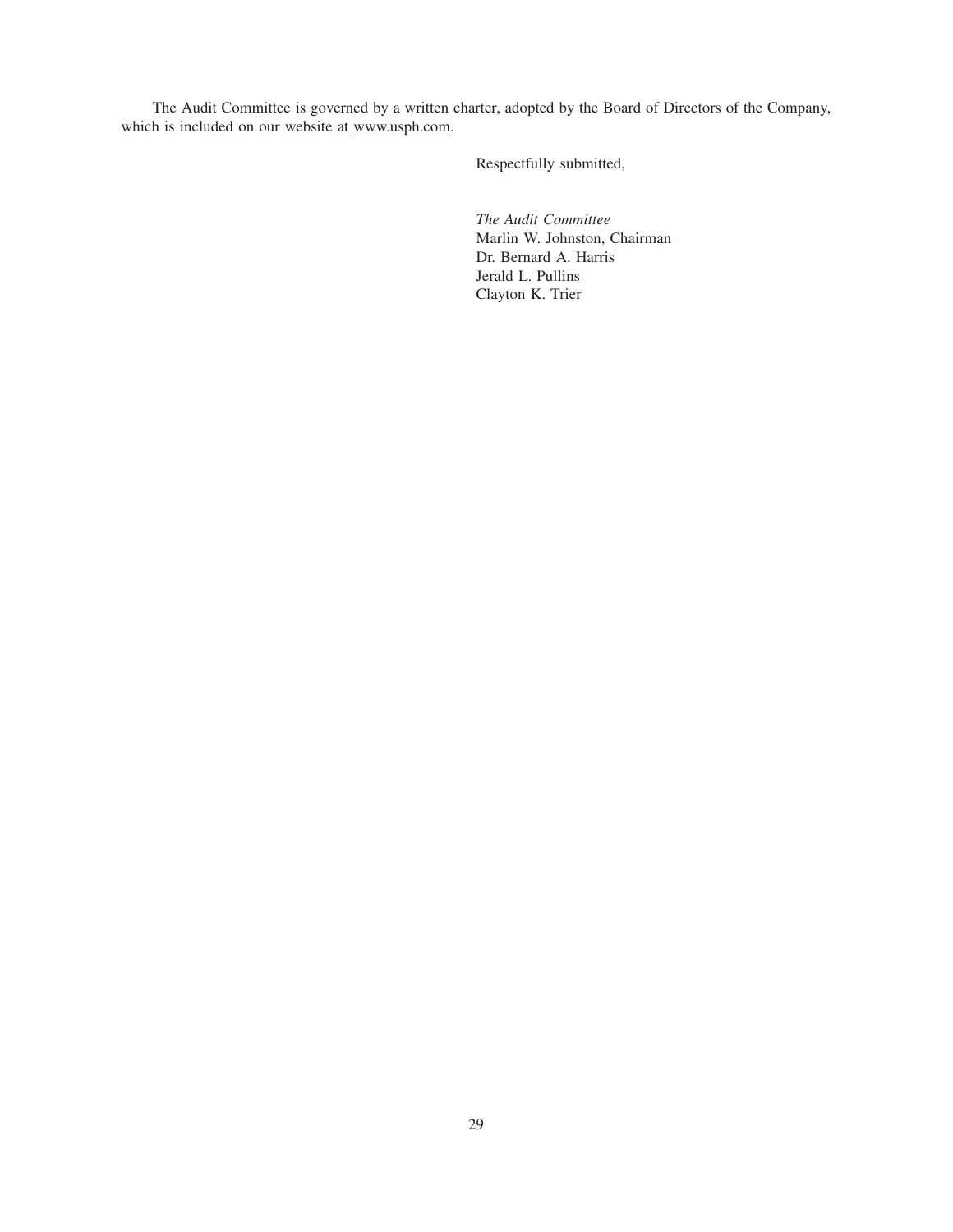The Audit Committee is governed by a written charter, adopted by the Board of Directors of the Company, which is included on our website at www.usph.com.

Respectfully submitted,

*The Audit Committee*
Marlin W. Johnston, Chairman
Dr. Bernard A. Harris
Jerald L. Pullins
Clayton K. Trier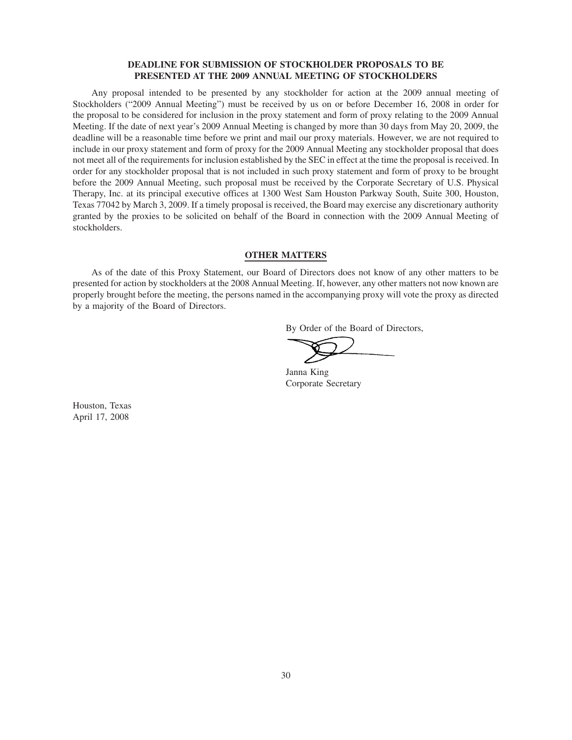## DEADLINE FOR SUBMISSION OF STOCKHOLDER PROPOSALS TO BE PRESENTED AT THE 2009 ANNUAL MEETING OF STOCKHOLDERS

Any proposal intended to be presented by any stockholder for action at the 2009 annual meeting of Stockholders ("2009 Annual Meeting") must be received by us on or before December 16, 2008 in order for the proposal to be considered for inclusion in the proxy statement and form of proxy relating to the 2009 Annual Meeting. If the date of next year's 2009 Annual Meeting is changed by more than 30 days from May 20, 2009, the deadline will be a reasonable time before we print and mail our proxy materials. However, we are not required to include in our proxy statement and form of proxy for the 2009 Annual Meeting any stockholder proposal that does not meet all of the requirements for inclusion established by the SEC in effect at the time the proposal is received. In order for any stockholder proposal that is not included in such proxy statement and form of proxy to be brought before the 2009 Annual Meeting, such proposal must be received by the Corporate Secretary of U.S. Physical Therapy, Inc. at its principal executive offices at 1300 West Sam Houston Parkway South, Suite 300, Houston, Texas 77042 by March 3, 2009. If a timely proposal is received, the Board may exercise any discretionary authority granted by the proxies to be solicited on behalf of the Board in connection with the 2009 Annual Meeting of stockholders.

## OTHER MATTERS

As of the date of this Proxy Statement, our Board of Directors does not know of any other matters to be presented for action by stockholders at the 2008 Annual Meeting. If, however, any other matters not now known are properly brought before the meeting, the persons named in the accompanying proxy will vote the proxy as directed by a majority of the Board of Directors.

By Order of the Board of Directors,

Janna King
Corporate Secretary

Houston, Texas
April 17, 2008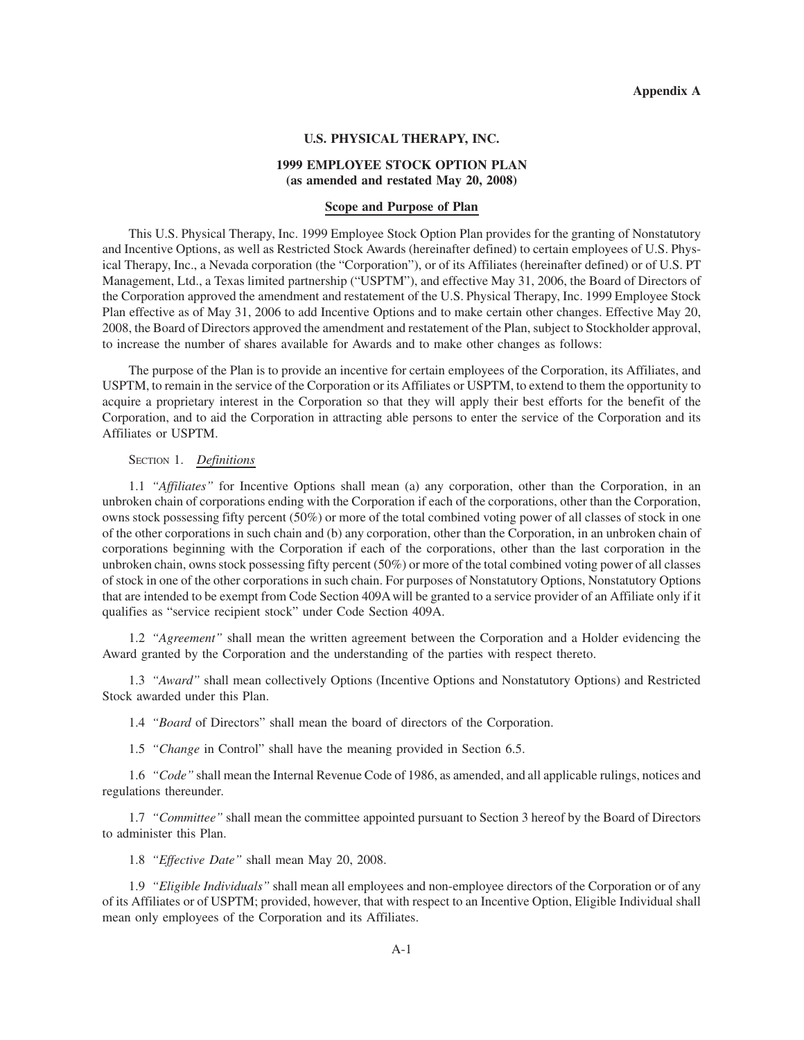**Appendix A**

# U.S. PHYSICAL THERAPY, INC.

## 1999 EMPLOYEE STOCK OPTION PLAN
## (as amended and restated May 20, 2008)

### Scope and Purpose of Plan

This U.S. Physical Therapy, Inc. 1999 Employee Stock Option Plan provides for the granting of Nonstatutory and Incentive Options, as well as Restricted Stock Awards (hereinafter defined) to certain employees of U.S. Physical Therapy, Inc., a Nevada corporation (the "Corporation"), or of its Affiliates (hereinafter defined) or of U.S. PT Management, Ltd., a Texas limited partnership ("USPTM"), and effective May 31, 2006, the Board of Directors of the Corporation approved the amendment and restatement of the U.S. Physical Therapy, Inc. 1999 Employee Stock Plan effective as of May 31, 2006 to add Incentive Options and to make certain other changes. Effective May 20, 2008, the Board of Directors approved the amendment and restatement of the Plan, subject to Stockholder approval, to increase the number of shares available for Awards and to make other changes as follows:

The purpose of the Plan is to provide an incentive for certain employees of the Corporation, its Affiliates, and USPTM, to remain in the service of the Corporation or its Affiliates or USPTM, to extend to them the opportunity to acquire a proprietary interest in the Corporation so that they will apply their best efforts for the benefit of the Corporation, and to aid the Corporation in attracting able persons to enter the service of the Corporation and its Affiliates or USPTM.

SECTION 1. *Definitions*

1.1 *"Affiliates"* for Incentive Options shall mean (a) any corporation, other than the Corporation, in an unbroken chain of corporations ending with the Corporation if each of the corporations, other than the Corporation, owns stock possessing fifty percent (50%) or more of the total combined voting power of all classes of stock in one of the other corporations in such chain and (b) any corporation, other than the Corporation, in an unbroken chain of corporations beginning with the Corporation if each of the corporations, other than the last corporation in the unbroken chain, owns stock possessing fifty percent (50%) or more of the total combined voting power of all classes of stock in one of the other corporations in such chain. For purposes of Nonstatutory Options, Nonstatutory Options that are intended to be exempt from Code Section 409A will be granted to a service provider of an Affiliate only if it qualifies as "service recipient stock" under Code Section 409A.

1.2 *"Agreement"* shall mean the written agreement between the Corporation and a Holder evidencing the Award granted by the Corporation and the understanding of the parties with respect thereto.

1.3 *"Award"* shall mean collectively Options (Incentive Options and Nonstatutory Options) and Restricted Stock awarded under this Plan.

1.4 *"Board* of Directors" shall mean the board of directors of the Corporation.

1.5 *"Change* in Control" shall have the meaning provided in Section 6.5.

1.6 *"Code"* shall mean the Internal Revenue Code of 1986, as amended, and all applicable rulings, notices and regulations thereunder.

1.7 *"Committee"* shall mean the committee appointed pursuant to Section 3 hereof by the Board of Directors to administer this Plan.

1.8 *"Effective Date"* shall mean May 20, 2008.

1.9 *"Eligible Individuals"* shall mean all employees and non-employee directors of the Corporation or of any of its Affiliates or of USPTM; provided, however, that with respect to an Incentive Option, Eligible Individual shall mean only employees of the Corporation and its Affiliates.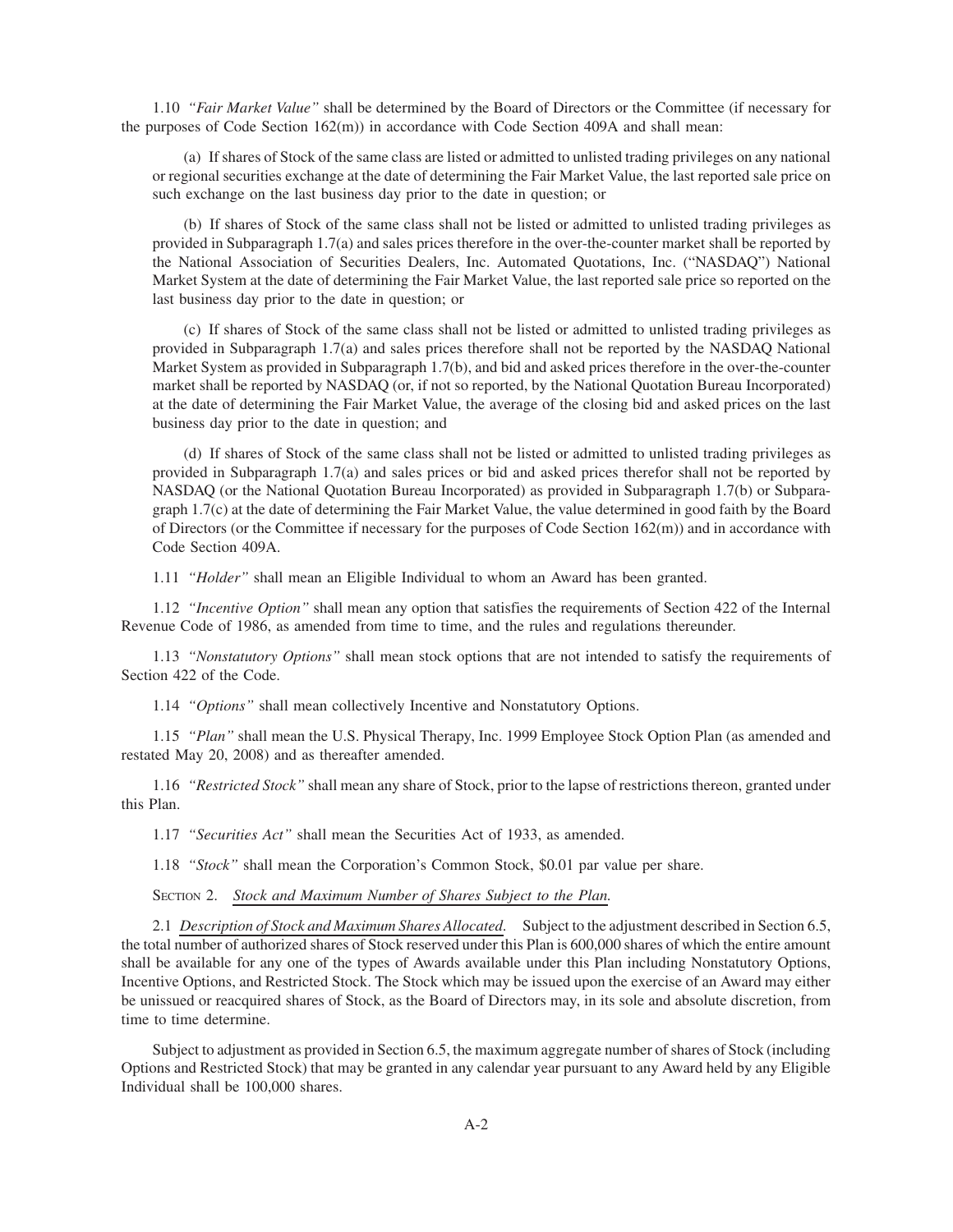1.10 *"Fair Market Value"* shall be determined by the Board of Directors or the Committee (if necessary for the purposes of Code Section 162(m)) in accordance with Code Section 409A and shall mean:

(a) If shares of Stock of the same class are listed or admitted to unlisted trading privileges on any national or regional securities exchange at the date of determining the Fair Market Value, the last reported sale price on such exchange on the last business day prior to the date in question; or

(b) If shares of Stock of the same class shall not be listed or admitted to unlisted trading privileges as provided in Subparagraph 1.7(a) and sales prices therefore in the over-the-counter market shall be reported by the National Association of Securities Dealers, Inc. Automated Quotations, Inc. ("NASDAQ") National Market System at the date of determining the Fair Market Value, the last reported sale price so reported on the last business day prior to the date in question; or

(c) If shares of Stock of the same class shall not be listed or admitted to unlisted trading privileges as provided in Subparagraph 1.7(a) and sales prices therefore shall not be reported by the NASDAQ National Market System as provided in Subparagraph 1.7(b), and bid and asked prices therefore in the over-the-counter market shall be reported by NASDAQ (or, if not so reported, by the National Quotation Bureau Incorporated) at the date of determining the Fair Market Value, the average of the closing bid and asked prices on the last business day prior to the date in question; and

(d) If shares of Stock of the same class shall not be listed or admitted to unlisted trading privileges as provided in Subparagraph 1.7(a) and sales prices or bid and asked prices therefor shall not be reported by NASDAQ (or the National Quotation Bureau Incorporated) as provided in Subparagraph 1.7(b) or Subparagraph 1.7(c) at the date of determining the Fair Market Value, the value determined in good faith by the Board of Directors (or the Committee if necessary for the purposes of Code Section 162(m)) and in accordance with Code Section 409A.

1.11 *"Holder"* shall mean an Eligible Individual to whom an Award has been granted.

1.12 *"Incentive Option"* shall mean any option that satisfies the requirements of Section 422 of the Internal Revenue Code of 1986, as amended from time to time, and the rules and regulations thereunder.

1.13 *"Nonstatutory Options"* shall mean stock options that are not intended to satisfy the requirements of Section 422 of the Code.

1.14 *"Options"* shall mean collectively Incentive and Nonstatutory Options.

1.15 *"Plan"* shall mean the U.S. Physical Therapy, Inc. 1999 Employee Stock Option Plan (as amended and restated May 20, 2008) and as thereafter amended.

1.16 *"Restricted Stock"* shall mean any share of Stock, prior to the lapse of restrictions thereon, granted under this Plan.

1.17 *"Securities Act"* shall mean the Securities Act of 1933, as amended.

1.18 *"Stock"* shall mean the Corporation's Common Stock, $0.01 par value per share.

SECTION 2. *Stock and Maximum Number of Shares Subject to the Plan.*

2.1 *Description of Stock and Maximum Shares Allocated.* Subject to the adjustment described in Section 6.5, the total number of authorized shares of Stock reserved under this Plan is 600,000 shares of which the entire amount shall be available for any one of the types of Awards available under this Plan including Nonstatutory Options, Incentive Options, and Restricted Stock. The Stock which may be issued upon the exercise of an Award may either be unissued or reacquired shares of Stock, as the Board of Directors may, in its sole and absolute discretion, from time to time determine.

Subject to adjustment as provided in Section 6.5, the maximum aggregate number of shares of Stock (including Options and Restricted Stock) that may be granted in any calendar year pursuant to any Award held by any Eligible Individual shall be 100,000 shares.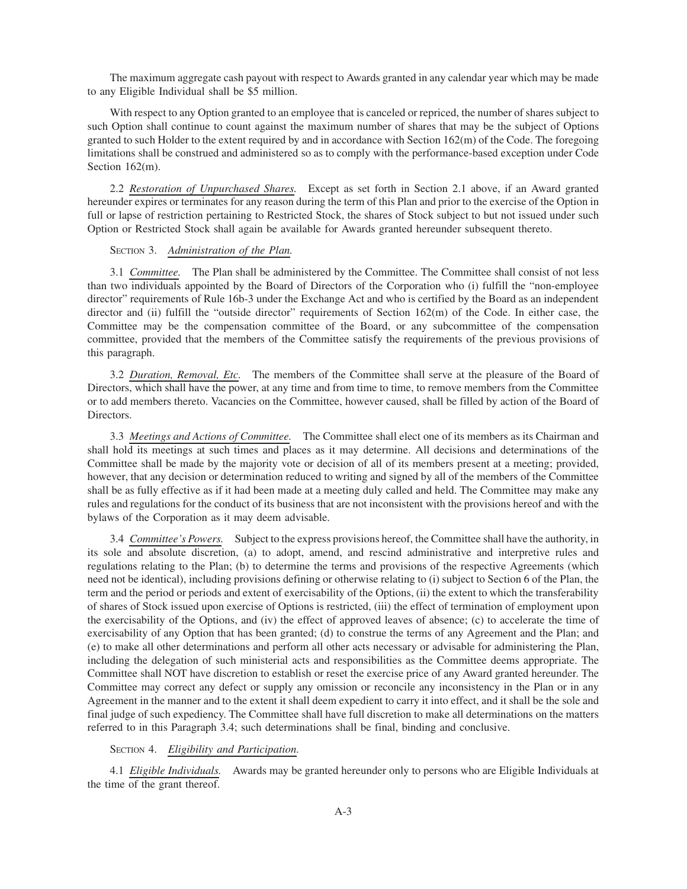The maximum aggregate cash payout with respect to Awards granted in any calendar year which may be made to any Eligible Individual shall be $5 million.

With respect to any Option granted to an employee that is canceled or repriced, the number of shares subject to such Option shall continue to count against the maximum number of shares that may be the subject of Options granted to such Holder to the extent required by and in accordance with Section 162(m) of the Code. The foregoing limitations shall be construed and administered so as to comply with the performance-based exception under Code Section 162(m).

2.2 *Restoration of Unpurchased Shares.* Except as set forth in Section 2.1 above, if an Award granted hereunder expires or terminates for any reason during the term of this Plan and prior to the exercise of the Option in full or lapse of restriction pertaining to Restricted Stock, the shares of Stock subject to but not issued under such Option or Restricted Stock shall again be available for Awards granted hereunder subsequent thereto.

SECTION 3. *Administration of the Plan.*

3.1 *Committee.* The Plan shall be administered by the Committee. The Committee shall consist of not less than two individuals appointed by the Board of Directors of the Corporation who (i) fulfill the "non-employee director" requirements of Rule 16b-3 under the Exchange Act and who is certified by the Board as an independent director and (ii) fulfill the "outside director" requirements of Section 162(m) of the Code. In either case, the Committee may be the compensation committee of the Board, or any subcommittee of the compensation committee, provided that the members of the Committee satisfy the requirements of the previous provisions of this paragraph.

3.2 *Duration, Removal, Etc.* The members of the Committee shall serve at the pleasure of the Board of Directors, which shall have the power, at any time and from time to time, to remove members from the Committee or to add members thereto. Vacancies on the Committee, however caused, shall be filled by action of the Board of Directors.

3.3 *Meetings and Actions of Committee.* The Committee shall elect one of its members as its Chairman and shall hold its meetings at such times and places as it may determine. All decisions and determinations of the Committee shall be made by the majority vote or decision of all of its members present at a meeting; provided, however, that any decision or determination reduced to writing and signed by all of the members of the Committee shall be as fully effective as if it had been made at a meeting duly called and held. The Committee may make any rules and regulations for the conduct of its business that are not inconsistent with the provisions hereof and with the bylaws of the Corporation as it may deem advisable.

3.4 *Committee's Powers.* Subject to the express provisions hereof, the Committee shall have the authority, in its sole and absolute discretion, (a) to adopt, amend, and rescind administrative and interpretive rules and regulations relating to the Plan; (b) to determine the terms and provisions of the respective Agreements (which need not be identical), including provisions defining or otherwise relating to (i) subject to Section 6 of the Plan, the term and the period or periods and extent of exercisability of the Options, (ii) the extent to which the transferability of shares of Stock issued upon exercise of Options is restricted, (iii) the effect of termination of employment upon the exercisability of the Options, and (iv) the effect of approved leaves of absence; (c) to accelerate the time of exercisability of any Option that has been granted; (d) to construe the terms of any Agreement and the Plan; and (e) to make all other determinations and perform all other acts necessary or advisable for administering the Plan, including the delegation of such ministerial acts and responsibilities as the Committee deems appropriate. The Committee shall NOT have discretion to establish or reset the exercise price of any Award granted hereunder. The Committee may correct any defect or supply any omission or reconcile any inconsistency in the Plan or in any Agreement in the manner and to the extent it shall deem expedient to carry it into effect, and it shall be the sole and final judge of such expediency. The Committee shall have full discretion to make all determinations on the matters referred to in this Paragraph 3.4; such determinations shall be final, binding and conclusive.

SECTION 4. *Eligibility and Participation.*

4.1 *Eligible Individuals.* Awards may be granted hereunder only to persons who are Eligible Individuals at the time of the grant thereof.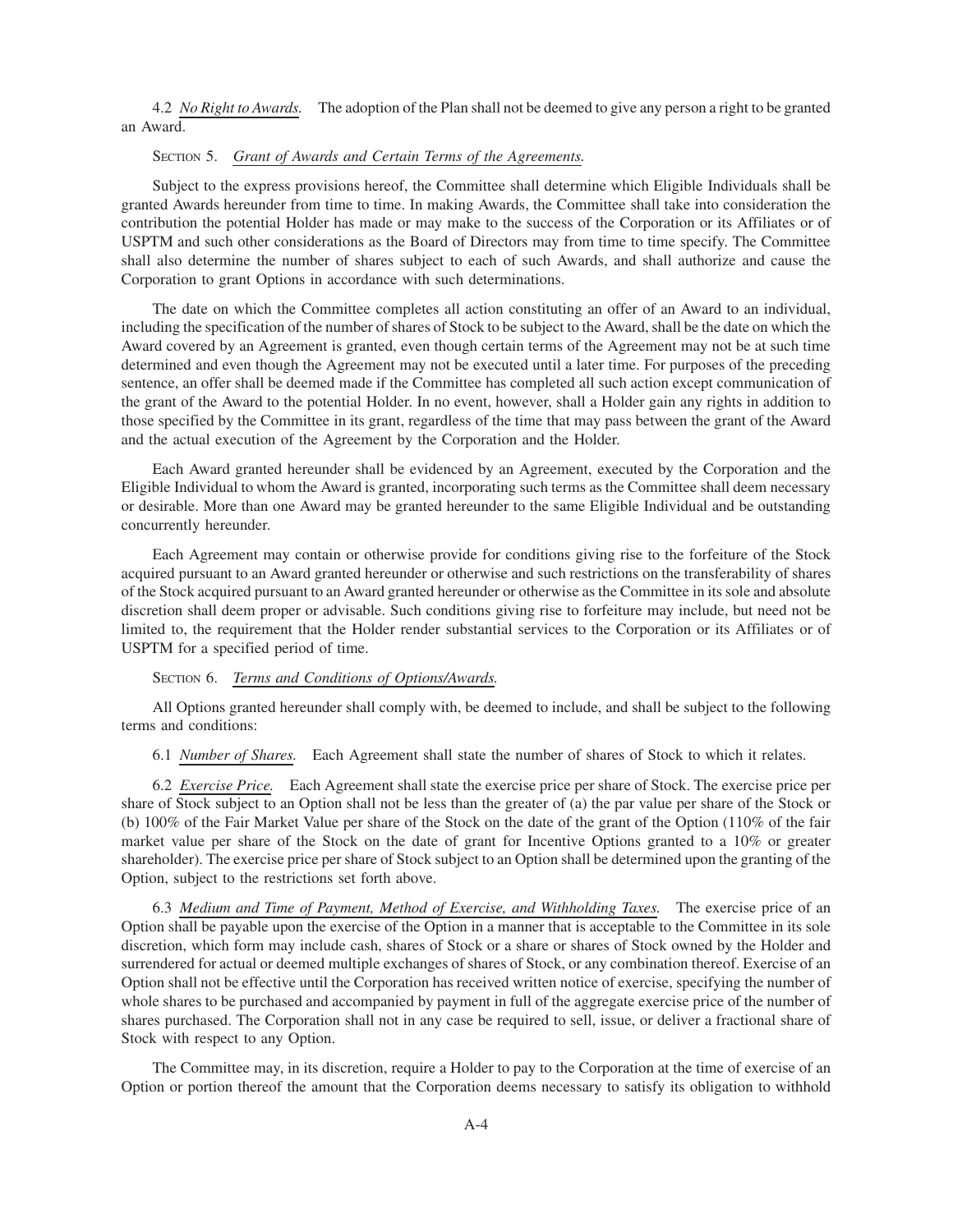4.2 *No Right to Awards.* The adoption of the Plan shall not be deemed to give any person a right to be granted an Award.

SECTION 5. *Grant of Awards and Certain Terms of the Agreements.*

Subject to the express provisions hereof, the Committee shall determine which Eligible Individuals shall be granted Awards hereunder from time to time. In making Awards, the Committee shall take into consideration the contribution the potential Holder has made or may make to the success of the Corporation or its Affiliates or of USPTM and such other considerations as the Board of Directors may from time to time specify. The Committee shall also determine the number of shares subject to each of such Awards, and shall authorize and cause the Corporation to grant Options in accordance with such determinations.

The date on which the Committee completes all action constituting an offer of an Award to an individual, including the specification of the number of shares of Stock to be subject to the Award, shall be the date on which the Award covered by an Agreement is granted, even though certain terms of the Agreement may not be at such time determined and even though the Agreement may not be executed until a later time. For purposes of the preceding sentence, an offer shall be deemed made if the Committee has completed all such action except communication of the grant of the Award to the potential Holder. In no event, however, shall a Holder gain any rights in addition to those specified by the Committee in its grant, regardless of the time that may pass between the grant of the Award and the actual execution of the Agreement by the Corporation and the Holder.

Each Award granted hereunder shall be evidenced by an Agreement, executed by the Corporation and the Eligible Individual to whom the Award is granted, incorporating such terms as the Committee shall deem necessary or desirable. More than one Award may be granted hereunder to the same Eligible Individual and be outstanding concurrently hereunder.

Each Agreement may contain or otherwise provide for conditions giving rise to the forfeiture of the Stock acquired pursuant to an Award granted hereunder or otherwise and such restrictions on the transferability of shares of the Stock acquired pursuant to an Award granted hereunder or otherwise as the Committee in its sole and absolute discretion shall deem proper or advisable. Such conditions giving rise to forfeiture may include, but need not be limited to, the requirement that the Holder render substantial services to the Corporation or its Affiliates or of USPTM for a specified period of time.

SECTION 6. *Terms and Conditions of Options/Awards.*

All Options granted hereunder shall comply with, be deemed to include, and shall be subject to the following terms and conditions:

6.1 *Number of Shares.* Each Agreement shall state the number of shares of Stock to which it relates.

6.2 *Exercise Price.* Each Agreement shall state the exercise price per share of Stock. The exercise price per share of Stock subject to an Option shall not be less than the greater of (a) the par value per share of the Stock or (b) 100% of the Fair Market Value per share of the Stock on the date of the grant of the Option (110% of the fair market value per share of the Stock on the date of grant for Incentive Options granted to a 10% or greater shareholder). The exercise price per share of Stock subject to an Option shall be determined upon the granting of the Option, subject to the restrictions set forth above.

6.3 *Medium and Time of Payment, Method of Exercise, and Withholding Taxes.* The exercise price of an Option shall be payable upon the exercise of the Option in a manner that is acceptable to the Committee in its sole discretion, which form may include cash, shares of Stock or a share or shares of Stock owned by the Holder and surrendered for actual or deemed multiple exchanges of shares of Stock, or any combination thereof. Exercise of an Option shall not be effective until the Corporation has received written notice of exercise, specifying the number of whole shares to be purchased and accompanied by payment in full of the aggregate exercise price of the number of shares purchased. The Corporation shall not in any case be required to sell, issue, or deliver a fractional share of Stock with respect to any Option.

The Committee may, in its discretion, require a Holder to pay to the Corporation at the time of exercise of an Option or portion thereof the amount that the Corporation deems necessary to satisfy its obligation to withhold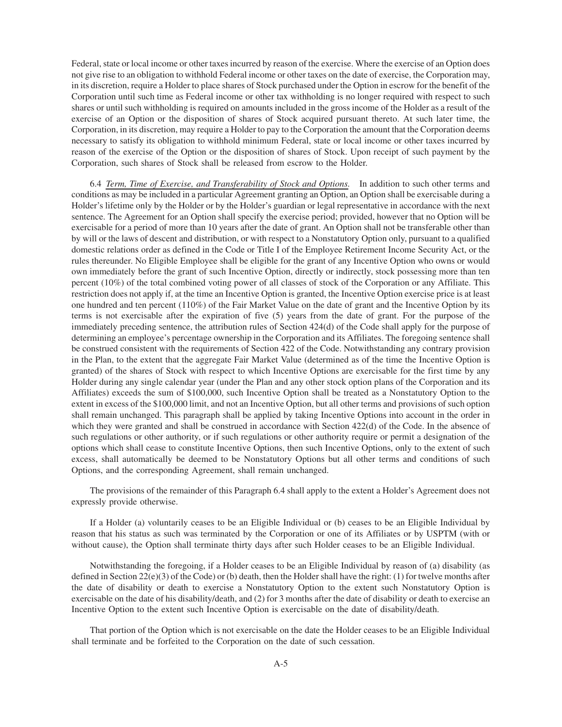Federal, state or local income or other taxes incurred by reason of the exercise. Where the exercise of an Option does not give rise to an obligation to withhold Federal income or other taxes on the date of exercise, the Corporation may, in its discretion, require a Holder to place shares of Stock purchased under the Option in escrow for the benefit of the Corporation until such time as Federal income or other tax withholding is no longer required with respect to such shares or until such withholding is required on amounts included in the gross income of the Holder as a result of the exercise of an Option or the disposition of shares of Stock acquired pursuant thereto. At such later time, the Corporation, in its discretion, may require a Holder to pay to the Corporation the amount that the Corporation deems necessary to satisfy its obligation to withhold minimum Federal, state or local income or other taxes incurred by reason of the exercise of the Option or the disposition of shares of Stock. Upon receipt of such payment by the Corporation, such shares of Stock shall be released from escrow to the Holder.

6.4 *Term, Time of Exercise, and Transferability of Stock and Options.* In addition to such other terms and conditions as may be included in a particular Agreement granting an Option, an Option shall be exercisable during a Holder's lifetime only by the Holder or by the Holder's guardian or legal representative in accordance with the next sentence. The Agreement for an Option shall specify the exercise period; provided, however that no Option will be exercisable for a period of more than 10 years after the date of grant. An Option shall not be transferable other than by will or the laws of descent and distribution, or with respect to a Nonstatutory Option only, pursuant to a qualified domestic relations order as defined in the Code or Title I of the Employee Retirement Income Security Act, or the rules thereunder. No Eligible Employee shall be eligible for the grant of any Incentive Option who owns or would own immediately before the grant of such Incentive Option, directly or indirectly, stock possessing more than ten percent (10%) of the total combined voting power of all classes of stock of the Corporation or any Affiliate. This restriction does not apply if, at the time an Incentive Option is granted, the Incentive Option exercise price is at least one hundred and ten percent (110%) of the Fair Market Value on the date of grant and the Incentive Option by its terms is not exercisable after the expiration of five (5) years from the date of grant. For the purpose of the immediately preceding sentence, the attribution rules of Section 424(d) of the Code shall apply for the purpose of determining an employee's percentage ownership in the Corporation and its Affiliates. The foregoing sentence shall be construed consistent with the requirements of Section 422 of the Code. Notwithstanding any contrary provision in the Plan, to the extent that the aggregate Fair Market Value (determined as of the time the Incentive Option is granted) of the shares of Stock with respect to which Incentive Options are exercisable for the first time by any Holder during any single calendar year (under the Plan and any other stock option plans of the Corporation and its Affiliates) exceeds the sum of $100,000, such Incentive Option shall be treated as a Nonstatutory Option to the extent in excess of the $100,000 limit, and not an Incentive Option, but all other terms and provisions of such option shall remain unchanged. This paragraph shall be applied by taking Incentive Options into account in the order in which they were granted and shall be construed in accordance with Section 422(d) of the Code. In the absence of such regulations or other authority, or if such regulations or other authority require or permit a designation of the options which shall cease to constitute Incentive Options, then such Incentive Options, only to the extent of such excess, shall automatically be deemed to be Nonstatutory Options but all other terms and conditions of such Options, and the corresponding Agreement, shall remain unchanged.

The provisions of the remainder of this Paragraph 6.4 shall apply to the extent a Holder's Agreement does not expressly provide otherwise.

If a Holder (a) voluntarily ceases to be an Eligible Individual or (b) ceases to be an Eligible Individual by reason that his status as such was terminated by the Corporation or one of its Affiliates or by USPTM (with or without cause), the Option shall terminate thirty days after such Holder ceases to be an Eligible Individual.

Notwithstanding the foregoing, if a Holder ceases to be an Eligible Individual by reason of (a) disability (as defined in Section 22(e)(3) of the Code) or (b) death, then the Holder shall have the right: (1) for twelve months after the date of disability or death to exercise a Nonstatutory Option to the extent such Nonstatutory Option is exercisable on the date of his disability/death, and (2) for 3 months after the date of disability or death to exercise an Incentive Option to the extent such Incentive Option is exercisable on the date of disability/death.

That portion of the Option which is not exercisable on the date the Holder ceases to be an Eligible Individual shall terminate and be forfeited to the Corporation on the date of such cessation.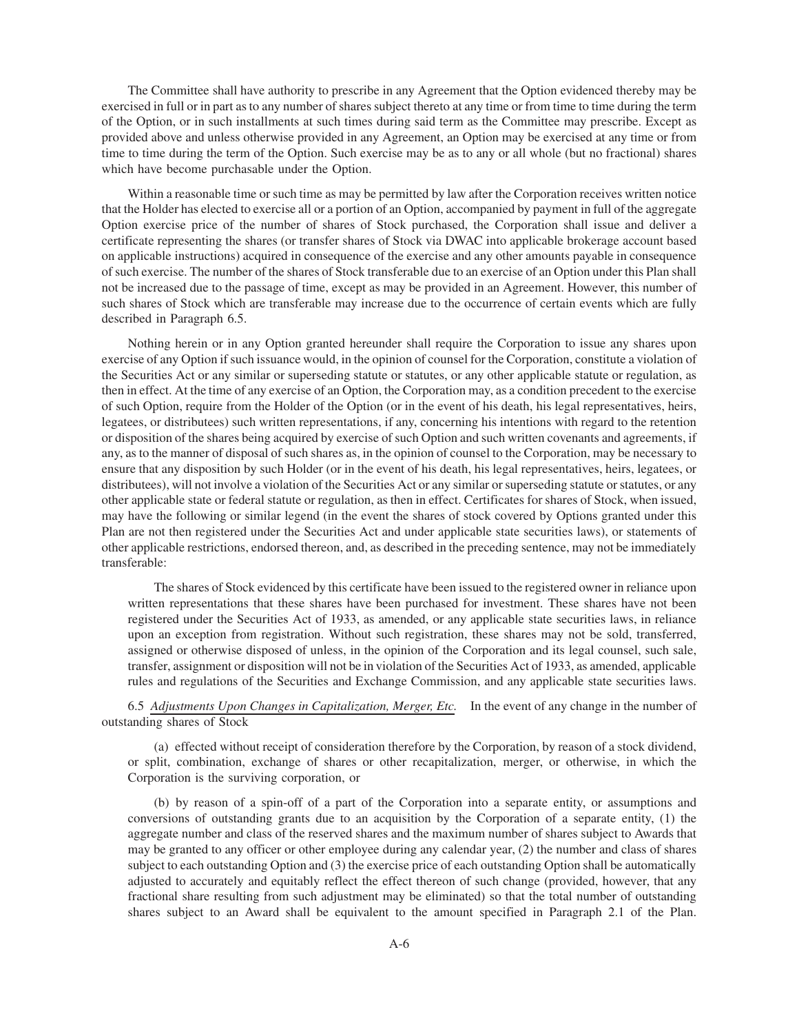The Committee shall have authority to prescribe in any Agreement that the Option evidenced thereby may be exercised in full or in part as to any number of shares subject thereto at any time or from time to time during the term of the Option, or in such installments at such times during said term as the Committee may prescribe. Except as provided above and unless otherwise provided in any Agreement, an Option may be exercised at any time or from time to time during the term of the Option. Such exercise may be as to any or all whole (but no fractional) shares which have become purchasable under the Option.

Within a reasonable time or such time as may be permitted by law after the Corporation receives written notice that the Holder has elected to exercise all or a portion of an Option, accompanied by payment in full of the aggregate Option exercise price of the number of shares of Stock purchased, the Corporation shall issue and deliver a certificate representing the shares (or transfer shares of Stock via DWAC into applicable brokerage account based on applicable instructions) acquired in consequence of the exercise and any other amounts payable in consequence of such exercise. The number of the shares of Stock transferable due to an exercise of an Option under this Plan shall not be increased due to the passage of time, except as may be provided in an Agreement. However, this number of such shares of Stock which are transferable may increase due to the occurrence of certain events which are fully described in Paragraph 6.5.

Nothing herein or in any Option granted hereunder shall require the Corporation to issue any shares upon exercise of any Option if such issuance would, in the opinion of counsel for the Corporation, constitute a violation of the Securities Act or any similar or superseding statute or statutes, or any other applicable statute or regulation, as then in effect. At the time of any exercise of an Option, the Corporation may, as a condition precedent to the exercise of such Option, require from the Holder of the Option (or in the event of his death, his legal representatives, heirs, legatees, or distributees) such written representations, if any, concerning his intentions with regard to the retention or disposition of the shares being acquired by exercise of such Option and such written covenants and agreements, if any, as to the manner of disposal of such shares as, in the opinion of counsel to the Corporation, may be necessary to ensure that any disposition by such Holder (or in the event of his death, his legal representatives, heirs, legatees, or distributees), will not involve a violation of the Securities Act or any similar or superseding statute or statutes, or any other applicable state or federal statute or regulation, as then in effect. Certificates for shares of Stock, when issued, may have the following or similar legend (in the event the shares of stock covered by Options granted under this Plan are not then registered under the Securities Act and under applicable state securities laws), or statements of other applicable restrictions, endorsed thereon, and, as described in the preceding sentence, may not be immediately transferable:

> The shares of Stock evidenced by this certificate have been issued to the registered owner in reliance upon written representations that these shares have been purchased for investment. These shares have not been registered under the Securities Act of 1933, as amended, or any applicable state securities laws, in reliance upon an exception from registration. Without such registration, these shares may not be sold, transferred, assigned or otherwise disposed of unless, in the opinion of the Corporation and its legal counsel, such sale, transfer, assignment or disposition will not be in violation of the Securities Act of 1933, as amended, applicable rules and regulations of the Securities and Exchange Commission, and any applicable state securities laws.

6.5 *Adjustments Upon Changes in Capitalization, Merger, Etc.* In the event of any change in the number of outstanding shares of Stock

(a) effected without receipt of consideration therefore by the Corporation, by reason of a stock dividend, or split, combination, exchange of shares or other recapitalization, merger, or otherwise, in which the Corporation is the surviving corporation, or

(b) by reason of a spin-off of a part of the Corporation into a separate entity, or assumptions and conversions of outstanding grants due to an acquisition by the Corporation of a separate entity, (1) the aggregate number and class of the reserved shares and the maximum number of shares subject to Awards that may be granted to any officer or other employee during any calendar year, (2) the number and class of shares subject to each outstanding Option and (3) the exercise price of each outstanding Option shall be automatically adjusted to accurately and equitably reflect the effect thereon of such change (provided, however, that any fractional share resulting from such adjustment may be eliminated) so that the total number of outstanding shares subject to an Award shall be equivalent to the amount specified in Paragraph 2.1 of the Plan.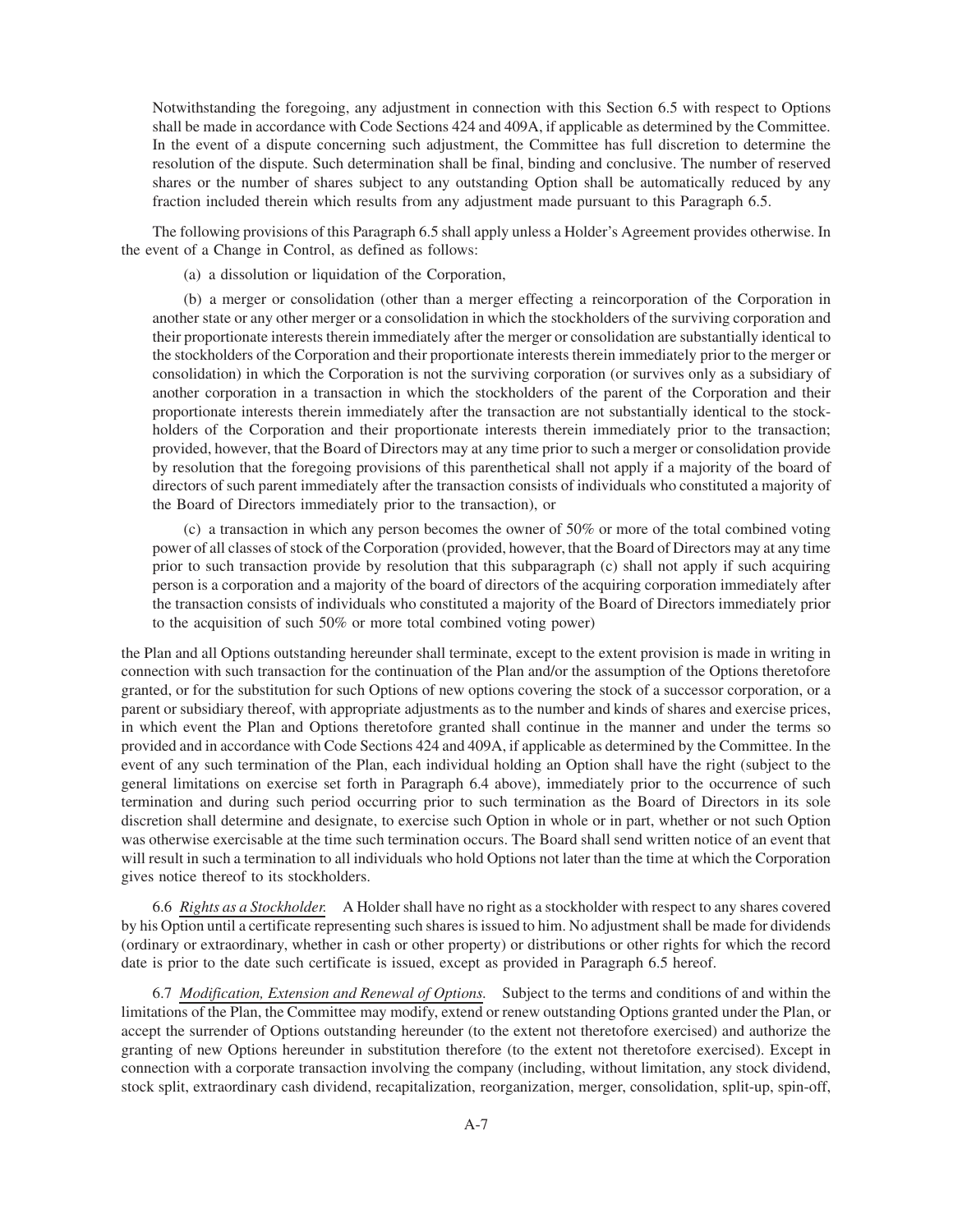Notwithstanding the foregoing, any adjustment in connection with this Section 6.5 with respect to Options shall be made in accordance with Code Sections 424 and 409A, if applicable as determined by the Committee. In the event of a dispute concerning such adjustment, the Committee has full discretion to determine the resolution of the dispute. Such determination shall be final, binding and conclusive. The number of reserved shares or the number of shares subject to any outstanding Option shall be automatically reduced by any fraction included therein which results from any adjustment made pursuant to this Paragraph 6.5.

The following provisions of this Paragraph 6.5 shall apply unless a Holder's Agreement provides otherwise. In the event of a Change in Control, as defined as follows:

(a) a dissolution or liquidation of the Corporation,

(b) a merger or consolidation (other than a merger effecting a reincorporation of the Corporation in another state or any other merger or a consolidation in which the stockholders of the surviving corporation and their proportionate interests therein immediately after the merger or consolidation are substantially identical to the stockholders of the Corporation and their proportionate interests therein immediately prior to the merger or consolidation) in which the Corporation is not the surviving corporation (or survives only as a subsidiary of another corporation in a transaction in which the stockholders of the parent of the Corporation and their proportionate interests therein immediately after the transaction are not substantially identical to the stockholders of the Corporation and their proportionate interests therein immediately prior to the transaction; provided, however, that the Board of Directors may at any time prior to such a merger or consolidation provide by resolution that the foregoing provisions of this parenthetical shall not apply if a majority of the board of directors of such parent immediately after the transaction consists of individuals who constituted a majority of the Board of Directors immediately prior to the transaction), or

(c) a transaction in which any person becomes the owner of 50% or more of the total combined voting power of all classes of stock of the Corporation (provided, however, that the Board of Directors may at any time prior to such transaction provide by resolution that this subparagraph (c) shall not apply if such acquiring person is a corporation and a majority of the board of directors of the acquiring corporation immediately after the transaction consists of individuals who constituted a majority of the Board of Directors immediately prior to the acquisition of such 50% or more total combined voting power)

the Plan and all Options outstanding hereunder shall terminate, except to the extent provision is made in writing in connection with such transaction for the continuation of the Plan and/or the assumption of the Options theretofore granted, or for the substitution for such Options of new options covering the stock of a successor corporation, or a parent or subsidiary thereof, with appropriate adjustments as to the number and kinds of shares and exercise prices, in which event the Plan and Options theretofore granted shall continue in the manner and under the terms so provided and in accordance with Code Sections 424 and 409A, if applicable as determined by the Committee. In the event of any such termination of the Plan, each individual holding an Option shall have the right (subject to the general limitations on exercise set forth in Paragraph 6.4 above), immediately prior to the occurrence of such termination and during such period occurring prior to such termination as the Board of Directors in its sole discretion shall determine and designate, to exercise such Option in whole or in part, whether or not such Option was otherwise exercisable at the time such termination occurs. The Board shall send written notice of an event that will result in such a termination to all individuals who hold Options not later than the time at which the Corporation gives notice thereof to its stockholders.

6.6 *Rights as a Stockholder.* A Holder shall have no right as a stockholder with respect to any shares covered by his Option until a certificate representing such shares is issued to him. No adjustment shall be made for dividends (ordinary or extraordinary, whether in cash or other property) or distributions or other rights for which the record date is prior to the date such certificate is issued, except as provided in Paragraph 6.5 hereof.

6.7 *Modification, Extension and Renewal of Options.* Subject to the terms and conditions of and within the limitations of the Plan, the Committee may modify, extend or renew outstanding Options granted under the Plan, or accept the surrender of Options outstanding hereunder (to the extent not theretofore exercised) and authorize the granting of new Options hereunder in substitution therefore (to the extent not theretofore exercised). Except in connection with a corporate transaction involving the company (including, without limitation, any stock dividend, stock split, extraordinary cash dividend, recapitalization, reorganization, merger, consolidation, split-up, spin-off,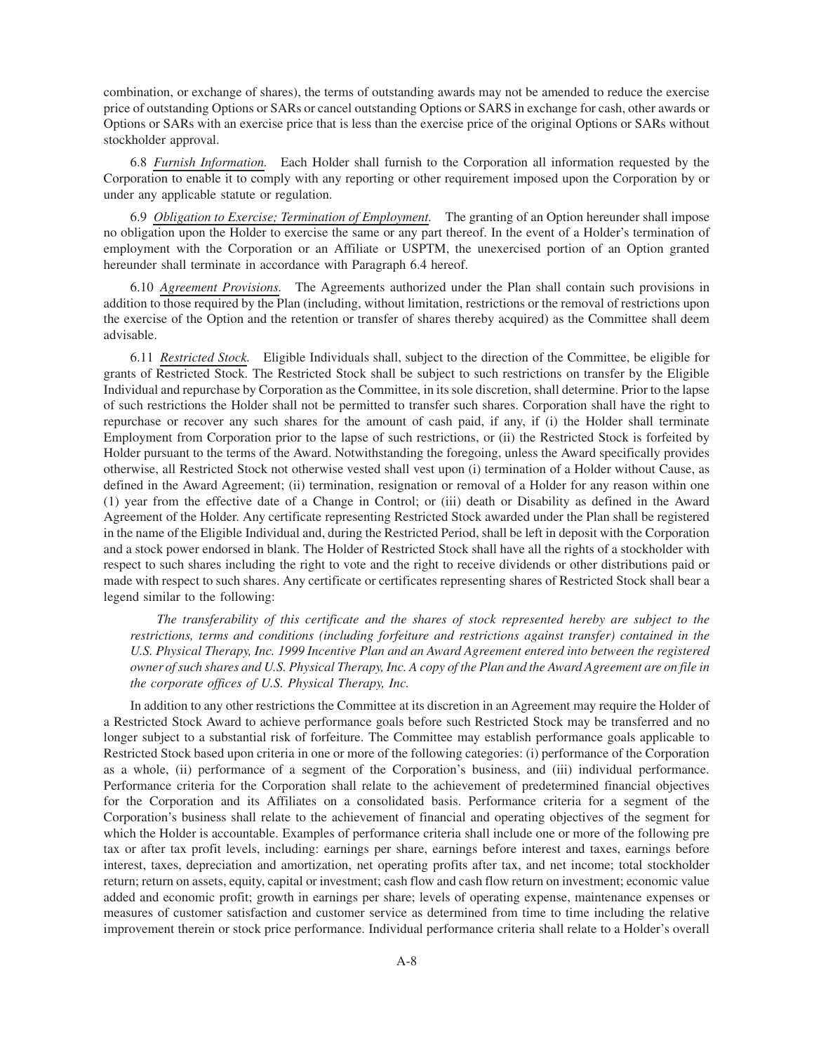combination, or exchange of shares), the terms of outstanding awards may not be amended to reduce the exercise price of outstanding Options or SARs or cancel outstanding Options or SARS in exchange for cash, other awards or Options or SARs with an exercise price that is less than the exercise price of the original Options or SARs without stockholder approval.

6.8 *Furnish Information.* Each Holder shall furnish to the Corporation all information requested by the Corporation to enable it to comply with any reporting or other requirement imposed upon the Corporation by or under any applicable statute or regulation.

6.9 *Obligation to Exercise; Termination of Employment.* The granting of an Option hereunder shall impose no obligation upon the Holder to exercise the same or any part thereof. In the event of a Holder's termination of employment with the Corporation or an Affiliate or USPTM, the unexercised portion of an Option granted hereunder shall terminate in accordance with Paragraph 6.4 hereof.

6.10 *Agreement Provisions.* The Agreements authorized under the Plan shall contain such provisions in addition to those required by the Plan (including, without limitation, restrictions or the removal of restrictions upon the exercise of the Option and the retention or transfer of shares thereby acquired) as the Committee shall deem advisable.

6.11 *Restricted Stock.* Eligible Individuals shall, subject to the direction of the Committee, be eligible for grants of Restricted Stock. The Restricted Stock shall be subject to such restrictions on transfer by the Eligible Individual and repurchase by Corporation as the Committee, in its sole discretion, shall determine. Prior to the lapse of such restrictions the Holder shall not be permitted to transfer such shares. Corporation shall have the right to repurchase or recover any such shares for the amount of cash paid, if any, if (i) the Holder shall terminate Employment from Corporation prior to the lapse of such restrictions, or (ii) the Restricted Stock is forfeited by Holder pursuant to the terms of the Award. Notwithstanding the foregoing, unless the Award specifically provides otherwise, all Restricted Stock not otherwise vested shall vest upon (i) termination of a Holder without Cause, as defined in the Award Agreement; (ii) termination, resignation or removal of a Holder for any reason within one (1) year from the effective date of a Change in Control; or (iii) death or Disability as defined in the Award Agreement of the Holder. Any certificate representing Restricted Stock awarded under the Plan shall be registered in the name of the Eligible Individual and, during the Restricted Period, shall be left in deposit with the Corporation and a stock power endorsed in blank. The Holder of Restricted Stock shall have all the rights of a stockholder with respect to such shares including the right to vote and the right to receive dividends or other distributions paid or made with respect to such shares. Any certificate or certificates representing shares of Restricted Stock shall bear a legend similar to the following:

*The transferability of this certificate and the shares of stock represented hereby are subject to the restrictions, terms and conditions (including forfeiture and restrictions against transfer) contained in the U.S. Physical Therapy, Inc. 1999 Incentive Plan and an Award Agreement entered into between the registered owner of such shares and U.S. Physical Therapy, Inc. A copy of the Plan and the Award Agreement are on file in the corporate offices of U.S. Physical Therapy, Inc.*

In addition to any other restrictions the Committee at its discretion in an Agreement may require the Holder of a Restricted Stock Award to achieve performance goals before such Restricted Stock may be transferred and no longer subject to a substantial risk of forfeiture. The Committee may establish performance goals applicable to Restricted Stock based upon criteria in one or more of the following categories: (i) performance of the Corporation as a whole, (ii) performance of a segment of the Corporation's business, and (iii) individual performance. Performance criteria for the Corporation shall relate to the achievement of predetermined financial objectives for the Corporation and its Affiliates on a consolidated basis. Performance criteria for a segment of the Corporation's business shall relate to the achievement of financial and operating objectives of the segment for which the Holder is accountable. Examples of performance criteria shall include one or more of the following pre tax or after tax profit levels, including: earnings per share, earnings before interest and taxes, earnings before interest, taxes, depreciation and amortization, net operating profits after tax, and net income; total stockholder return; return on assets, equity, capital or investment; cash flow and cash flow return on investment; economic value added and economic profit; growth in earnings per share; levels of operating expense, maintenance expenses or measures of customer satisfaction and customer service as determined from time to time including the relative improvement therein or stock price performance. Individual performance criteria shall relate to a Holder's overall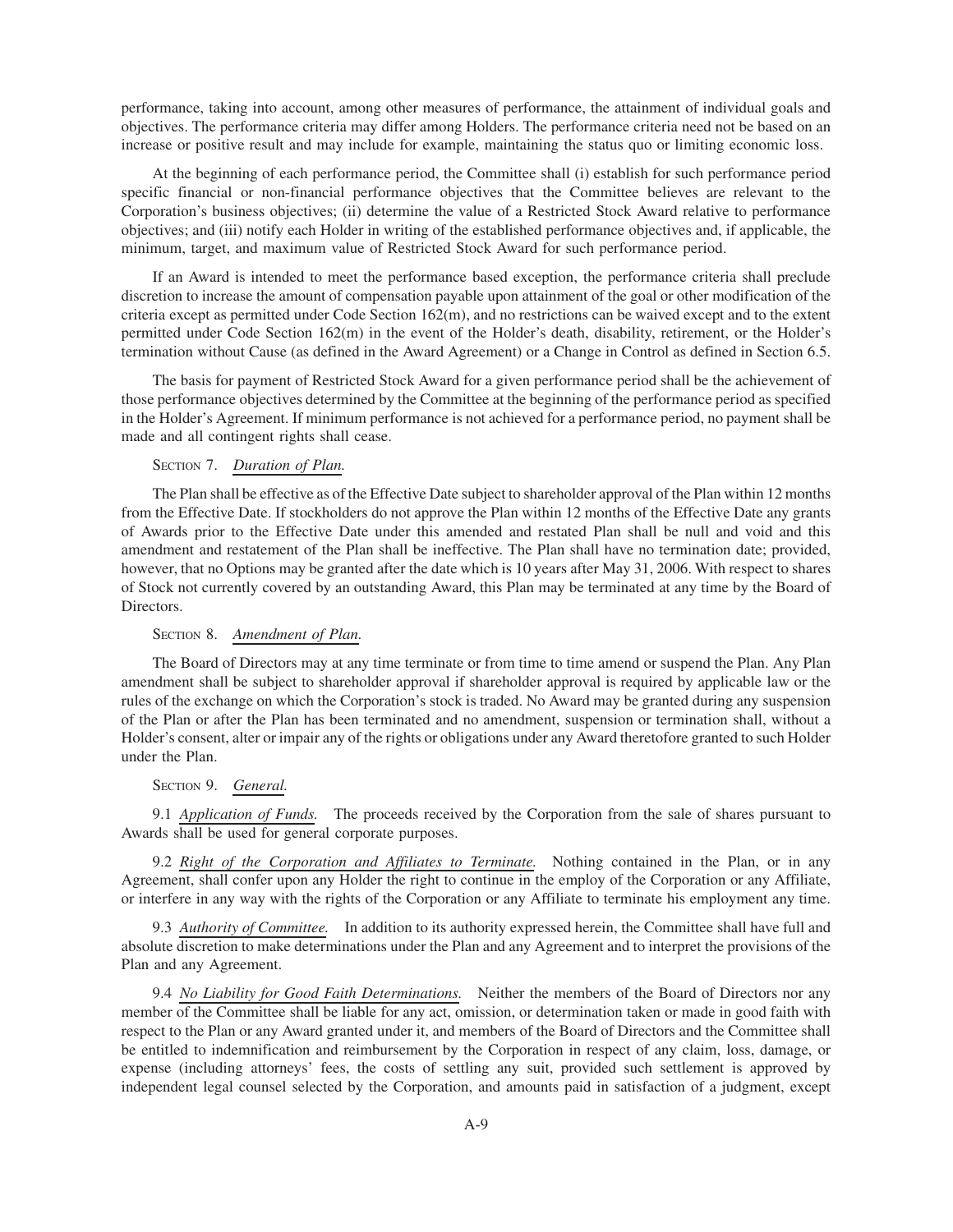performance, taking into account, among other measures of performance, the attainment of individual goals and objectives. The performance criteria may differ among Holders. The performance criteria need not be based on an increase or positive result and may include for example, maintaining the status quo or limiting economic loss.

At the beginning of each performance period, the Committee shall (i) establish for such performance period specific financial or non-financial performance objectives that the Committee believes are relevant to the Corporation's business objectives; (ii) determine the value of a Restricted Stock Award relative to performance objectives; and (iii) notify each Holder in writing of the established performance objectives and, if applicable, the minimum, target, and maximum value of Restricted Stock Award for such performance period.

If an Award is intended to meet the performance based exception, the performance criteria shall preclude discretion to increase the amount of compensation payable upon attainment of the goal or other modification of the criteria except as permitted under Code Section 162(m), and no restrictions can be waived except and to the extent permitted under Code Section 162(m) in the event of the Holder's death, disability, retirement, or the Holder's termination without Cause (as defined in the Award Agreement) or a Change in Control as defined in Section 6.5.

The basis for payment of Restricted Stock Award for a given performance period shall be the achievement of those performance objectives determined by the Committee at the beginning of the performance period as specified in the Holder's Agreement. If minimum performance is not achieved for a performance period, no payment shall be made and all contingent rights shall cease.

SECTION 7. *Duration of Plan.*

The Plan shall be effective as of the Effective Date subject to shareholder approval of the Plan within 12 months from the Effective Date. If stockholders do not approve the Plan within 12 months of the Effective Date any grants of Awards prior to the Effective Date under this amended and restated Plan shall be null and void and this amendment and restatement of the Plan shall be ineffective. The Plan shall have no termination date; provided, however, that no Options may be granted after the date which is 10 years after May 31, 2006. With respect to shares of Stock not currently covered by an outstanding Award, this Plan may be terminated at any time by the Board of Directors.

SECTION 8. *Amendment of Plan.*

The Board of Directors may at any time terminate or from time to time amend or suspend the Plan. Any Plan amendment shall be subject to shareholder approval if shareholder approval is required by applicable law or the rules of the exchange on which the Corporation's stock is traded. No Award may be granted during any suspension of the Plan or after the Plan has been terminated and no amendment, suspension or termination shall, without a Holder's consent, alter or impair any of the rights or obligations under any Award theretofore granted to such Holder under the Plan.

SECTION 9. *General.*

9.1 *Application of Funds.* The proceeds received by the Corporation from the sale of shares pursuant to Awards shall be used for general corporate purposes.

9.2 *Right of the Corporation and Affiliates to Terminate.* Nothing contained in the Plan, or in any Agreement, shall confer upon any Holder the right to continue in the employ of the Corporation or any Affiliate, or interfere in any way with the rights of the Corporation or any Affiliate to terminate his employment any time.

9.3 *Authority of Committee.* In addition to its authority expressed herein, the Committee shall have full and absolute discretion to make determinations under the Plan and any Agreement and to interpret the provisions of the Plan and any Agreement.

9.4 *No Liability for Good Faith Determinations.* Neither the members of the Board of Directors nor any member of the Committee shall be liable for any act, omission, or determination taken or made in good faith with respect to the Plan or any Award granted under it, and members of the Board of Directors and the Committee shall be entitled to indemnification and reimbursement by the Corporation in respect of any claim, loss, damage, or expense (including attorneys' fees, the costs of settling any suit, provided such settlement is approved by independent legal counsel selected by the Corporation, and amounts paid in satisfaction of a judgment, except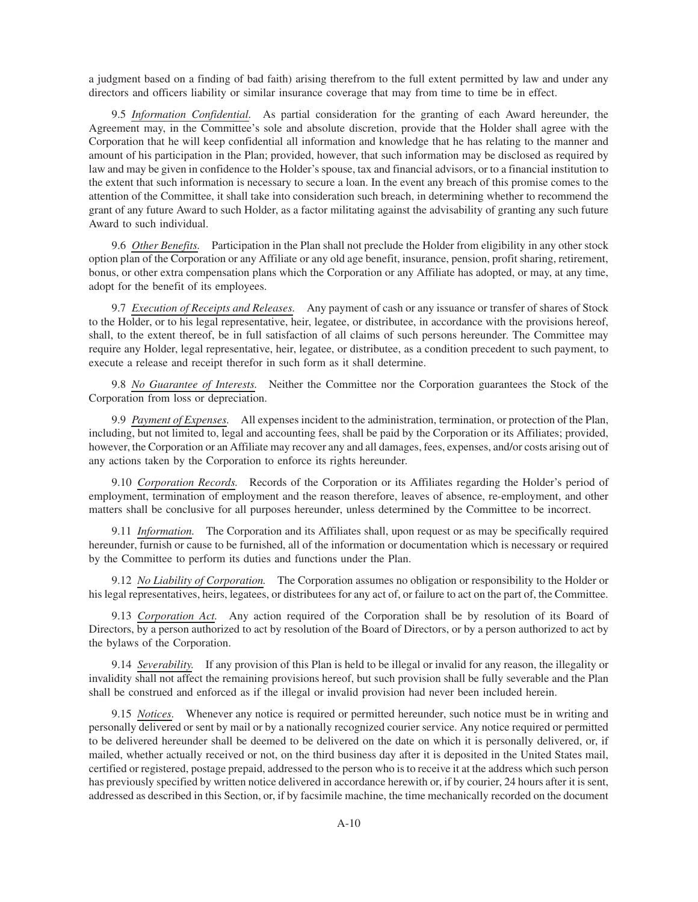a judgment based on a finding of bad faith) arising therefrom to the full extent permitted by law and under any directors and officers liability or similar insurance coverage that may from time to time be in effect.

9.5 *Information Confidential*. As partial consideration for the granting of each Award hereunder, the Agreement may, in the Committee's sole and absolute discretion, provide that the Holder shall agree with the Corporation that he will keep confidential all information and knowledge that he has relating to the manner and amount of his participation in the Plan; provided, however, that such information may be disclosed as required by law and may be given in confidence to the Holder's spouse, tax and financial advisors, or to a financial institution to the extent that such information is necessary to secure a loan. In the event any breach of this promise comes to the attention of the Committee, it shall take into consideration such breach, in determining whether to recommend the grant of any future Award to such Holder, as a factor militating against the advisability of granting any such future Award to such individual.

9.6 *Other Benefits*. Participation in the Plan shall not preclude the Holder from eligibility in any other stock option plan of the Corporation or any Affiliate or any old age benefit, insurance, pension, profit sharing, retirement, bonus, or other extra compensation plans which the Corporation or any Affiliate has adopted, or may, at any time, adopt for the benefit of its employees.

9.7 *Execution of Receipts and Releases*. Any payment of cash or any issuance or transfer of shares of Stock to the Holder, or to his legal representative, heir, legatee, or distributee, in accordance with the provisions hereof, shall, to the extent thereof, be in full satisfaction of all claims of such persons hereunder. The Committee may require any Holder, legal representative, heir, legatee, or distributee, as a condition precedent to such payment, to execute a release and receipt therefor in such form as it shall determine.

9.8 *No Guarantee of Interests*. Neither the Committee nor the Corporation guarantees the Stock of the Corporation from loss or depreciation.

9.9 *Payment of Expenses*. All expenses incident to the administration, termination, or protection of the Plan, including, but not limited to, legal and accounting fees, shall be paid by the Corporation or its Affiliates; provided, however, the Corporation or an Affiliate may recover any and all damages, fees, expenses, and/or costs arising out of any actions taken by the Corporation to enforce its rights hereunder.

9.10 *Corporation Records*. Records of the Corporation or its Affiliates regarding the Holder's period of employment, termination of employment and the reason therefore, leaves of absence, re-employment, and other matters shall be conclusive for all purposes hereunder, unless determined by the Committee to be incorrect.

9.11 *Information*. The Corporation and its Affiliates shall, upon request or as may be specifically required hereunder, furnish or cause to be furnished, all of the information or documentation which is necessary or required by the Committee to perform its duties and functions under the Plan.

9.12 *No Liability of Corporation*. The Corporation assumes no obligation or responsibility to the Holder or his legal representatives, heirs, legatees, or distributees for any act of, or failure to act on the part of, the Committee.

9.13 *Corporation Act*. Any action required of the Corporation shall be by resolution of its Board of Directors, by a person authorized to act by resolution of the Board of Directors, or by a person authorized to act by the bylaws of the Corporation.

9.14 *Severability*. If any provision of this Plan is held to be illegal or invalid for any reason, the illegality or invalidity shall not affect the remaining provisions hereof, but such provision shall be fully severable and the Plan shall be construed and enforced as if the illegal or invalid provision had never been included herein.

9.15 *Notices*. Whenever any notice is required or permitted hereunder, such notice must be in writing and personally delivered or sent by mail or by a nationally recognized courier service. Any notice required or permitted to be delivered hereunder shall be deemed to be delivered on the date on which it is personally delivered, or, if mailed, whether actually received or not, on the third business day after it is deposited in the United States mail, certified or registered, postage prepaid, addressed to the person who is to receive it at the address which such person has previously specified by written notice delivered in accordance herewith or, if by courier, 24 hours after it is sent, addressed as described in this Section, or, if by facsimile machine, the time mechanically recorded on the document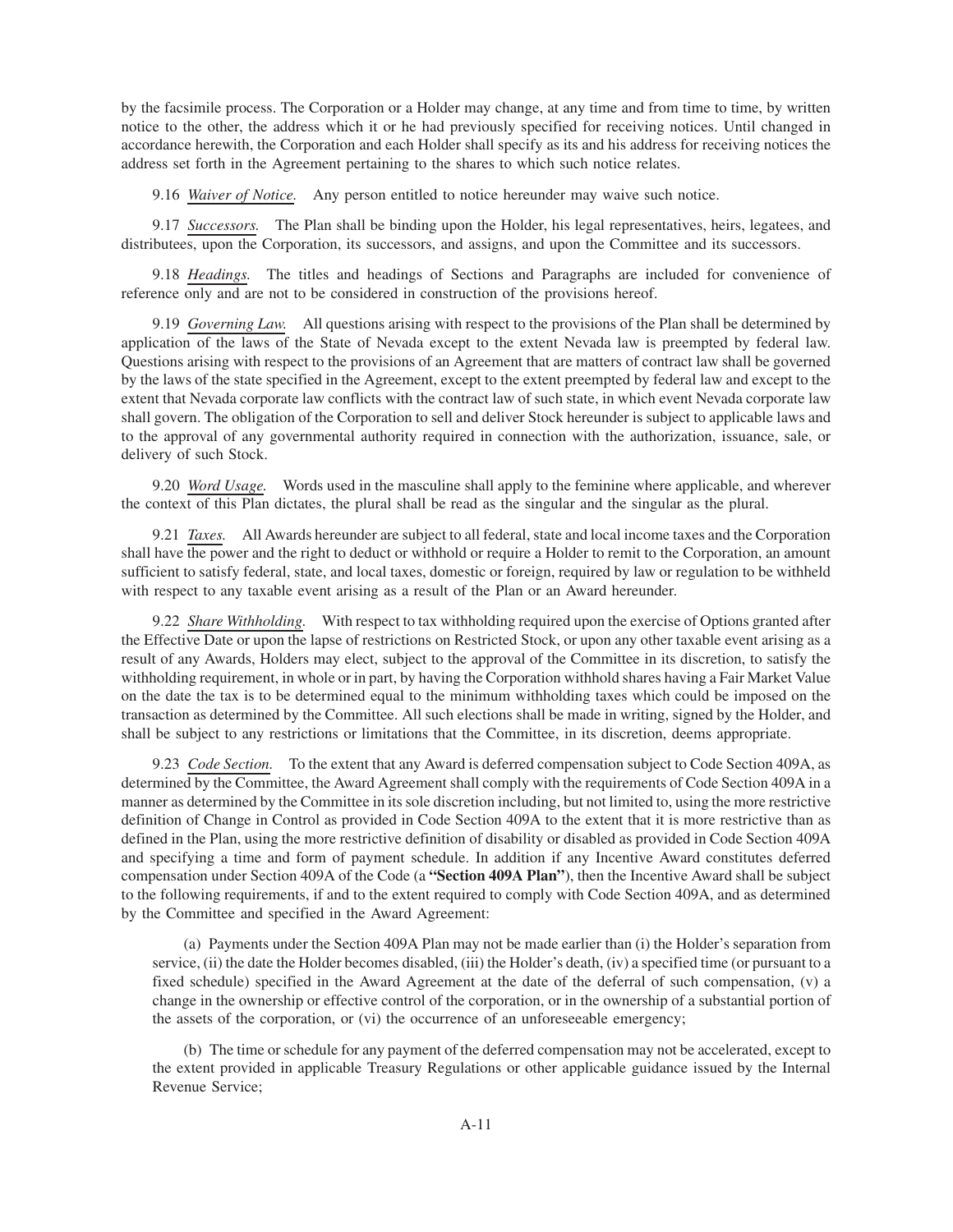by the facsimile process. The Corporation or a Holder may change, at any time and from time to time, by written notice to the other, the address which it or he had previously specified for receiving notices. Until changed in accordance herewith, the Corporation and each Holder shall specify as its and his address for receiving notices the address set forth in the Agreement pertaining to the shares to which such notice relates.

9.16 *Waiver of Notice.* Any person entitled to notice hereunder may waive such notice.

9.17 *Successors.* The Plan shall be binding upon the Holder, his legal representatives, heirs, legatees, and distributees, upon the Corporation, its successors, and assigns, and upon the Committee and its successors.

9.18 *Headings.* The titles and headings of Sections and Paragraphs are included for convenience of reference only and are not to be considered in construction of the provisions hereof.

9.19 *Governing Law.* All questions arising with respect to the provisions of the Plan shall be determined by application of the laws of the State of Nevada except to the extent Nevada law is preempted by federal law. Questions arising with respect to the provisions of an Agreement that are matters of contract law shall be governed by the laws of the state specified in the Agreement, except to the extent preempted by federal law and except to the extent that Nevada corporate law conflicts with the contract law of such state, in which event Nevada corporate law shall govern. The obligation of the Corporation to sell and deliver Stock hereunder is subject to applicable laws and to the approval of any governmental authority required in connection with the authorization, issuance, sale, or delivery of such Stock.

9.20 *Word Usage.* Words used in the masculine shall apply to the feminine where applicable, and wherever the context of this Plan dictates, the plural shall be read as the singular and the singular as the plural.

9.21 *Taxes.* All Awards hereunder are subject to all federal, state and local income taxes and the Corporation shall have the power and the right to deduct or withhold or require a Holder to remit to the Corporation, an amount sufficient to satisfy federal, state, and local taxes, domestic or foreign, required by law or regulation to be withheld with respect to any taxable event arising as a result of the Plan or an Award hereunder.

9.22 *Share Withholding.* With respect to tax withholding required upon the exercise of Options granted after the Effective Date or upon the lapse of restrictions on Restricted Stock, or upon any other taxable event arising as a result of any Awards, Holders may elect, subject to the approval of the Committee in its discretion, to satisfy the withholding requirement, in whole or in part, by having the Corporation withhold shares having a Fair Market Value on the date the tax is to be determined equal to the minimum withholding taxes which could be imposed on the transaction as determined by the Committee. All such elections shall be made in writing, signed by the Holder, and shall be subject to any restrictions or limitations that the Committee, in its discretion, deems appropriate.

9.23 *Code Section.* To the extent that any Award is deferred compensation subject to Code Section 409A, as determined by the Committee, the Award Agreement shall comply with the requirements of Code Section 409A in a manner as determined by the Committee in its sole discretion including, but not limited to, using the more restrictive definition of Change in Control as provided in Code Section 409A to the extent that it is more restrictive than as defined in the Plan, using the more restrictive definition of disability or disabled as provided in Code Section 409A and specifying a time and form of payment schedule. In addition if any Incentive Award constitutes deferred compensation under Section 409A of the Code (a **"Section 409A Plan"**), then the Incentive Award shall be subject to the following requirements, if and to the extent required to comply with Code Section 409A, and as determined by the Committee and specified in the Award Agreement:

(a) Payments under the Section 409A Plan may not be made earlier than (i) the Holder's separation from service, (ii) the date the Holder becomes disabled, (iii) the Holder's death, (iv) a specified time (or pursuant to a fixed schedule) specified in the Award Agreement at the date of the deferral of such compensation, (v) a change in the ownership or effective control of the corporation, or in the ownership of a substantial portion of the assets of the corporation, or (vi) the occurrence of an unforeseeable emergency;

(b) The time or schedule for any payment of the deferred compensation may not be accelerated, except to the extent provided in applicable Treasury Regulations or other applicable guidance issued by the Internal Revenue Service;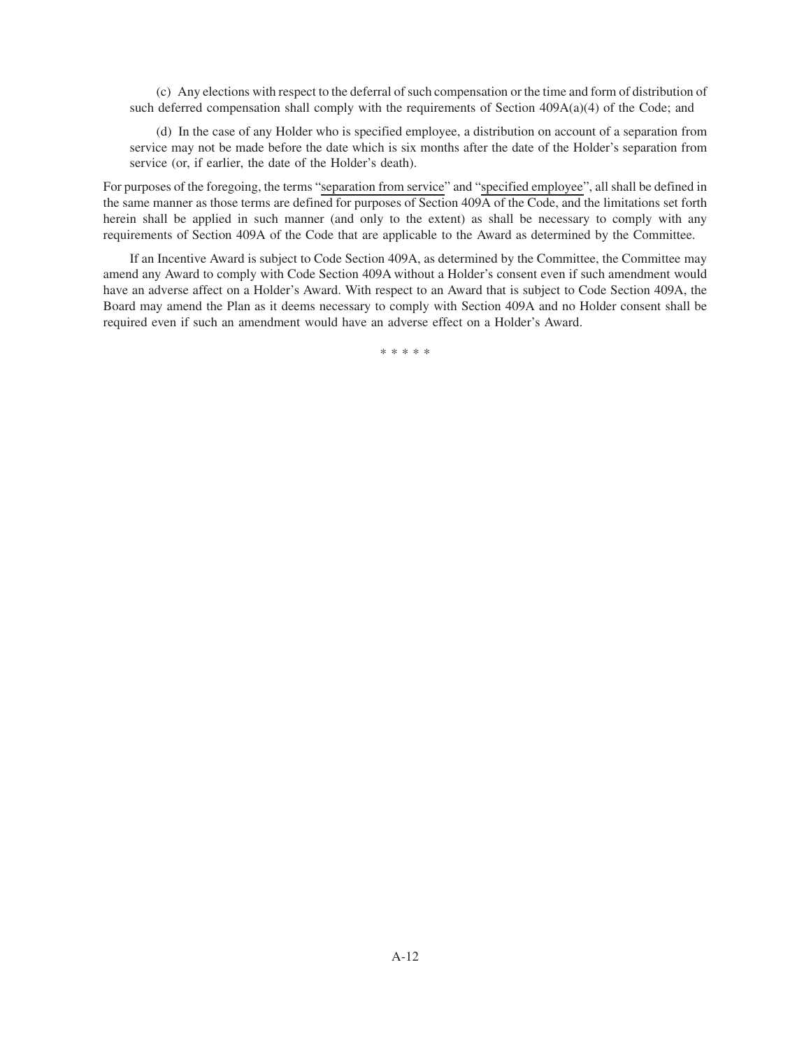(c) Any elections with respect to the deferral of such compensation or the time and form of distribution of such deferred compensation shall comply with the requirements of Section 409A(a)(4) of the Code; and

(d) In the case of any Holder who is specified employee, a distribution on account of a separation from service may not be made before the date which is six months after the date of the Holder's separation from service (or, if earlier, the date of the Holder's death).

For purposes of the foregoing, the terms "separation from service" and "specified employee", all shall be defined in the same manner as those terms are defined for purposes of Section 409A of the Code, and the limitations set forth herein shall be applied in such manner (and only to the extent) as shall be necessary to comply with any requirements of Section 409A of the Code that are applicable to the Award as determined by the Committee.

If an Incentive Award is subject to Code Section 409A, as determined by the Committee, the Committee may amend any Award to comply with Code Section 409A without a Holder's consent even if such amendment would have an adverse affect on a Holder's Award. With respect to an Award that is subject to Code Section 409A, the Board may amend the Plan as it deems necessary to comply with Section 409A and no Holder consent shall be required even if such an amendment would have an adverse effect on a Holder's Award.

* * * * *